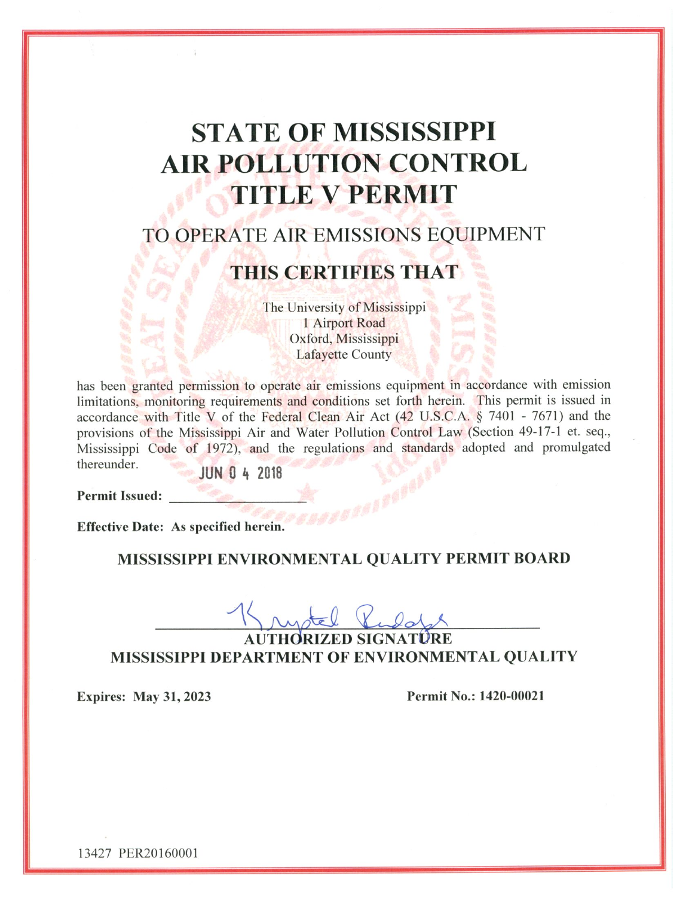# STATE OF MISSISSIPPI
# AIR POLLUTION CONTROL
# TITLE V PERMIT

## TO OPERATE AIR EMISSIONS EQUIPMENT

## THIS CERTIFIES THAT

The University of Mississippi
1 Airport Road
Oxford, Mississippi
Lafayette County

has been granted permission to operate air emissions equipment in accordance with emission limitations, monitoring requirements and conditions set forth herein. This permit is issued in accordance with Title V of the Federal Clean Air Act (42 U.S.C.A. § 7401 - 7671) and the provisions of the Mississippi Air and Water Pollution Control Law (Section 49-17-1 et. seq., Mississippi Code of 1972), and the regulations and standards adopted and promulgated thereunder.

**Permit Issued:** JUN 04 2018

**Effective Date: As specified herein.**

**MISSISSIPPI ENVIRONMENTAL QUALITY PERMIT BOARD**

**AUTHORIZED SIGNATURE**
**MISSISSIPPI DEPARTMENT OF ENVIRONMENTAL QUALITY**

**Expires: May 31, 2023** **Permit No.: 1420-00021**

13427 PER20160001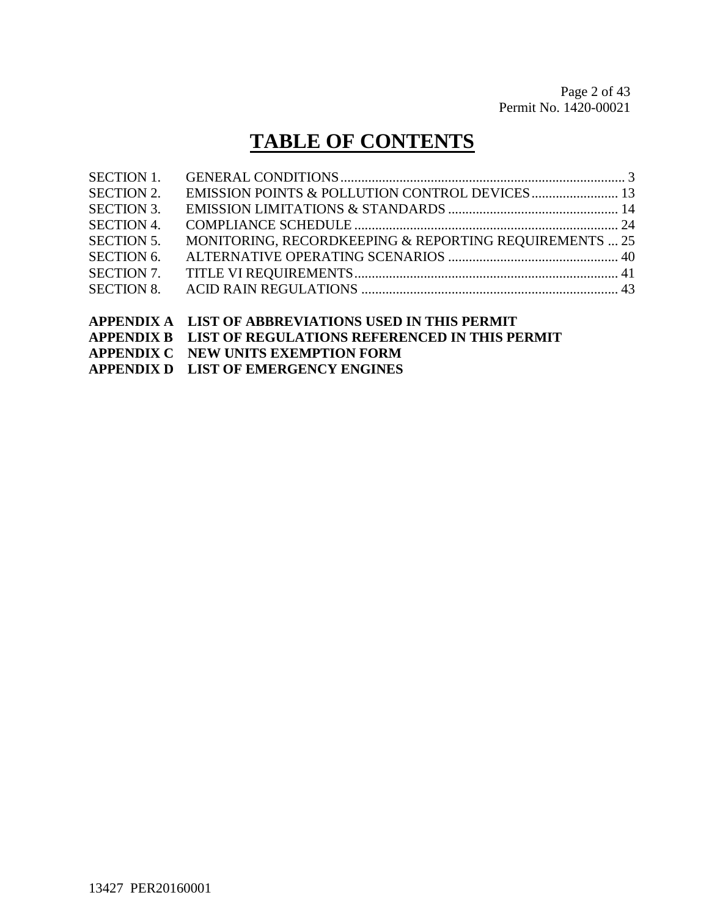# TABLE OF CONTENTS

| | | |
|---|---|---|
| SECTION 1. | GENERAL CONDITIONS | 3 |
| SECTION 2. | EMISSION POINTS & POLLUTION CONTROL DEVICES | 13 |
| SECTION 3. | EMISSION LIMITATIONS & STANDARDS | 14 |
| SECTION 4. | COMPLIANCE SCHEDULE | 24 |
| SECTION 5. | MONITORING, RECORDKEEPING & REPORTING REQUIREMENTS | 25 |
| SECTION 6. | ALTERNATIVE OPERATING SCENARIOS | 40 |
| SECTION 7. | TITLE VI REQUIREMENTS | 41 |
| SECTION 8. | ACID RAIN REGULATIONS | 43 |

**APPENDIX A LIST OF ABBREVIATIONS USED IN THIS PERMIT**

**APPENDIX B LIST OF REGULATIONS REFERENCED IN THIS PERMIT**

**APPENDIX C NEW UNITS EXEMPTION FORM**

**APPENDIX D LIST OF EMERGENCY ENGINES**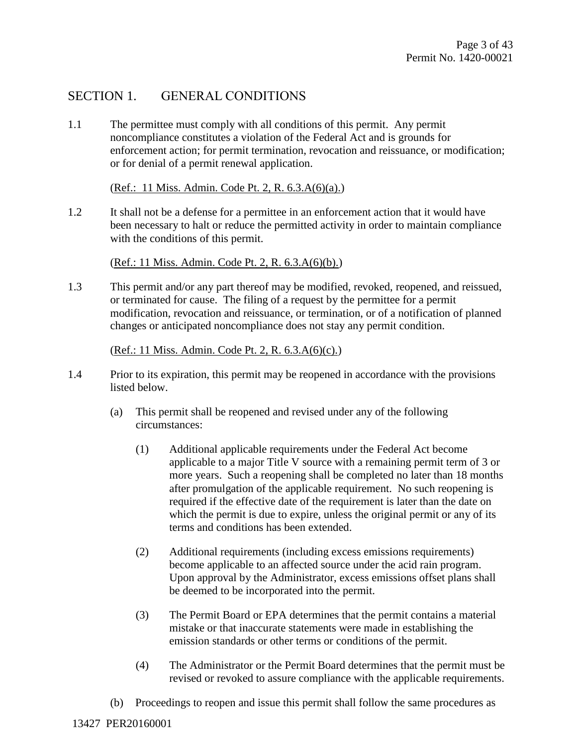## SECTION 1. GENERAL CONDITIONS

1.1 The permittee must comply with all conditions of this permit. Any permit noncompliance constitutes a violation of the Federal Act and is grounds for enforcement action; for permit termination, revocation and reissuance, or modification; or for denial of a permit renewal application.

(Ref.: 11 Miss. Admin. Code Pt. 2, R. 6.3.A(6)(a).)

1.2 It shall not be a defense for a permittee in an enforcement action that it would have been necessary to halt or reduce the permitted activity in order to maintain compliance with the conditions of this permit.

(Ref.: 11 Miss. Admin. Code Pt. 2, R. 6.3.A(6)(b).)

1.3 This permit and/or any part thereof may be modified, revoked, reopened, and reissued, or terminated for cause. The filing of a request by the permittee for a permit modification, revocation and reissuance, or termination, or of a notification of planned changes or anticipated noncompliance does not stay any permit condition.

(Ref.: 11 Miss. Admin. Code Pt. 2, R. 6.3.A(6)(c).)

1.4 Prior to its expiration, this permit may be reopened in accordance with the provisions listed below.

(a) This permit shall be reopened and revised under any of the following circumstances:

(1) Additional applicable requirements under the Federal Act become applicable to a major Title V source with a remaining permit term of 3 or more years. Such a reopening shall be completed no later than 18 months after promulgation of the applicable requirement. No such reopening is required if the effective date of the requirement is later than the date on which the permit is due to expire, unless the original permit or any of its terms and conditions has been extended.

(2) Additional requirements (including excess emissions requirements) become applicable to an affected source under the acid rain program. Upon approval by the Administrator, excess emissions offset plans shall be deemed to be incorporated into the permit.

(3) The Permit Board or EPA determines that the permit contains a material mistake or that inaccurate statements were made in establishing the emission standards or other terms or conditions of the permit.

(4) The Administrator or the Permit Board determines that the permit must be revised or revoked to assure compliance with the applicable requirements.

(b) Proceedings to reopen and issue this permit shall follow the same procedures as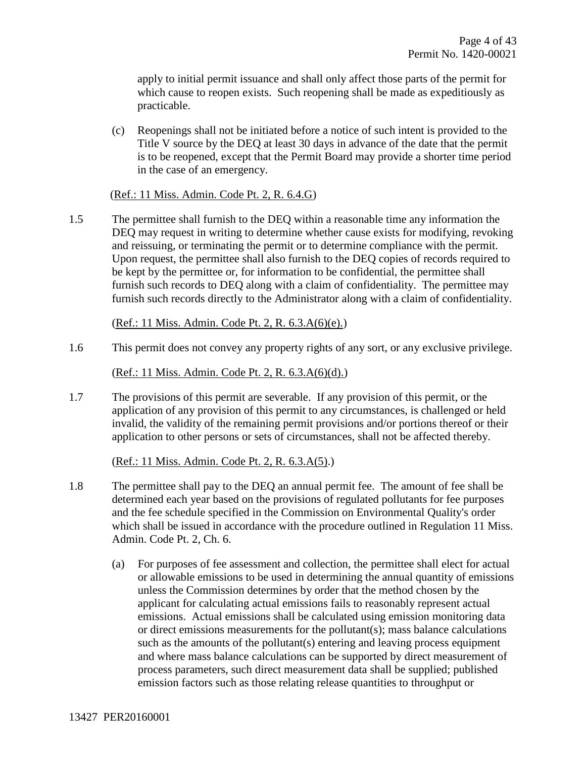apply to initial permit issuance and shall only affect those parts of the permit for which cause to reopen exists. Such reopening shall be made as expeditiously as practicable.

(c) Reopenings shall not be initiated before a notice of such intent is provided to the Title V source by the DEQ at least 30 days in advance of the date that the permit is to be reopened, except that the Permit Board may provide a shorter time period in the case of an emergency.

(Ref.: 11 Miss. Admin. Code Pt. 2, R. 6.4.G)

1.5 The permittee shall furnish to the DEQ within a reasonable time any information the DEQ may request in writing to determine whether cause exists for modifying, revoking and reissuing, or terminating the permit or to determine compliance with the permit. Upon request, the permittee shall also furnish to the DEQ copies of records required to be kept by the permittee or, for information to be confidential, the permittee shall furnish such records to DEQ along with a claim of confidentiality. The permittee may furnish such records directly to the Administrator along with a claim of confidentiality.

(Ref.: 11 Miss. Admin. Code Pt. 2, R. 6.3.A(6)(e).)

1.6 This permit does not convey any property rights of any sort, or any exclusive privilege.

(Ref.: 11 Miss. Admin. Code Pt. 2, R. 6.3.A(6)(d).)

1.7 The provisions of this permit are severable. If any provision of this permit, or the application of any provision of this permit to any circumstances, is challenged or held invalid, the validity of the remaining permit provisions and/or portions thereof or their application to other persons or sets of circumstances, shall not be affected thereby.

(Ref.: 11 Miss. Admin. Code Pt. 2, R. 6.3.A(5).)

1.8 The permittee shall pay to the DEQ an annual permit fee. The amount of fee shall be determined each year based on the provisions of regulated pollutants for fee purposes and the fee schedule specified in the Commission on Environmental Quality's order which shall be issued in accordance with the procedure outlined in Regulation 11 Miss. Admin. Code Pt. 2, Ch. 6.

(a) For purposes of fee assessment and collection, the permittee shall elect for actual or allowable emissions to be used in determining the annual quantity of emissions unless the Commission determines by order that the method chosen by the applicant for calculating actual emissions fails to reasonably represent actual emissions. Actual emissions shall be calculated using emission monitoring data or direct emissions measurements for the pollutant(s); mass balance calculations such as the amounts of the pollutant(s) entering and leaving process equipment and where mass balance calculations can be supported by direct measurement of process parameters, such direct measurement data shall be supplied; published emission factors such as those relating release quantities to throughput or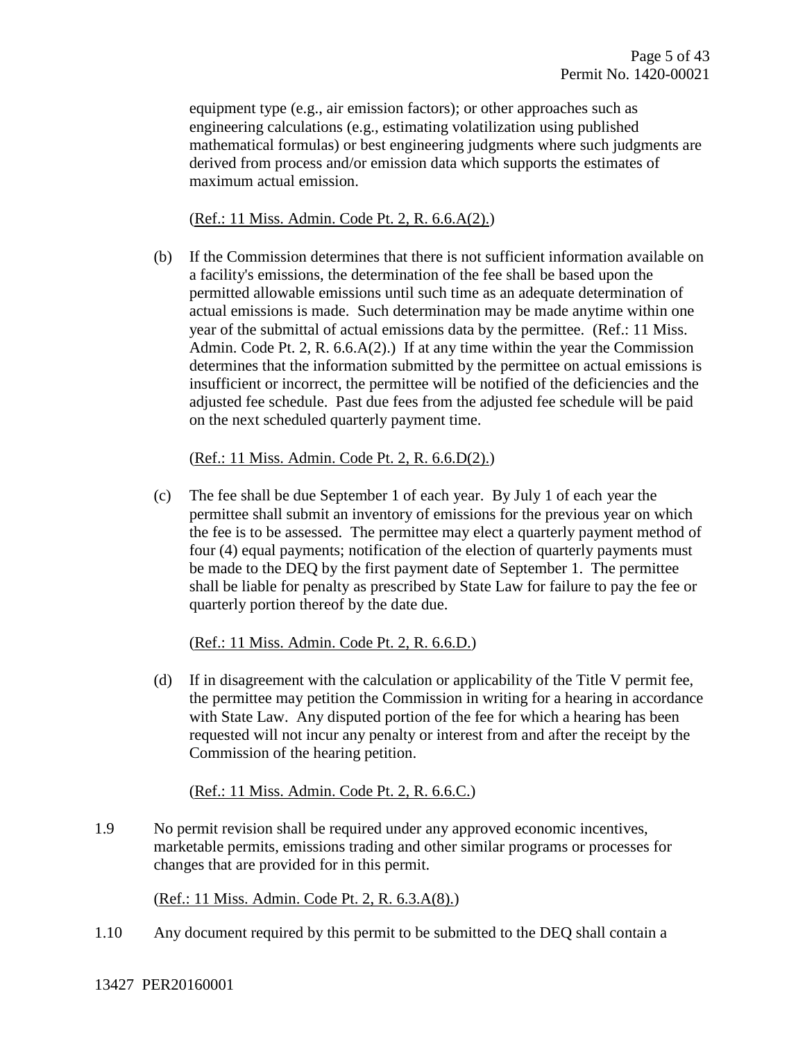equipment type (e.g., air emission factors); or other approaches such as engineering calculations (e.g., estimating volatilization using published mathematical formulas) or best engineering judgments where such judgments are derived from process and/or emission data which supports the estimates of maximum actual emission.

(Ref.: 11 Miss. Admin. Code Pt. 2, R. 6.6.A(2).)

(b) If the Commission determines that there is not sufficient information available on a facility's emissions, the determination of the fee shall be based upon the permitted allowable emissions until such time as an adequate determination of actual emissions is made. Such determination may be made anytime within one year of the submittal of actual emissions data by the permittee. (Ref.: 11 Miss. Admin. Code Pt. 2, R. 6.6.A(2).) If at any time within the year the Commission determines that the information submitted by the permittee on actual emissions is insufficient or incorrect, the permittee will be notified of the deficiencies and the adjusted fee schedule. Past due fees from the adjusted fee schedule will be paid on the next scheduled quarterly payment time.

(Ref.: 11 Miss. Admin. Code Pt. 2, R. 6.6.D(2).)

(c) The fee shall be due September 1 of each year. By July 1 of each year the permittee shall submit an inventory of emissions for the previous year on which the fee is to be assessed. The permittee may elect a quarterly payment method of four (4) equal payments; notification of the election of quarterly payments must be made to the DEQ by the first payment date of September 1. The permittee shall be liable for penalty as prescribed by State Law for failure to pay the fee or quarterly portion thereof by the date due.

(Ref.: 11 Miss. Admin. Code Pt. 2, R. 6.6.D.)

(d) If in disagreement with the calculation or applicability of the Title V permit fee, the permittee may petition the Commission in writing for a hearing in accordance with State Law. Any disputed portion of the fee for which a hearing has been requested will not incur any penalty or interest from and after the receipt by the Commission of the hearing petition.

(Ref.: 11 Miss. Admin. Code Pt. 2, R. 6.6.C.)

1.9 No permit revision shall be required under any approved economic incentives, marketable permits, emissions trading and other similar programs or processes for changes that are provided for in this permit.

(Ref.: 11 Miss. Admin. Code Pt. 2, R. 6.3.A(8).)

1.10 Any document required by this permit to be submitted to the DEQ shall contain a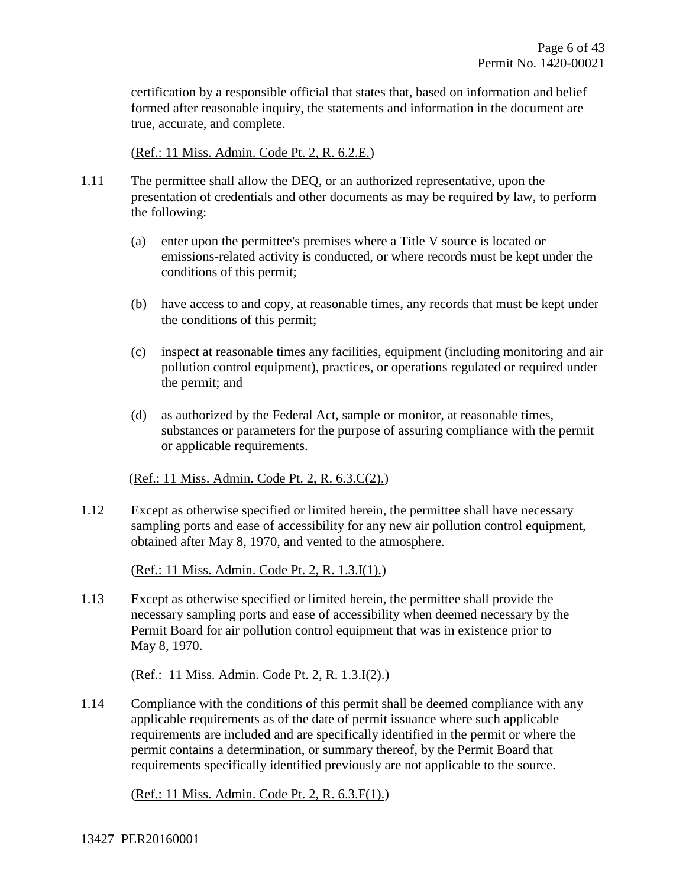certification by a responsible official that states that, based on information and belief formed after reasonable inquiry, the statements and information in the document are true, accurate, and complete.

(Ref.: 11 Miss. Admin. Code Pt. 2, R. 6.2.E.)

1.11 The permittee shall allow the DEQ, or an authorized representative, upon the presentation of credentials and other documents as may be required by law, to perform the following:

(a) enter upon the permittee's premises where a Title V source is located or emissions-related activity is conducted, or where records must be kept under the conditions of this permit;

(b) have access to and copy, at reasonable times, any records that must be kept under the conditions of this permit;

(c) inspect at reasonable times any facilities, equipment (including monitoring and air pollution control equipment), practices, or operations regulated or required under the permit; and

(d) as authorized by the Federal Act, sample or monitor, at reasonable times, substances or parameters for the purpose of assuring compliance with the permit or applicable requirements.

(Ref.: 11 Miss. Admin. Code Pt. 2, R. 6.3.C(2).)

1.12 Except as otherwise specified or limited herein, the permittee shall have necessary sampling ports and ease of accessibility for any new air pollution control equipment, obtained after May 8, 1970, and vented to the atmosphere.

(Ref.: 11 Miss. Admin. Code Pt. 2, R. 1.3.I(1).)

1.13 Except as otherwise specified or limited herein, the permittee shall provide the necessary sampling ports and ease of accessibility when deemed necessary by the Permit Board for air pollution control equipment that was in existence prior to May 8, 1970.

(Ref.: 11 Miss. Admin. Code Pt. 2, R. 1.3.I(2).)

1.14 Compliance with the conditions of this permit shall be deemed compliance with any applicable requirements as of the date of permit issuance where such applicable requirements are included and are specifically identified in the permit or where the permit contains a determination, or summary thereof, by the Permit Board that requirements specifically identified previously are not applicable to the source.

(Ref.: 11 Miss. Admin. Code Pt. 2, R. 6.3.F(1).)

13427 PER20160001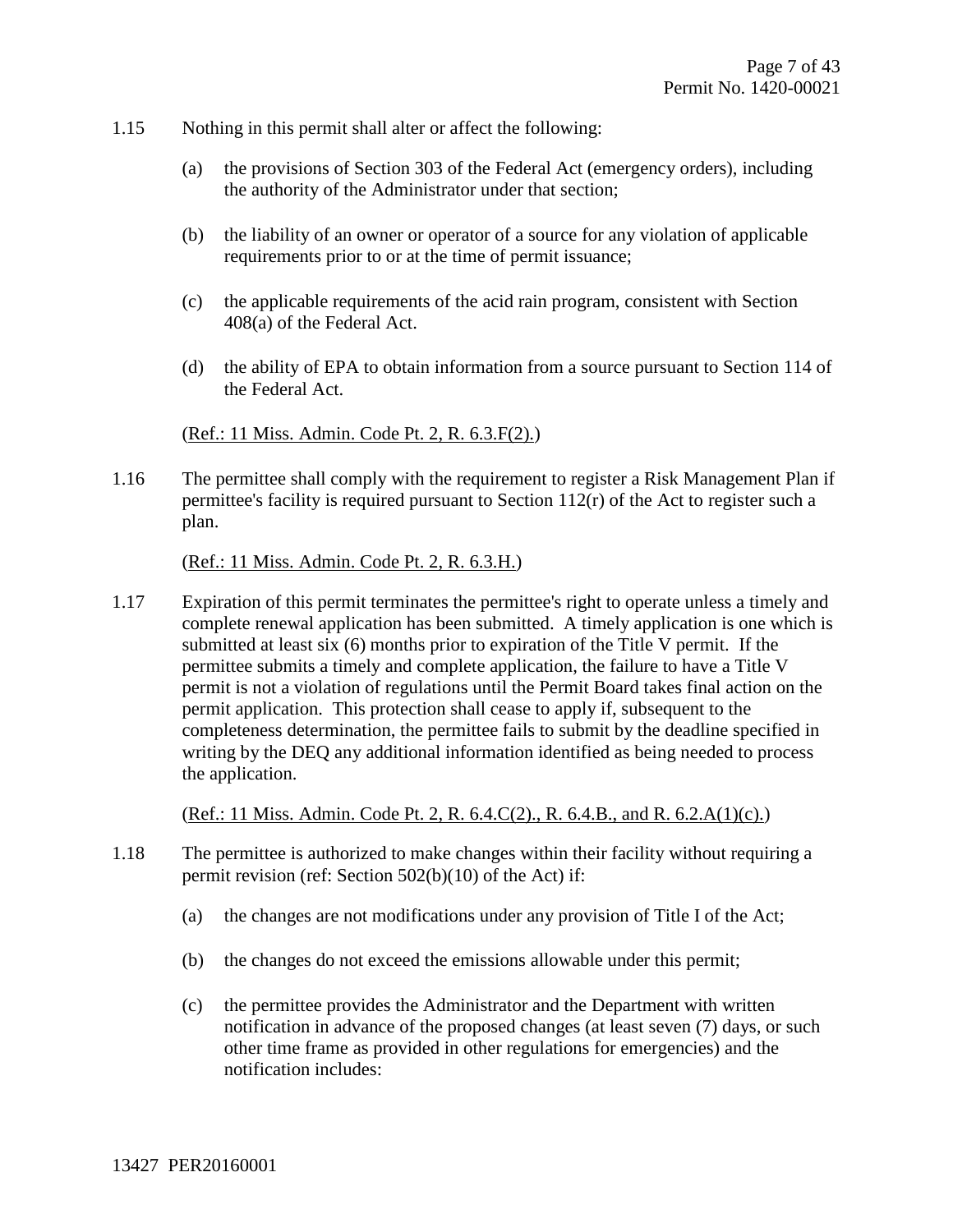1.15 Nothing in this permit shall alter or affect the following:

   (a) the provisions of Section 303 of the Federal Act (emergency orders), including the authority of the Administrator under that section;

   (b) the liability of an owner or operator of a source for any violation of applicable requirements prior to or at the time of permit issuance;

   (c) the applicable requirements of the acid rain program, consistent with Section 408(a) of the Federal Act.

   (d) the ability of EPA to obtain information from a source pursuant to Section 114 of the Federal Act.

   (Ref.: 11 Miss. Admin. Code Pt. 2, R. 6.3.F(2).)

1.16 The permittee shall comply with the requirement to register a Risk Management Plan if permittee's facility is required pursuant to Section 112(r) of the Act to register such a plan.

   (Ref.: 11 Miss. Admin. Code Pt. 2, R. 6.3.H.)

1.17 Expiration of this permit terminates the permittee's right to operate unless a timely and complete renewal application has been submitted. A timely application is one which is submitted at least six (6) months prior to expiration of the Title V permit. If the permittee submits a timely and complete application, the failure to have a Title V permit is not a violation of regulations until the Permit Board takes final action on the permit application. This protection shall cease to apply if, subsequent to the completeness determination, the permittee fails to submit by the deadline specified in writing by the DEQ any additional information identified as being needed to process the application.

   (Ref.: 11 Miss. Admin. Code Pt. 2, R. 6.4.C(2)., R. 6.4.B., and R. 6.2.A(1)(c).)

1.18 The permittee is authorized to make changes within their facility without requiring a permit revision (ref: Section 502(b)(10) of the Act) if:

   (a) the changes are not modifications under any provision of Title I of the Act;

   (b) the changes do not exceed the emissions allowable under this permit;

   (c) the permittee provides the Administrator and the Department with written notification in advance of the proposed changes (at least seven (7) days, or such other time frame as provided in other regulations for emergencies) and the notification includes: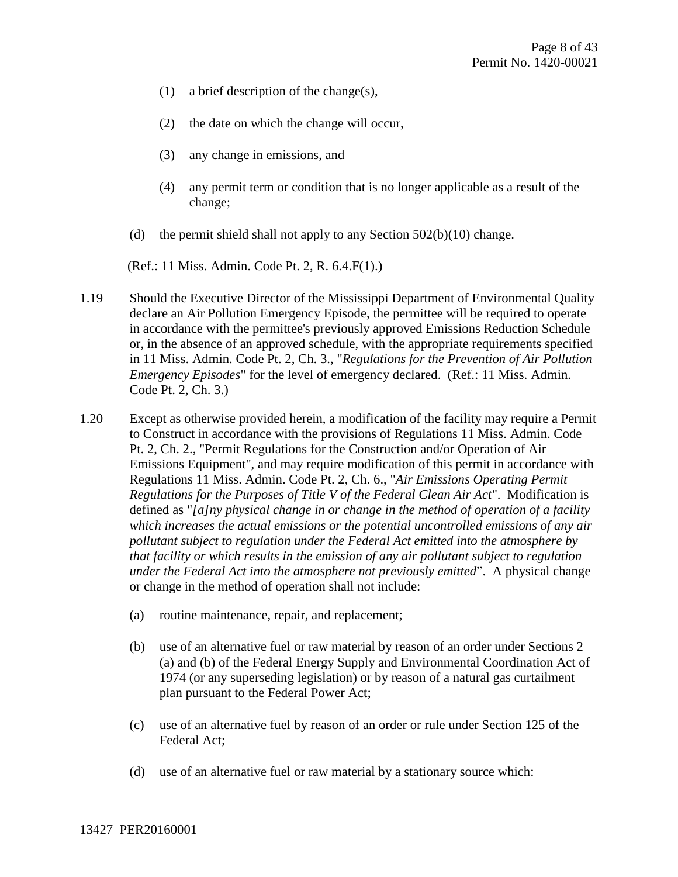(1) a brief description of the change(s),

(2) the date on which the change will occur,

(3) any change in emissions, and

(4) any permit term or condition that is no longer applicable as a result of the change;

(d) the permit shield shall not apply to any Section 502(b)(10) change.

(Ref.: 11 Miss. Admin. Code Pt. 2, R. 6.4.F(1).)

1.19 Should the Executive Director of the Mississippi Department of Environmental Quality declare an Air Pollution Emergency Episode, the permittee will be required to operate in accordance with the permittee's previously approved Emissions Reduction Schedule or, in the absence of an approved schedule, with the appropriate requirements specified in 11 Miss. Admin. Code Pt. 2, Ch. 3., "*Regulations for the Prevention of Air Pollution Emergency Episodes*" for the level of emergency declared. (Ref.: 11 Miss. Admin. Code Pt. 2, Ch. 3.)

1.20 Except as otherwise provided herein, a modification of the facility may require a Permit to Construct in accordance with the provisions of Regulations 11 Miss. Admin. Code Pt. 2, Ch. 2., "Permit Regulations for the Construction and/or Operation of Air Emissions Equipment", and may require modification of this permit in accordance with Regulations 11 Miss. Admin. Code Pt. 2, Ch. 6., "*Air Emissions Operating Permit Regulations for the Purposes of Title V of the Federal Clean Air Act*". Modification is defined as "*[a]ny physical change in or change in the method of operation of a facility which increases the actual emissions or the potential uncontrolled emissions of any air pollutant subject to regulation under the Federal Act emitted into the atmosphere by that facility or which results in the emission of any air pollutant subject to regulation under the Federal Act into the atmosphere not previously emitted*". A physical change or change in the method of operation shall not include:

(a) routine maintenance, repair, and replacement;

(b) use of an alternative fuel or raw material by reason of an order under Sections 2 (a) and (b) of the Federal Energy Supply and Environmental Coordination Act of 1974 (or any superseding legislation) or by reason of a natural gas curtailment plan pursuant to the Federal Power Act;

(c) use of an alternative fuel by reason of an order or rule under Section 125 of the Federal Act;

(d) use of an alternative fuel or raw material by a stationary source which: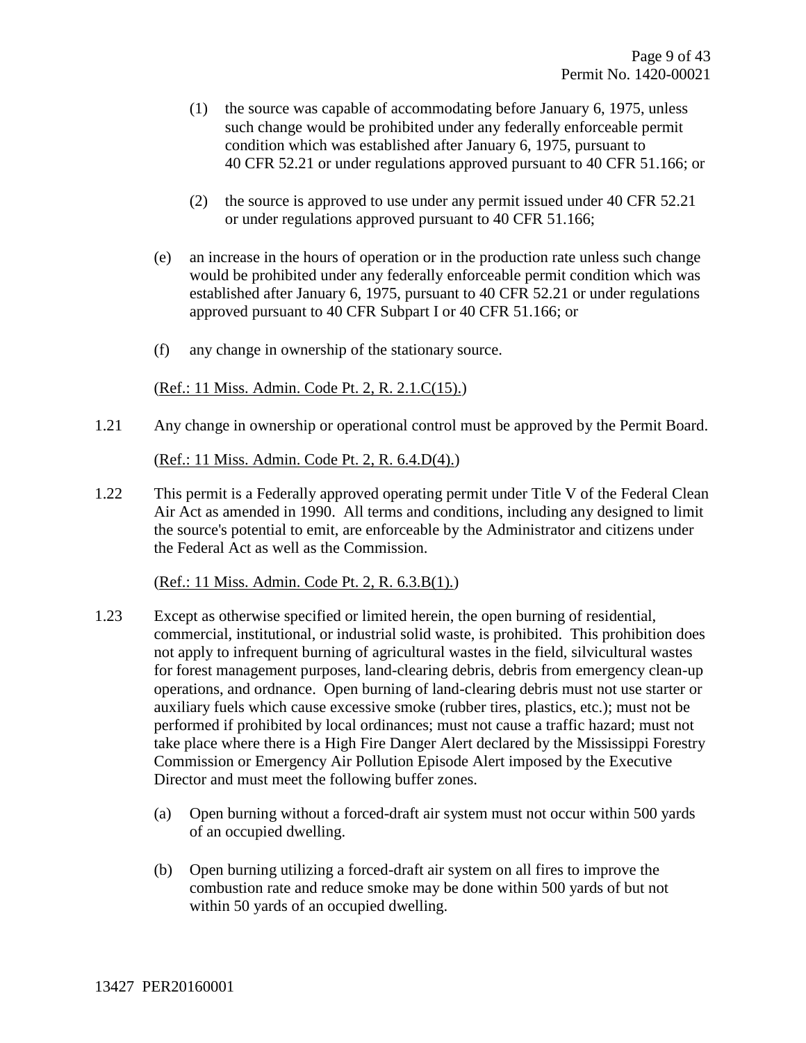(1) the source was capable of accommodating before January 6, 1975, unless such change would be prohibited under any federally enforceable permit condition which was established after January 6, 1975, pursuant to 40 CFR 52.21 or under regulations approved pursuant to 40 CFR 51.166; or

(2) the source is approved to use under any permit issued under 40 CFR 52.21 or under regulations approved pursuant to 40 CFR 51.166;

(e) an increase in the hours of operation or in the production rate unless such change would be prohibited under any federally enforceable permit condition which was established after January 6, 1975, pursuant to 40 CFR 52.21 or under regulations approved pursuant to 40 CFR Subpart I or 40 CFR 51.166; or

(f) any change in ownership of the stationary source.

(Ref.: 11 Miss. Admin. Code Pt. 2, R. 2.1.C(15).)

1.21 Any change in ownership or operational control must be approved by the Permit Board.

(Ref.: 11 Miss. Admin. Code Pt. 2, R. 6.4.D(4).)

1.22 This permit is a Federally approved operating permit under Title V of the Federal Clean Air Act as amended in 1990. All terms and conditions, including any designed to limit the source's potential to emit, are enforceable by the Administrator and citizens under the Federal Act as well as the Commission.

(Ref.: 11 Miss. Admin. Code Pt. 2, R. 6.3.B(1).)

1.23 Except as otherwise specified or limited herein, the open burning of residential, commercial, institutional, or industrial solid waste, is prohibited. This prohibition does not apply to infrequent burning of agricultural wastes in the field, silvicultural wastes for forest management purposes, land-clearing debris, debris from emergency clean-up operations, and ordnance. Open burning of land-clearing debris must not use starter or auxiliary fuels which cause excessive smoke (rubber tires, plastics, etc.); must not be performed if prohibited by local ordinances; must not cause a traffic hazard; must not take place where there is a High Fire Danger Alert declared by the Mississippi Forestry Commission or Emergency Air Pollution Episode Alert imposed by the Executive Director and must meet the following buffer zones.

(a) Open burning without a forced-draft air system must not occur within 500 yards of an occupied dwelling.

(b) Open burning utilizing a forced-draft air system on all fires to improve the combustion rate and reduce smoke may be done within 500 yards of but not within 50 yards of an occupied dwelling.

13427 PER20160001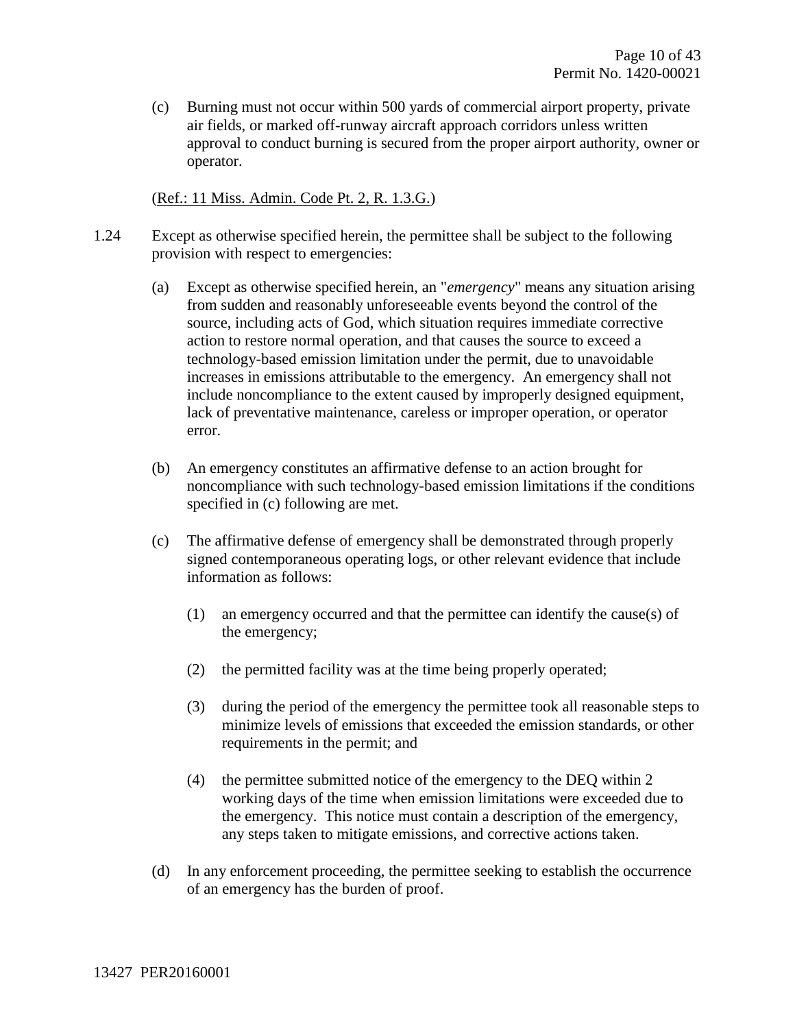(c) Burning must not occur within 500 yards of commercial airport property, private air fields, or marked off-runway aircraft approach corridors unless written approval to conduct burning is secured from the proper airport authority, owner or operator.

(Ref.: 11 Miss. Admin. Code Pt. 2, R. 1.3.G.)

1.24 Except as otherwise specified herein, the permittee shall be subject to the following provision with respect to emergencies:

(a) Except as otherwise specified herein, an "*emergency*" means any situation arising from sudden and reasonably unforeseeable events beyond the control of the source, including acts of God, which situation requires immediate corrective action to restore normal operation, and that causes the source to exceed a technology-based emission limitation under the permit, due to unavoidable increases in emissions attributable to the emergency. An emergency shall not include noncompliance to the extent caused by improperly designed equipment, lack of preventative maintenance, careless or improper operation, or operator error.

(b) An emergency constitutes an affirmative defense to an action brought for noncompliance with such technology-based emission limitations if the conditions specified in (c) following are met.

(c) The affirmative defense of emergency shall be demonstrated through properly signed contemporaneous operating logs, or other relevant evidence that include information as follows:

(1) an emergency occurred and that the permittee can identify the cause(s) of the emergency;

(2) the permitted facility was at the time being properly operated;

(3) during the period of the emergency the permittee took all reasonable steps to minimize levels of emissions that exceeded the emission standards, or other requirements in the permit; and

(4) the permittee submitted notice of the emergency to the DEQ within 2 working days of the time when emission limitations were exceeded due to the emergency. This notice must contain a description of the emergency, any steps taken to mitigate emissions, and corrective actions taken.

(d) In any enforcement proceeding, the permittee seeking to establish the occurrence of an emergency has the burden of proof.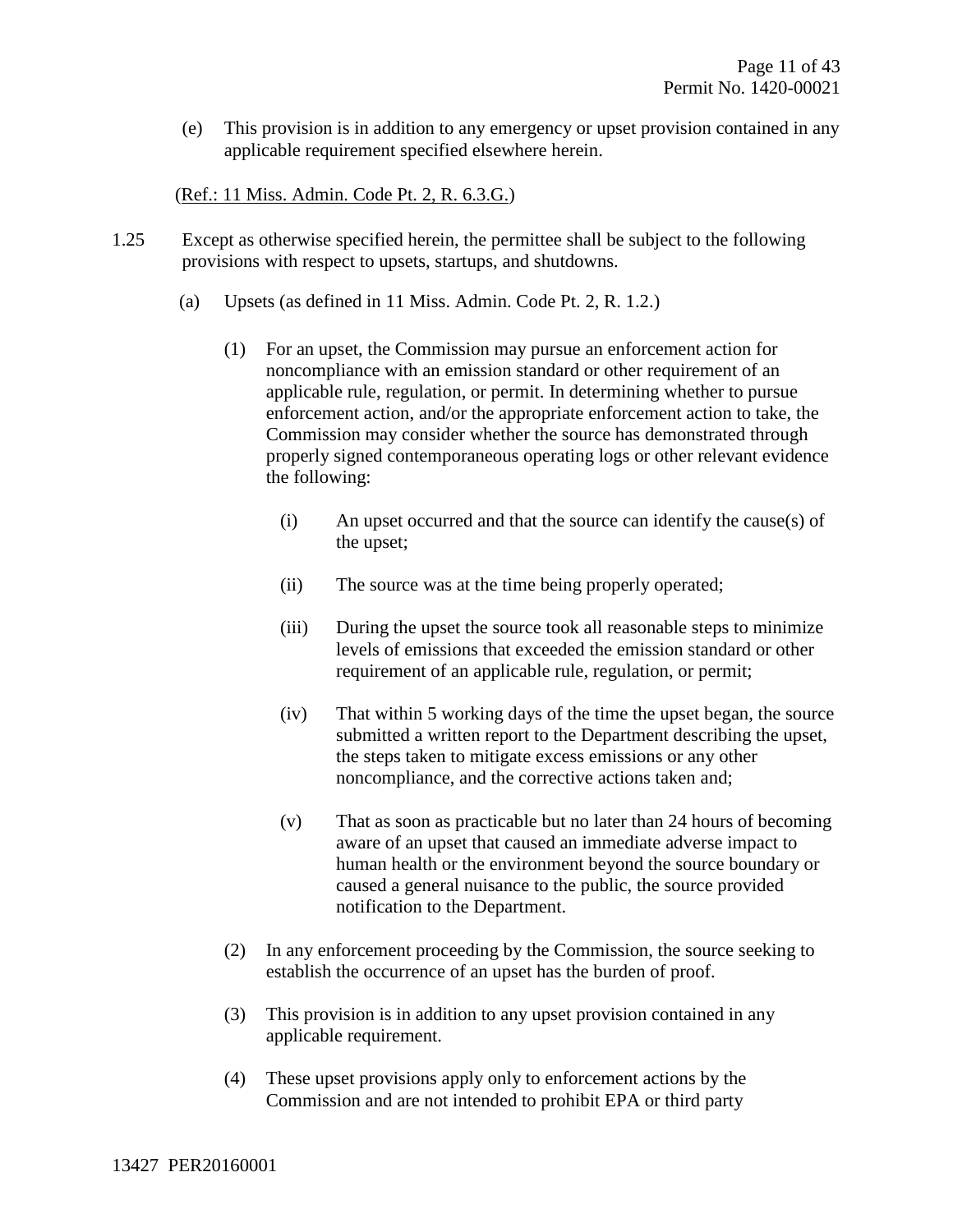(e) This provision is in addition to any emergency or upset provision contained in any applicable requirement specified elsewhere herein.

(Ref.: 11 Miss. Admin. Code Pt. 2, R. 6.3.G.)

1.25 Except as otherwise specified herein, the permittee shall be subject to the following provisions with respect to upsets, startups, and shutdowns.

(a) Upsets (as defined in 11 Miss. Admin. Code Pt. 2, R. 1.2.)

(1) For an upset, the Commission may pursue an enforcement action for noncompliance with an emission standard or other requirement of an applicable rule, regulation, or permit. In determining whether to pursue enforcement action, and/or the appropriate enforcement action to take, the Commission may consider whether the source has demonstrated through properly signed contemporaneous operating logs or other relevant evidence the following:

(i) An upset occurred and that the source can identify the cause(s) of the upset;

(ii) The source was at the time being properly operated;

(iii) During the upset the source took all reasonable steps to minimize levels of emissions that exceeded the emission standard or other requirement of an applicable rule, regulation, or permit;

(iv) That within 5 working days of the time the upset began, the source submitted a written report to the Department describing the upset, the steps taken to mitigate excess emissions or any other noncompliance, and the corrective actions taken and;

(v) That as soon as practicable but no later than 24 hours of becoming aware of an upset that caused an immediate adverse impact to human health or the environment beyond the source boundary or caused a general nuisance to the public, the source provided notification to the Department.

(2) In any enforcement proceeding by the Commission, the source seeking to establish the occurrence of an upset has the burden of proof.

(3) This provision is in addition to any upset provision contained in any applicable requirement.

(4) These upset provisions apply only to enforcement actions by the Commission and are not intended to prohibit EPA or third party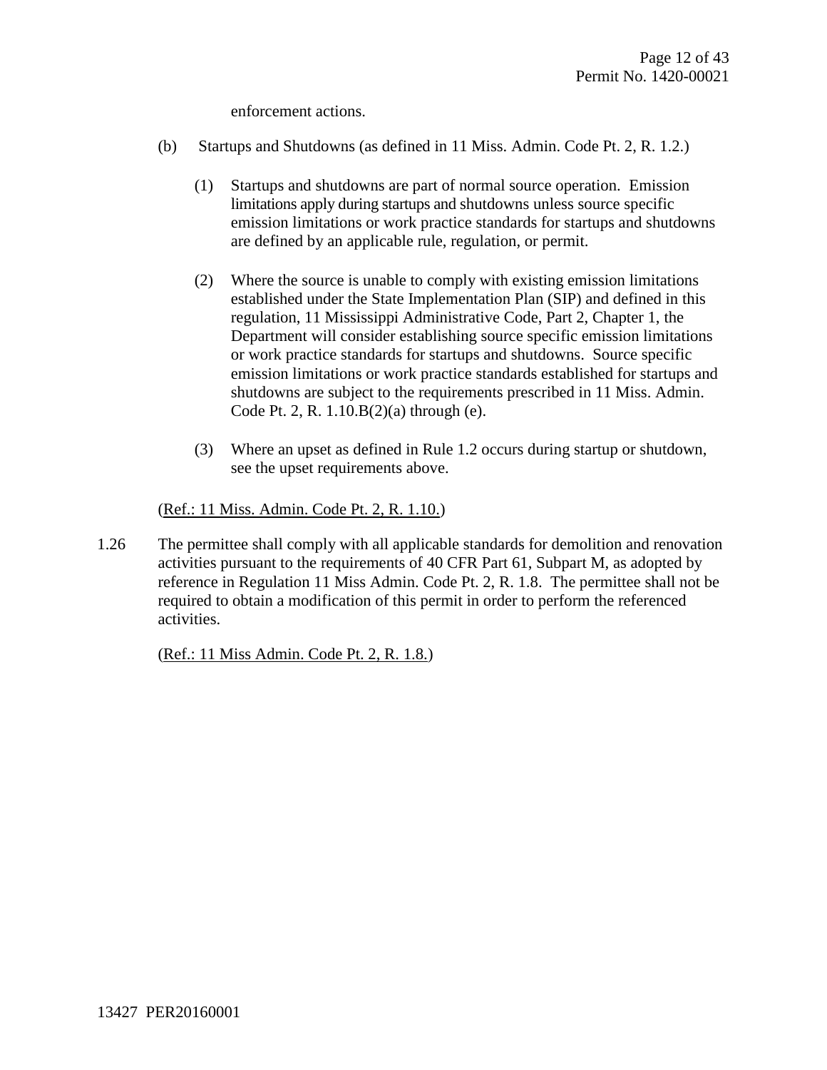enforcement actions.

(b) Startups and Shutdowns (as defined in 11 Miss. Admin. Code Pt. 2, R. 1.2.)

(1) Startups and shutdowns are part of normal source operation. Emission limitations apply during startups and shutdowns unless source specific emission limitations or work practice standards for startups and shutdowns are defined by an applicable rule, regulation, or permit.

(2) Where the source is unable to comply with existing emission limitations established under the State Implementation Plan (SIP) and defined in this regulation, 11 Mississippi Administrative Code, Part 2, Chapter 1, the Department will consider establishing source specific emission limitations or work practice standards for startups and shutdowns. Source specific emission limitations or work practice standards established for startups and shutdowns are subject to the requirements prescribed in 11 Miss. Admin. Code Pt. 2, R. 1.10.B(2)(a) through (e).

(3) Where an upset as defined in Rule 1.2 occurs during startup or shutdown, see the upset requirements above.

(Ref.: 11 Miss. Admin. Code Pt. 2, R. 1.10.)

1.26 The permittee shall comply with all applicable standards for demolition and renovation activities pursuant to the requirements of 40 CFR Part 61, Subpart M, as adopted by reference in Regulation 11 Miss Admin. Code Pt. 2, R. 1.8. The permittee shall not be required to obtain a modification of this permit in order to perform the referenced activities.

(Ref.: 11 Miss Admin. Code Pt. 2, R. 1.8.)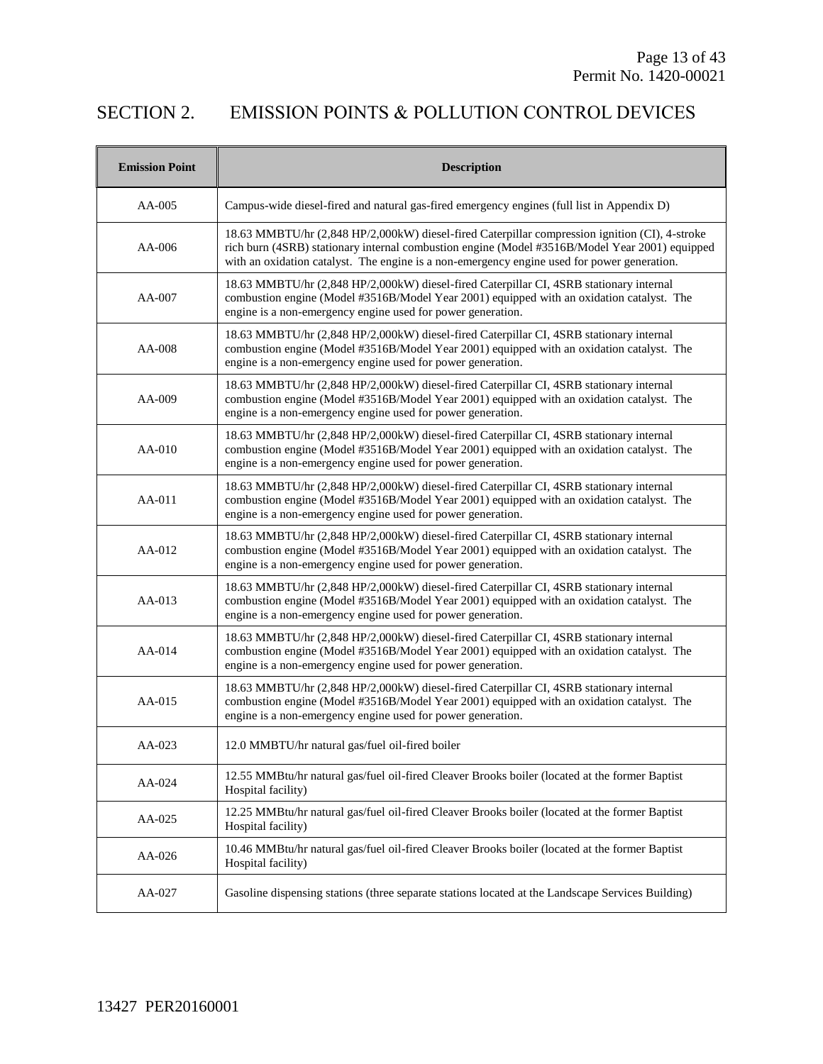# SECTION 2. EMISSION POINTS & POLLUTION CONTROL DEVICES

| Emission Point | Description |
|---|---|
| AA-005 | Campus-wide diesel-fired and natural gas-fired emergency engines (full list in Appendix D) |
| AA-006 | 18.63 MMBTU/hr (2,848 HP/2,000kW) diesel-fired Caterpillar compression ignition (CI), 4-stroke rich burn (4SRB) stationary internal combustion engine (Model #3516B/Model Year 2001) equipped with an oxidation catalyst. The engine is a non-emergency engine used for power generation. |
| AA-007 | 18.63 MMBTU/hr (2,848 HP/2,000kW) diesel-fired Caterpillar CI, 4SRB stationary internal combustion engine (Model #3516B/Model Year 2001) equipped with an oxidation catalyst. The engine is a non-emergency engine used for power generation. |
| AA-008 | 18.63 MMBTU/hr (2,848 HP/2,000kW) diesel-fired Caterpillar CI, 4SRB stationary internal combustion engine (Model #3516B/Model Year 2001) equipped with an oxidation catalyst. The engine is a non-emergency engine used for power generation. |
| AA-009 | 18.63 MMBTU/hr (2,848 HP/2,000kW) diesel-fired Caterpillar CI, 4SRB stationary internal combustion engine (Model #3516B/Model Year 2001) equipped with an oxidation catalyst. The engine is a non-emergency engine used for power generation. |
| AA-010 | 18.63 MMBTU/hr (2,848 HP/2,000kW) diesel-fired Caterpillar CI, 4SRB stationary internal combustion engine (Model #3516B/Model Year 2001) equipped with an oxidation catalyst. The engine is a non-emergency engine used for power generation. |
| AA-011 | 18.63 MMBTU/hr (2,848 HP/2,000kW) diesel-fired Caterpillar CI, 4SRB stationary internal combustion engine (Model #3516B/Model Year 2001) equipped with an oxidation catalyst. The engine is a non-emergency engine used for power generation. |
| AA-012 | 18.63 MMBTU/hr (2,848 HP/2,000kW) diesel-fired Caterpillar CI, 4SRB stationary internal combustion engine (Model #3516B/Model Year 2001) equipped with an oxidation catalyst. The engine is a non-emergency engine used for power generation. |
| AA-013 | 18.63 MMBTU/hr (2,848 HP/2,000kW) diesel-fired Caterpillar CI, 4SRB stationary internal combustion engine (Model #3516B/Model Year 2001) equipped with an oxidation catalyst. The engine is a non-emergency engine used for power generation. |
| AA-014 | 18.63 MMBTU/hr (2,848 HP/2,000kW) diesel-fired Caterpillar CI, 4SRB stationary internal combustion engine (Model #3516B/Model Year 2001) equipped with an oxidation catalyst. The engine is a non-emergency engine used for power generation. |
| AA-015 | 18.63 MMBTU/hr (2,848 HP/2,000kW) diesel-fired Caterpillar CI, 4SRB stationary internal combustion engine (Model #3516B/Model Year 2001) equipped with an oxidation catalyst. The engine is a non-emergency engine used for power generation. |
| AA-023 | 12.0 MMBTU/hr natural gas/fuel oil-fired boiler |
| AA-024 | 12.55 MMBtu/hr natural gas/fuel oil-fired Cleaver Brooks boiler (located at the former Baptist Hospital facility) |
| AA-025 | 12.25 MMBtu/hr natural gas/fuel oil-fired Cleaver Brooks boiler (located at the former Baptist Hospital facility) |
| AA-026 | 10.46 MMBtu/hr natural gas/fuel oil-fired Cleaver Brooks boiler (located at the former Baptist Hospital facility) |
| AA-027 | Gasoline dispensing stations (three separate stations located at the Landscape Services Building) |

13427 PER20160001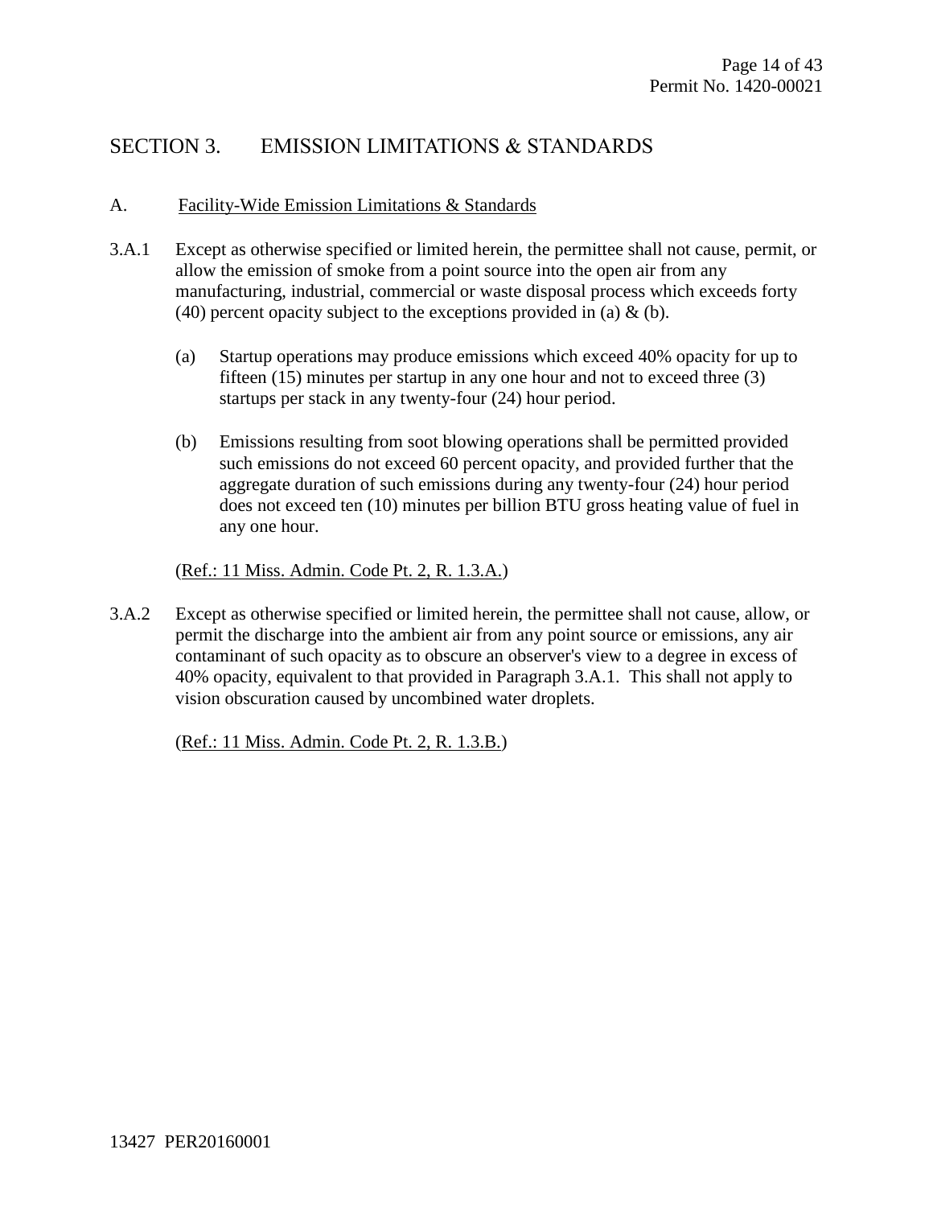## SECTION 3. EMISSION LIMITATIONS & STANDARDS

### A. Facility-Wide Emission Limitations & Standards

3.A.1 Except as otherwise specified or limited herein, the permittee shall not cause, permit, or allow the emission of smoke from a point source into the open air from any manufacturing, industrial, commercial or waste disposal process which exceeds forty (40) percent opacity subject to the exceptions provided in (a) & (b).

(a) Startup operations may produce emissions which exceed 40% opacity for up to fifteen (15) minutes per startup in any one hour and not to exceed three (3) startups per stack in any twenty-four (24) hour period.

(b) Emissions resulting from soot blowing operations shall be permitted provided such emissions do not exceed 60 percent opacity, and provided further that the aggregate duration of such emissions during any twenty-four (24) hour period does not exceed ten (10) minutes per billion BTU gross heating value of fuel in any one hour.

(Ref.: 11 Miss. Admin. Code Pt. 2, R. 1.3.A.)

3.A.2 Except as otherwise specified or limited herein, the permittee shall not cause, allow, or permit the discharge into the ambient air from any point source or emissions, any air contaminant of such opacity as to obscure an observer's view to a degree in excess of 40% opacity, equivalent to that provided in Paragraph 3.A.1. This shall not apply to vision obscuration caused by uncombined water droplets.

(Ref.: 11 Miss. Admin. Code Pt. 2, R. 1.3.B.)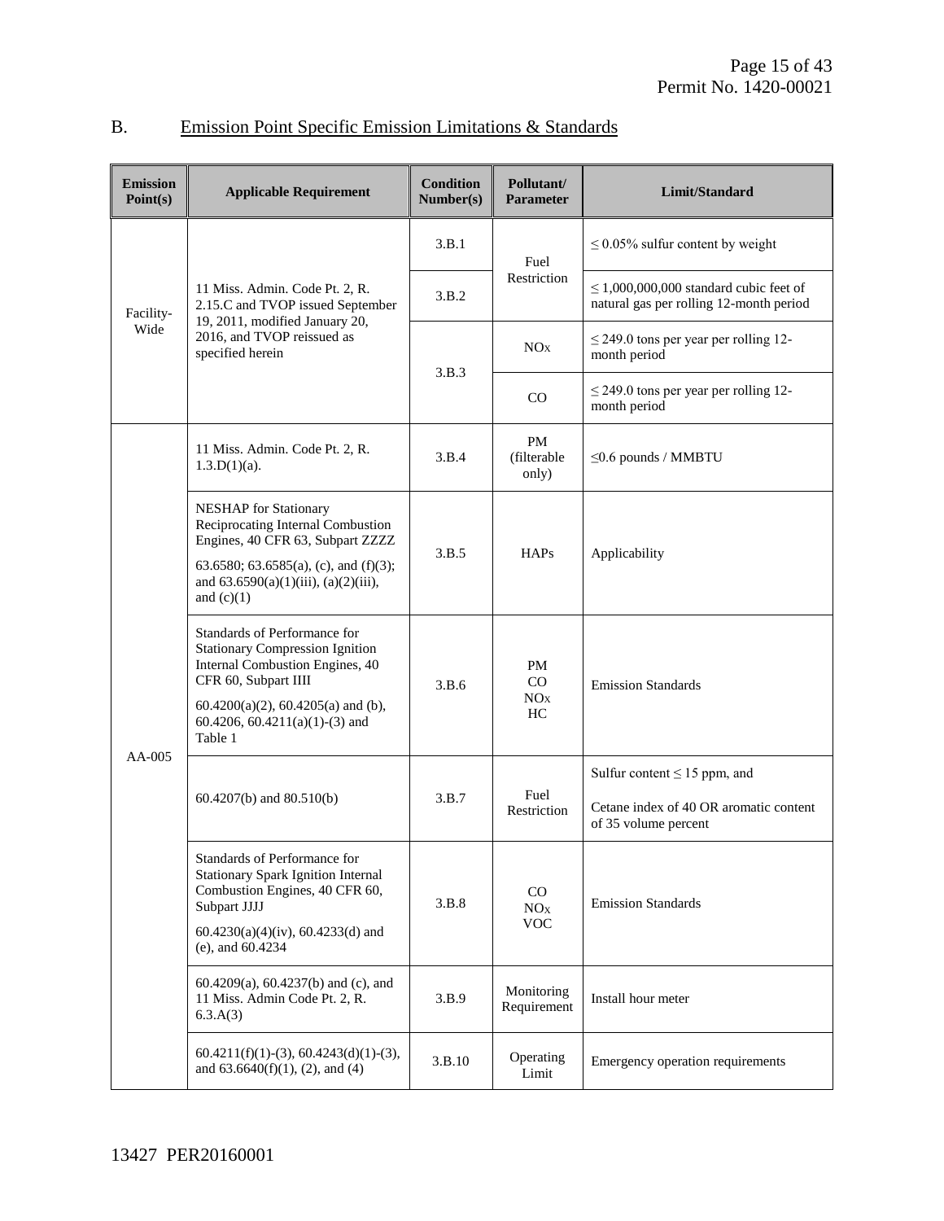## B. Emission Point Specific Emission Limitations & Standards

| Emission Point(s) | Applicable Requirement | Condition Number(s) | Pollutant/ Parameter | Limit/Standard |
|---|---|---|---|---|
| Facility-Wide | 11 Miss. Admin. Code Pt. 2, R. 2.15.C and TVOP issued September 19, 2011, modified January 20, 2016, and TVOP reissued as specified herein | 3.B.1 | Fuel Restriction | ≤ 0.05% sulfur content by weight |
| | | 3.B.2 | | ≤ 1,000,000,000 standard cubic feet of natural gas per rolling 12-month period |
| | | 3.B.3 | $NO_X$ | ≤ 249.0 tons per year per rolling 12-month period |
| | | | CO | ≤ 249.0 tons per year per rolling 12-month period |
| AA-005 | 11 Miss. Admin. Code Pt. 2, R. 1.3.D(1)(a). | 3.B.4 | PM (filterable only) | ≤0.6 pounds / MMBTU |
| | NESHAP for Stationary Reciprocating Internal Combustion Engines, 40 CFR 63, Subpart ZZZZ<br>63.6580; 63.6585(a), (c), and (f)(3); and 63.6590(a)(1)(iii), (a)(2)(iii), and (c)(1) | 3.B.5 | HAPs | Applicability |
| | Standards of Performance for Stationary Compression Ignition Internal Combustion Engines, 40 CFR 60, Subpart IIII<br>60.4200(a)(2), 60.4205(a) and (b), 60.4206, 60.4211(a)(1)-(3) and Table 1 | 3.B.6 | PM<br>CO<br>$NO_X$<br>HC | Emission Standards |
| | 60.4207(b) and 80.510(b) | 3.B.7 | Fuel Restriction | Sulfur content ≤ 15 ppm, and<br>Cetane index of 40 OR aromatic content of 35 volume percent |
| | Standards of Performance for Stationary Spark Ignition Internal Combustion Engines, 40 CFR 60, Subpart JJJJ<br>60.4230(a)(4)(iv), 60.4233(d) and (e), and 60.4234 | 3.B.8 | CO<br>$NO_X$<br>VOC | Emission Standards |
| | 60.4209(a), 60.4237(b) and (c), and 11 Miss. Admin Code Pt. 2, R. 6.3.A(3) | 3.B.9 | Monitoring Requirement | Install hour meter |
| | 60.4211(f)(1)-(3), 60.4243(d)(1)-(3), and 63.6640(f)(1), (2), and (4) | 3.B.10 | Operating Limit | Emergency operation requirements |

13427 PER20160001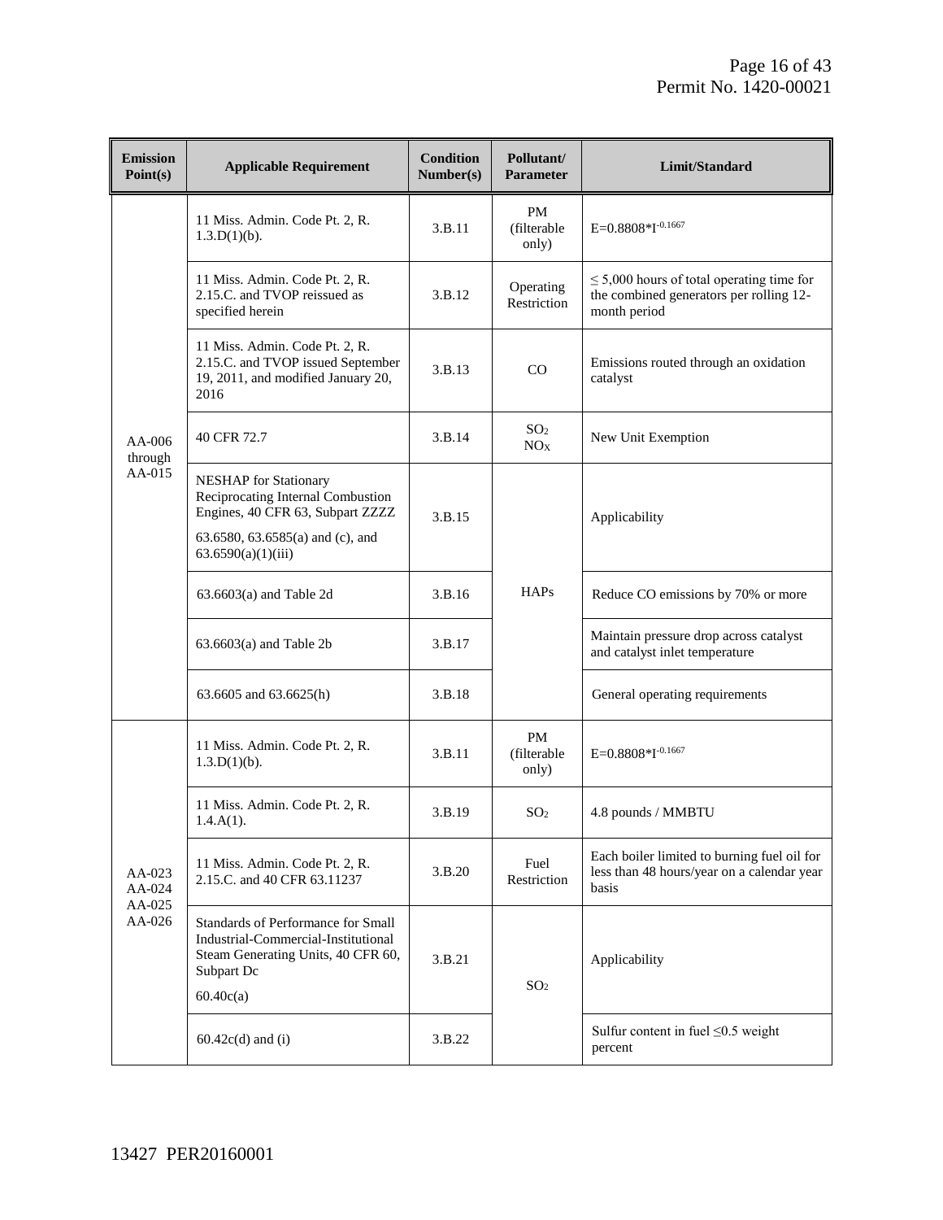| Emission Point(s) | Applicable Requirement | Condition Number(s) | Pollutant/ Parameter | Limit/Standard |
|---|---|---|---|---|
| AA-006 through AA-015 | 11 Miss. Admin. Code Pt. 2, R. 1.3.D(1)(b). | 3.B.11 | PM (filterable only) | $E=0.8808*I^{-0.1667}$ |
| | 11 Miss. Admin. Code Pt. 2, R. 2.15.C. and TVOP reissued as specified herein | 3.B.12 | Operating Restriction | ≤ 5,000 hours of total operating time for the combined generators per rolling 12-month period |
| | 11 Miss. Admin. Code Pt. 2, R. 2.15.C. and TVOP issued September 19, 2011, and modified January 20, 2016 | 3.B.13 | CO | Emissions routed through an oxidation catalyst |
| | 40 CFR 72.7 | 3.B.14 | $SO_2$ $NO_X$ | New Unit Exemption |
| | NESHAP for Stationary Reciprocating Internal Combustion Engines, 40 CFR 63, Subpart ZZZZ<br>63.6580, 63.6585(a) and (c), and 63.6590(a)(1)(iii) | 3.B.15 | HAPs | Applicability |
| | 63.6603(a) and Table 2d | 3.B.16 | | Reduce CO emissions by 70% or more |
| | 63.6603(a) and Table 2b | 3.B.17 | | Maintain pressure drop across catalyst and catalyst inlet temperature |
| | 63.6605 and 63.6625(h) | 3.B.18 | | General operating requirements |
| AA-023 AA-024 AA-025 AA-026 | 11 Miss. Admin. Code Pt. 2, R. 1.3.D(1)(b). | 3.B.11 | PM (filterable only) | $E=0.8808*I^{-0.1667}$ |
| | 11 Miss. Admin. Code Pt. 2, R. 1.4.A(1). | 3.B.19 | $SO_2$ | 4.8 pounds / MMBTU |
| | 11 Miss. Admin. Code Pt. 2, R. 2.15.C. and 40 CFR 63.11237 | 3.B.20 | Fuel Restriction | Each boiler limited to burning fuel oil for less than 48 hours/year on a calendar year basis |
| | Standards of Performance for Small Industrial-Commercial-Institutional Steam Generating Units, 40 CFR 60, Subpart Dc<br>60.40c(a) | 3.B.21 | $SO_2$ | Applicability |
| | 60.42c(d) and (i) | 3.B.22 | | Sulfur content in fuel ≤0.5 weight percent |

13427 PER20160001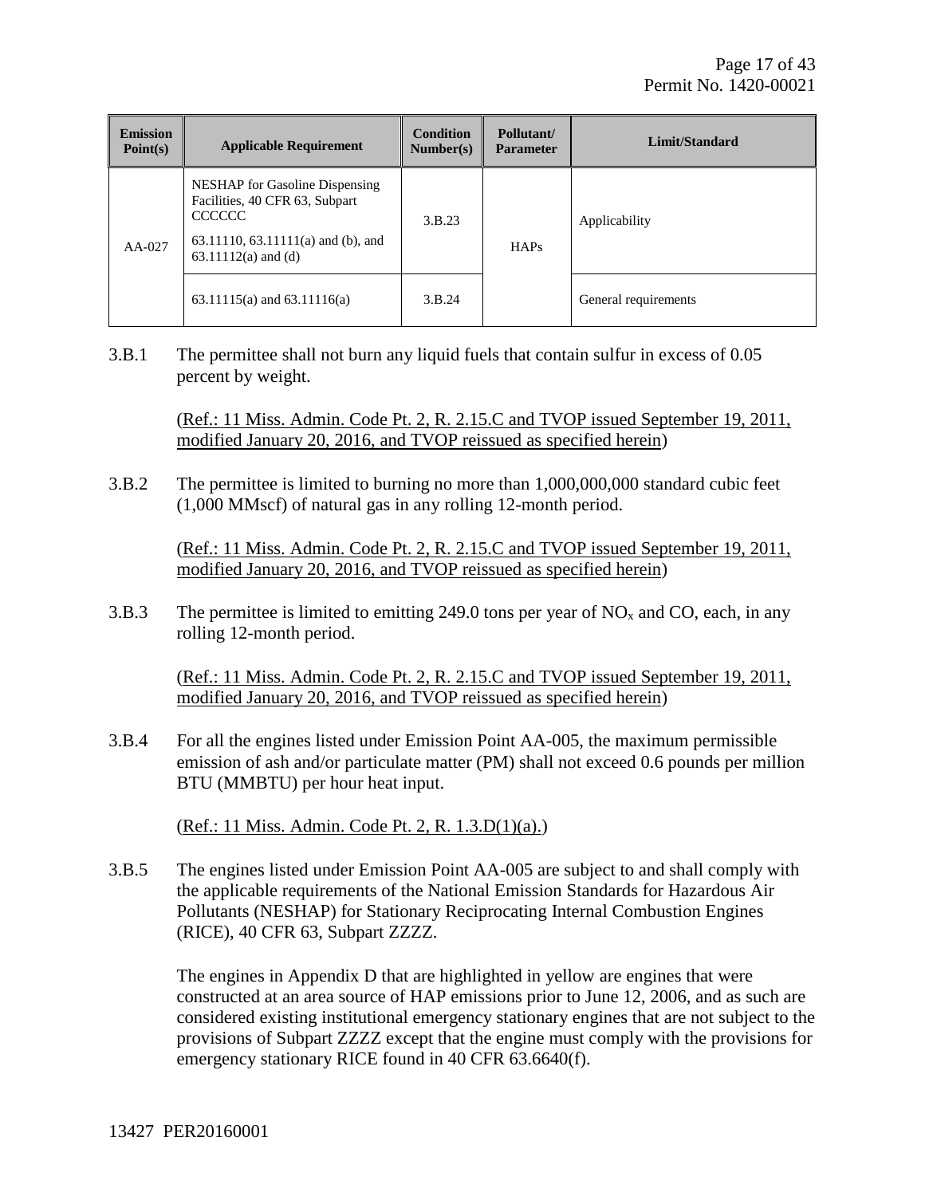| Emission Point(s) | Applicable Requirement | Condition Number(s) | Pollutant/ Parameter | Limit/Standard |
|---|---|---|---|---|
| AA-027 | NESHAP for Gasoline Dispensing Facilities, 40 CFR 63, Subpart CCCCCC<br>63.11110, 63.11111(a) and (b), and 63.11112(a) and (d) | 3.B.23 | HAPs | Applicability |
| | 63.11115(a) and 63.11116(a) | 3.B.24 | | General requirements |

3.B.1 The permittee shall not burn any liquid fuels that contain sulfur in excess of 0.05 percent by weight.

(Ref.: 11 Miss. Admin. Code Pt. 2, R. 2.15.C and TVOP issued September 19, 2011, modified January 20, 2016, and TVOP reissued as specified herein)

3.B.2 The permittee is limited to burning no more than 1,000,000,000 standard cubic feet (1,000 MMscf) of natural gas in any rolling 12-month period.

(Ref.: 11 Miss. Admin. Code Pt. 2, R. 2.15.C and TVOP issued September 19, 2011, modified January 20, 2016, and TVOP reissued as specified herein)

3.B.3 The permittee is limited to emitting 249.0 tons per year of $NO_x$ and CO, each, in any rolling 12-month period.

(Ref.: 11 Miss. Admin. Code Pt. 2, R. 2.15.C and TVOP issued September 19, 2011, modified January 20, 2016, and TVOP reissued as specified herein)

3.B.4 For all the engines listed under Emission Point AA-005, the maximum permissible emission of ash and/or particulate matter (PM) shall not exceed 0.6 pounds per million BTU (MMBTU) per hour heat input.

(Ref.: 11 Miss. Admin. Code Pt. 2, R. 1.3.D(1)(a).)

3.B.5 The engines listed under Emission Point AA-005 are subject to and shall comply with the applicable requirements of the National Emission Standards for Hazardous Air Pollutants (NESHAP) for Stationary Reciprocating Internal Combustion Engines (RICE), 40 CFR 63, Subpart ZZZZ.

The engines in Appendix D that are highlighted in yellow are engines that were constructed at an area source of HAP emissions prior to June 12, 2006, and as such are considered existing institutional emergency stationary engines that are not subject to the provisions of Subpart ZZZZ except that the engine must comply with the provisions for emergency stationary RICE found in 40 CFR 63.6640(f).

13427 PER20160001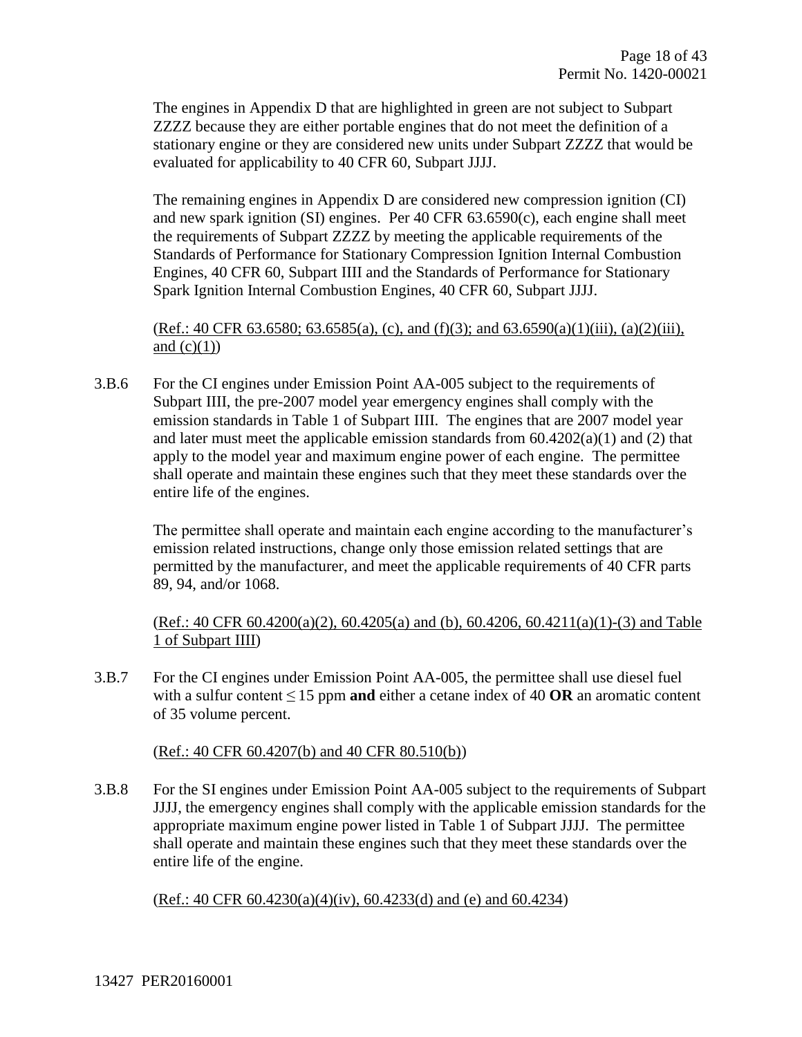The engines in Appendix D that are highlighted in green are not subject to Subpart ZZZZ because they are either portable engines that do not meet the definition of a stationary engine or they are considered new units under Subpart ZZZZ that would be evaluated for applicability to 40 CFR 60, Subpart JJJJ.

The remaining engines in Appendix D are considered new compression ignition (CI) and new spark ignition (SI) engines. Per 40 CFR 63.6590(c), each engine shall meet the requirements of Subpart ZZZZ by meeting the applicable requirements of the Standards of Performance for Stationary Compression Ignition Internal Combustion Engines, 40 CFR 60, Subpart IIII and the Standards of Performance for Stationary Spark Ignition Internal Combustion Engines, 40 CFR 60, Subpart JJJJ.

(Ref.: 40 CFR 63.6580; 63.6585(a), (c), and (f)(3); and 63.6590(a)(1)(iii), (a)(2)(iii), and (c)(1))

3.B.6 For the CI engines under Emission Point AA-005 subject to the requirements of Subpart IIII, the pre-2007 model year emergency engines shall comply with the emission standards in Table 1 of Subpart IIII. The engines that are 2007 model year and later must meet the applicable emission standards from 60.4202(a)(1) and (2) that apply to the model year and maximum engine power of each engine. The permittee shall operate and maintain these engines such that they meet these standards over the entire life of the engines.

The permittee shall operate and maintain each engine according to the manufacturer's emission related instructions, change only those emission related settings that are permitted by the manufacturer, and meet the applicable requirements of 40 CFR parts 89, 94, and/or 1068.

(Ref.: 40 CFR 60.4200(a)(2), 60.4205(a) and (b), 60.4206, 60.4211(a)(1)-(3) and Table 1 of Subpart IIII)

3.B.7 For the CI engines under Emission Point AA-005, the permittee shall use diesel fuel with a sulfur content $\leq$ 15 ppm **and** either a cetane index of 40 **OR** an aromatic content of 35 volume percent.

(Ref.: 40 CFR 60.4207(b) and 40 CFR 80.510(b))

3.B.8 For the SI engines under Emission Point AA-005 subject to the requirements of Subpart JJJJ, the emergency engines shall comply with the applicable emission standards for the appropriate maximum engine power listed in Table 1 of Subpart JJJJ. The permittee shall operate and maintain these engines such that they meet these standards over the entire life of the engine.

(Ref.: 40 CFR 60.4230(a)(4)(iv), 60.4233(d) and (e) and 60.4234)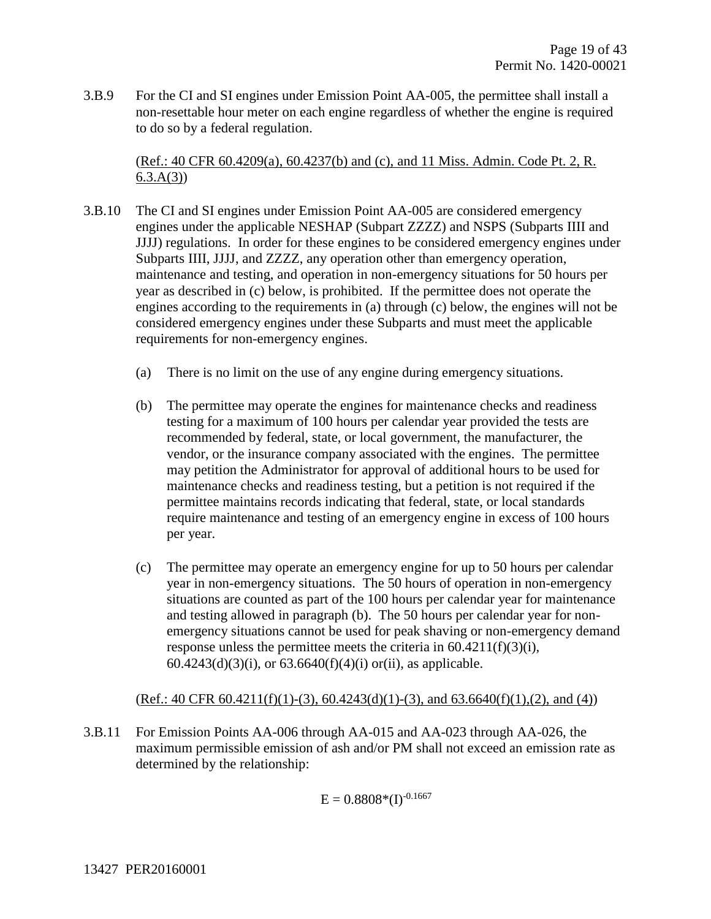3.B.9 For the CI and SI engines under Emission Point AA-005, the permittee shall install a non-resettable hour meter on each engine regardless of whether the engine is required to do so by a federal regulation.

(Ref.: 40 CFR 60.4209(a), 60.4237(b) and (c), and 11 Miss. Admin. Code Pt. 2, R. 6.3.A(3))

3.B.10 The CI and SI engines under Emission Point AA-005 are considered emergency engines under the applicable NESHAP (Subpart ZZZZ) and NSPS (Subparts IIII and JJJJ) regulations. In order for these engines to be considered emergency engines under Subparts IIII, JJJJ, and ZZZZ, any operation other than emergency operation, maintenance and testing, and operation in non-emergency situations for 50 hours per year as described in (c) below, is prohibited. If the permittee does not operate the engines according to the requirements in (a) through (c) below, the engines will not be considered emergency engines under these Subparts and must meet the applicable requirements for non-emergency engines.

(a) There is no limit on the use of any engine during emergency situations.

(b) The permittee may operate the engines for maintenance checks and readiness testing for a maximum of 100 hours per calendar year provided the tests are recommended by federal, state, or local government, the manufacturer, the vendor, or the insurance company associated with the engines. The permittee may petition the Administrator for approval of additional hours to be used for maintenance checks and readiness testing, but a petition is not required if the permittee maintains records indicating that federal, state, or local standards require maintenance and testing of an emergency engine in excess of 100 hours per year.

(c) The permittee may operate an emergency engine for up to 50 hours per calendar year in non-emergency situations. The 50 hours of operation in non-emergency situations are counted as part of the 100 hours per calendar year for maintenance and testing allowed in paragraph (b). The 50 hours per calendar year for non-emergency situations cannot be used for peak shaving or non-emergency demand response unless the permittee meets the criteria in 60.4211(f)(3)(i), 60.4243(d)(3)(i), or 63.6640(f)(4)(i) or(ii), as applicable.

(Ref.: 40 CFR 60.4211(f)(1)-(3), 60.4243(d)(1)-(3), and 63.6640(f)(1),(2), and (4))

3.B.11 For Emission Points AA-006 through AA-015 and AA-023 through AA-026, the maximum permissible emission of ash and/or PM shall not exceed an emission rate as determined by the relationship:

$$E = 0.8808*(I)^{-0.1667}$$

13427 PER20160001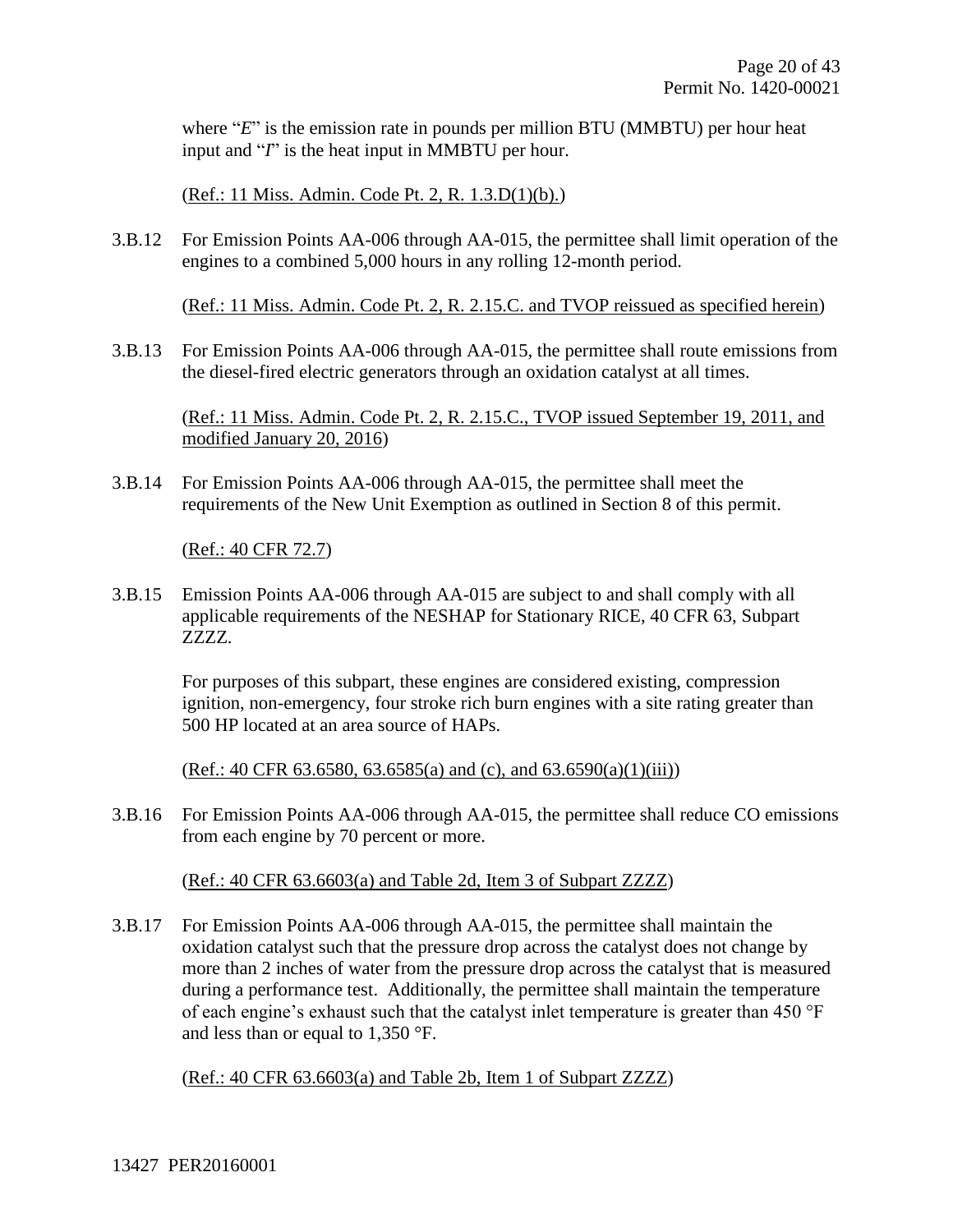where "$E$" is the emission rate in pounds per million BTU (MMBTU) per hour heat input and "$I$" is the heat input in MMBTU per hour.

(Ref.: 11 Miss. Admin. Code Pt. 2, R. 1.3.D(1)(b).)

3.B.12 For Emission Points AA-006 through AA-015, the permittee shall limit operation of the engines to a combined 5,000 hours in any rolling 12-month period.

(Ref.: 11 Miss. Admin. Code Pt. 2, R. 2.15.C. and TVOP reissued as specified herein)

3.B.13 For Emission Points AA-006 through AA-015, the permittee shall route emissions from the diesel-fired electric generators through an oxidation catalyst at all times.

(Ref.: 11 Miss. Admin. Code Pt. 2, R. 2.15.C., TVOP issued September 19, 2011, and modified January 20, 2016)

3.B.14 For Emission Points AA-006 through AA-015, the permittee shall meet the requirements of the New Unit Exemption as outlined in Section 8 of this permit.

(Ref.: 40 CFR 72.7)

3.B.15 Emission Points AA-006 through AA-015 are subject to and shall comply with all applicable requirements of the NESHAP for Stationary RICE, 40 CFR 63, Subpart ZZZZ.

For purposes of this subpart, these engines are considered existing, compression ignition, non-emergency, four stroke rich burn engines with a site rating greater than 500 HP located at an area source of HAPs.

(Ref.: 40 CFR 63.6580, 63.6585(a) and (c), and 63.6590(a)(1)(iii))

3.B.16 For Emission Points AA-006 through AA-015, the permittee shall reduce CO emissions from each engine by 70 percent or more.

(Ref.: 40 CFR 63.6603(a) and Table 2d, Item 3 of Subpart ZZZZ)

3.B.17 For Emission Points AA-006 through AA-015, the permittee shall maintain the oxidation catalyst such that the pressure drop across the catalyst does not change by more than 2 inches of water from the pressure drop across the catalyst that is measured during a performance test. Additionally, the permittee shall maintain the temperature of each engine's exhaust such that the catalyst inlet temperature is greater than 450 °F and less than or equal to 1,350 °F.

(Ref.: 40 CFR 63.6603(a) and Table 2b, Item 1 of Subpart ZZZZ)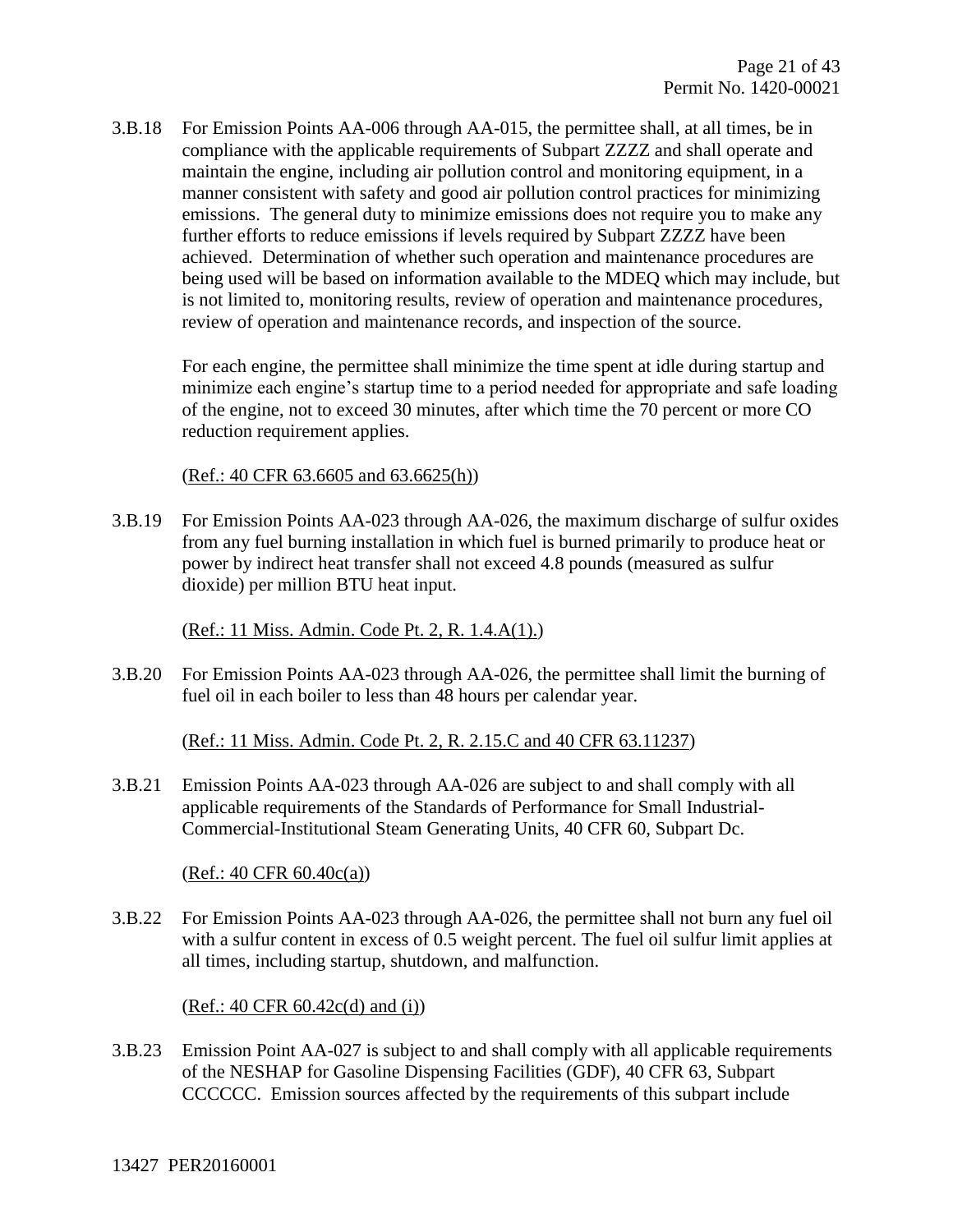3.B.18 For Emission Points AA-006 through AA-015, the permittee shall, at all times, be in compliance with the applicable requirements of Subpart ZZZZ and shall operate and maintain the engine, including air pollution control and monitoring equipment, in a manner consistent with safety and good air pollution control practices for minimizing emissions. The general duty to minimize emissions does not require you to make any further efforts to reduce emissions if levels required by Subpart ZZZZ have been achieved. Determination of whether such operation and maintenance procedures are being used will be based on information available to the MDEQ which may include, but is not limited to, monitoring results, review of operation and maintenance procedures, review of operation and maintenance records, and inspection of the source.

For each engine, the permittee shall minimize the time spent at idle during startup and minimize each engine's startup time to a period needed for appropriate and safe loading of the engine, not to exceed 30 minutes, after which time the 70 percent or more CO reduction requirement applies.

(Ref.: 40 CFR 63.6605 and 63.6625(h))

3.B.19 For Emission Points AA-023 through AA-026, the maximum discharge of sulfur oxides from any fuel burning installation in which fuel is burned primarily to produce heat or power by indirect heat transfer shall not exceed 4.8 pounds (measured as sulfur dioxide) per million BTU heat input.

(Ref.: 11 Miss. Admin. Code Pt. 2, R. 1.4.A(1).)

3.B.20 For Emission Points AA-023 through AA-026, the permittee shall limit the burning of fuel oil in each boiler to less than 48 hours per calendar year.

(Ref.: 11 Miss. Admin. Code Pt. 2, R. 2.15.C and 40 CFR 63.11237)

3.B.21 Emission Points AA-023 through AA-026 are subject to and shall comply with all applicable requirements of the Standards of Performance for Small Industrial-Commercial-Institutional Steam Generating Units, 40 CFR 60, Subpart Dc.

(Ref.: 40 CFR 60.40c(a))

3.B.22 For Emission Points AA-023 through AA-026, the permittee shall not burn any fuel oil with a sulfur content in excess of 0.5 weight percent. The fuel oil sulfur limit applies at all times, including startup, shutdown, and malfunction.

(Ref.: 40 CFR 60.42c(d) and (i))

3.B.23 Emission Point AA-027 is subject to and shall comply with all applicable requirements of the NESHAP for Gasoline Dispensing Facilities (GDF), 40 CFR 63, Subpart CCCCCC. Emission sources affected by the requirements of this subpart include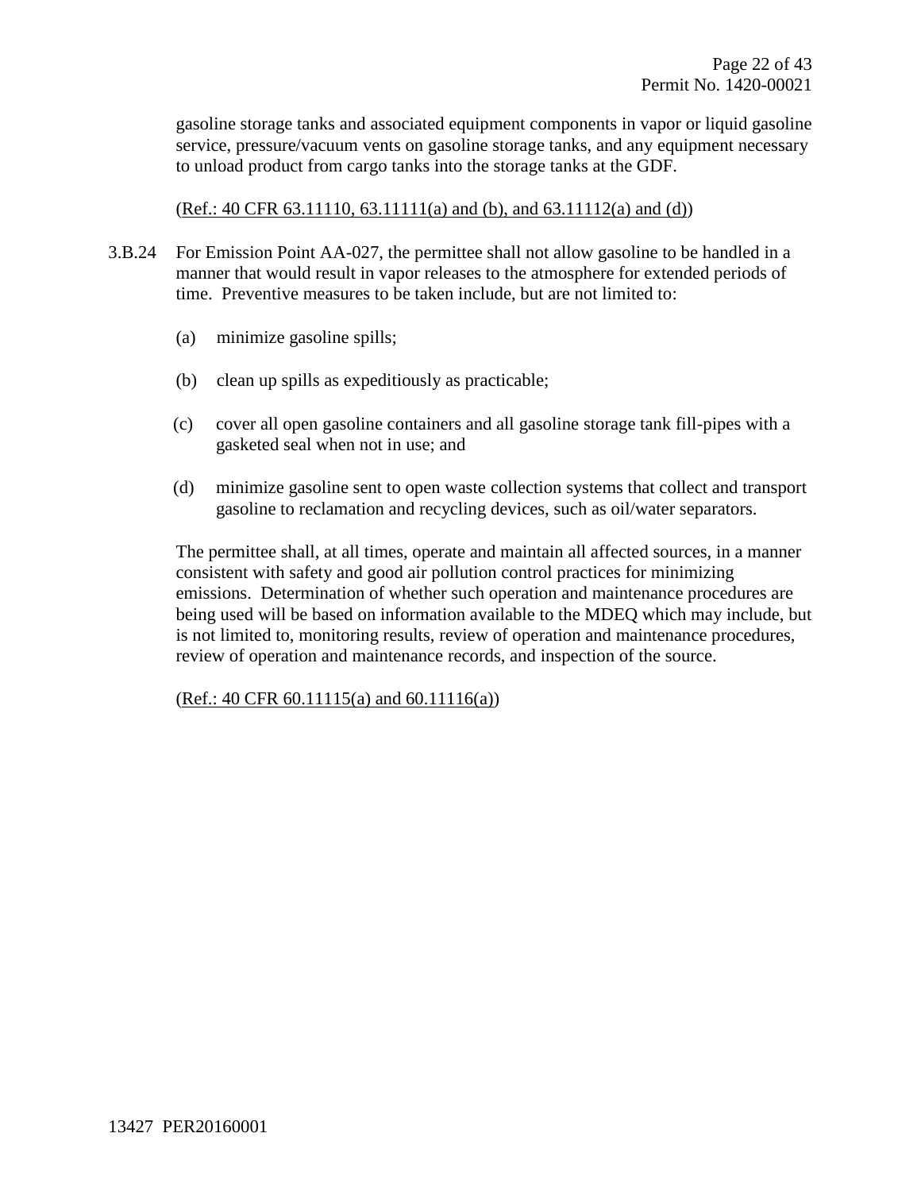gasoline storage tanks and associated equipment components in vapor or liquid gasoline service, pressure/vacuum vents on gasoline storage tanks, and any equipment necessary to unload product from cargo tanks into the storage tanks at the GDF.

(Ref.: 40 CFR 63.11110, 63.11111(a) and (b), and 63.11112(a) and (d))

3.B.24 For Emission Point AA-027, the permittee shall not allow gasoline to be handled in a manner that would result in vapor releases to the atmosphere for extended periods of time. Preventive measures to be taken include, but are not limited to:

(a) minimize gasoline spills;

(b) clean up spills as expeditiously as practicable;

(c) cover all open gasoline containers and all gasoline storage tank fill-pipes with a gasketed seal when not in use; and

(d) minimize gasoline sent to open waste collection systems that collect and transport gasoline to reclamation and recycling devices, such as oil/water separators.

The permittee shall, at all times, operate and maintain all affected sources, in a manner consistent with safety and good air pollution control practices for minimizing emissions. Determination of whether such operation and maintenance procedures are being used will be based on information available to the MDEQ which may include, but is not limited to, monitoring results, review of operation and maintenance procedures, review of operation and maintenance records, and inspection of the source.

(Ref.: 40 CFR 60.11115(a) and 60.11116(a))

13427 PER20160001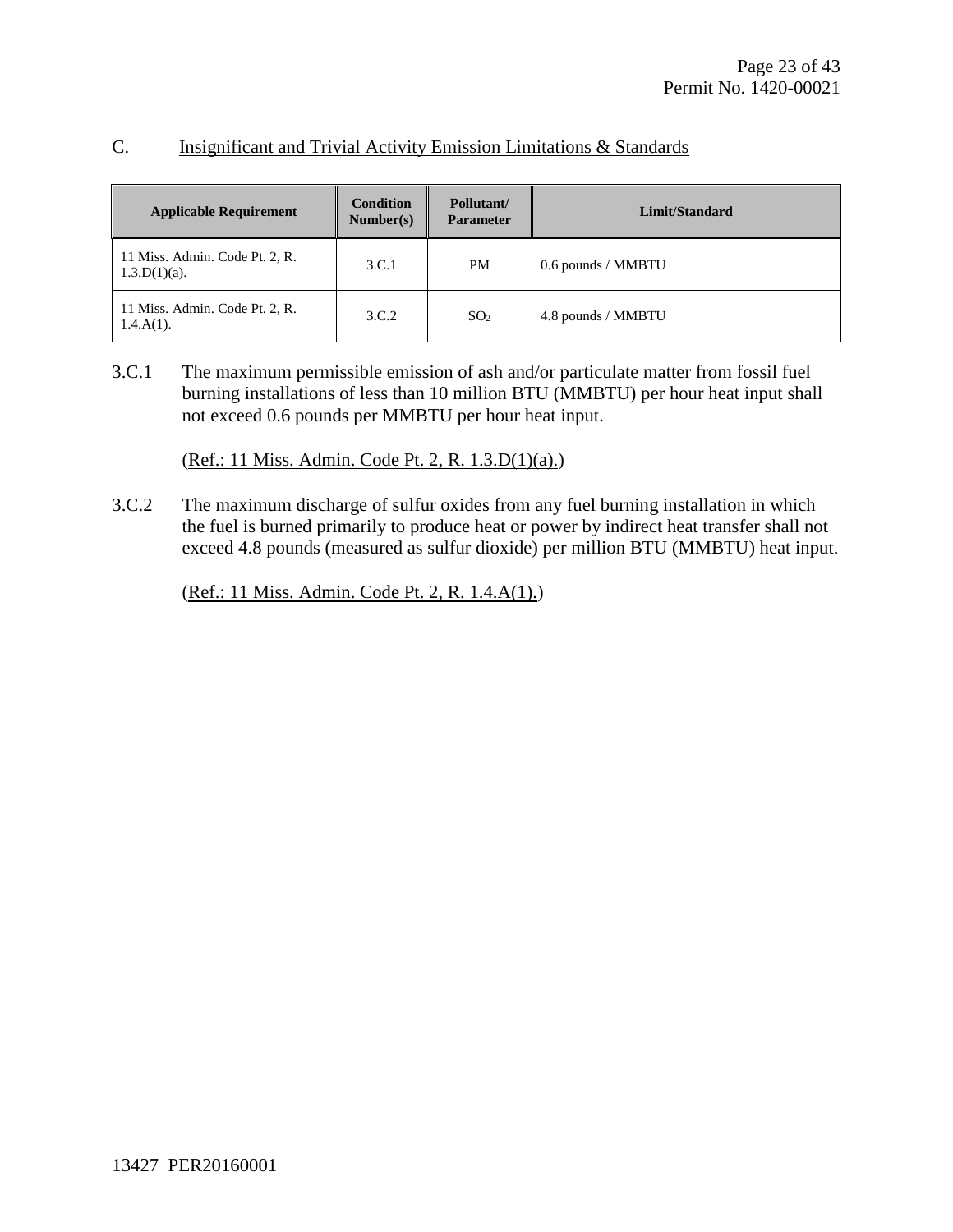## C. Insignificant and Trivial Activity Emission Limitations & Standards

| Applicable Requirement | Condition Number(s) | Pollutant/ Parameter | Limit/Standard |
|---|---|---|---|
| 11 Miss. Admin. Code Pt. 2, R. 1.3.D(1)(a). | 3.C.1 | PM | 0.6 pounds / MMBTU |
| 11 Miss. Admin. Code Pt. 2, R. 1.4.A(1). | 3.C.2 | $SO_2$ | 4.8 pounds / MMBTU |

3.C.1 The maximum permissible emission of ash and/or particulate matter from fossil fuel burning installations of less than 10 million BTU (MMBTU) per hour heat input shall not exceed 0.6 pounds per MMBTU per hour heat input.

(Ref.: 11 Miss. Admin. Code Pt. 2, R. 1.3.D(1)(a).)

3.C.2 The maximum discharge of sulfur oxides from any fuel burning installation in which the fuel is burned primarily to produce heat or power by indirect heat transfer shall not exceed 4.8 pounds (measured as sulfur dioxide) per million BTU (MMBTU) heat input.

(Ref.: 11 Miss. Admin. Code Pt. 2, R. 1.4.A(1).)

13427 PER20160001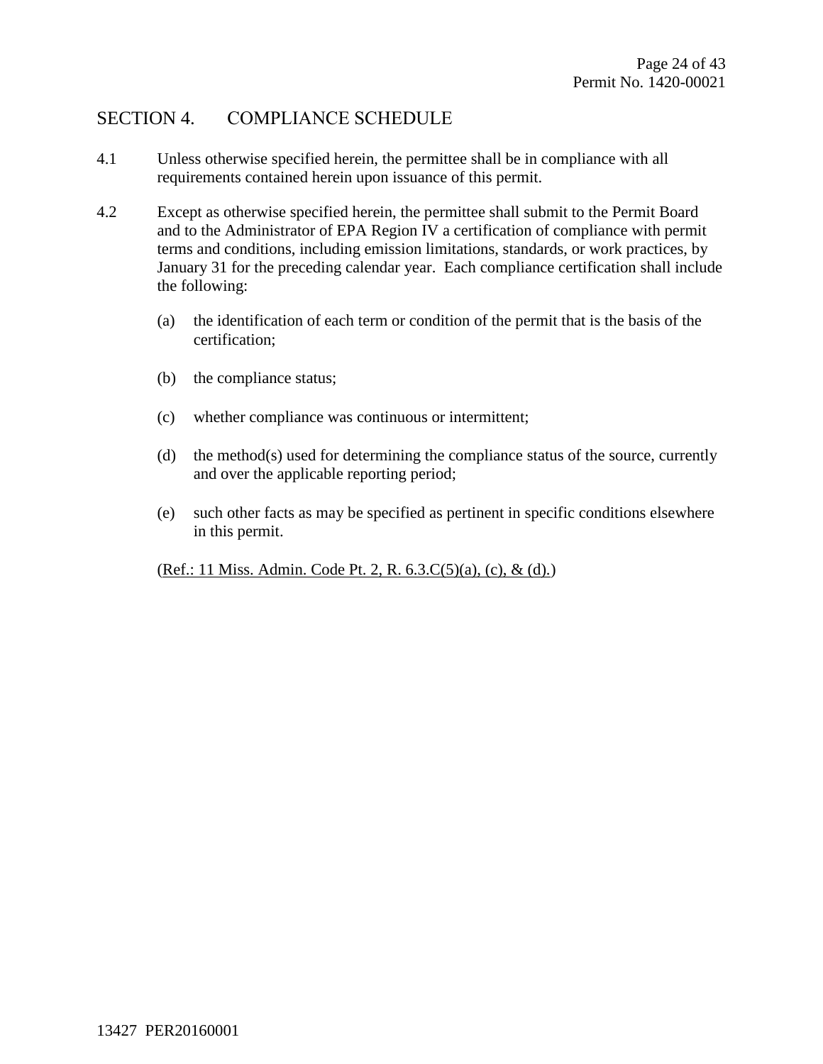## SECTION 4. COMPLIANCE SCHEDULE

4.1 Unless otherwise specified herein, the permittee shall be in compliance with all requirements contained herein upon issuance of this permit.

4.2 Except as otherwise specified herein, the permittee shall submit to the Permit Board and to the Administrator of EPA Region IV a certification of compliance with permit terms and conditions, including emission limitations, standards, or work practices, by January 31 for the preceding calendar year. Each compliance certification shall include the following:

(a) the identification of each term or condition of the permit that is the basis of the certification;

(b) the compliance status;

(c) whether compliance was continuous or intermittent;

(d) the method(s) used for determining the compliance status of the source, currently and over the applicable reporting period;

(e) such other facts as may be specified as pertinent in specific conditions elsewhere in this permit.

(Ref.: 11 Miss. Admin. Code Pt. 2, R. 6.3.C(5)(a), (c), & (d).)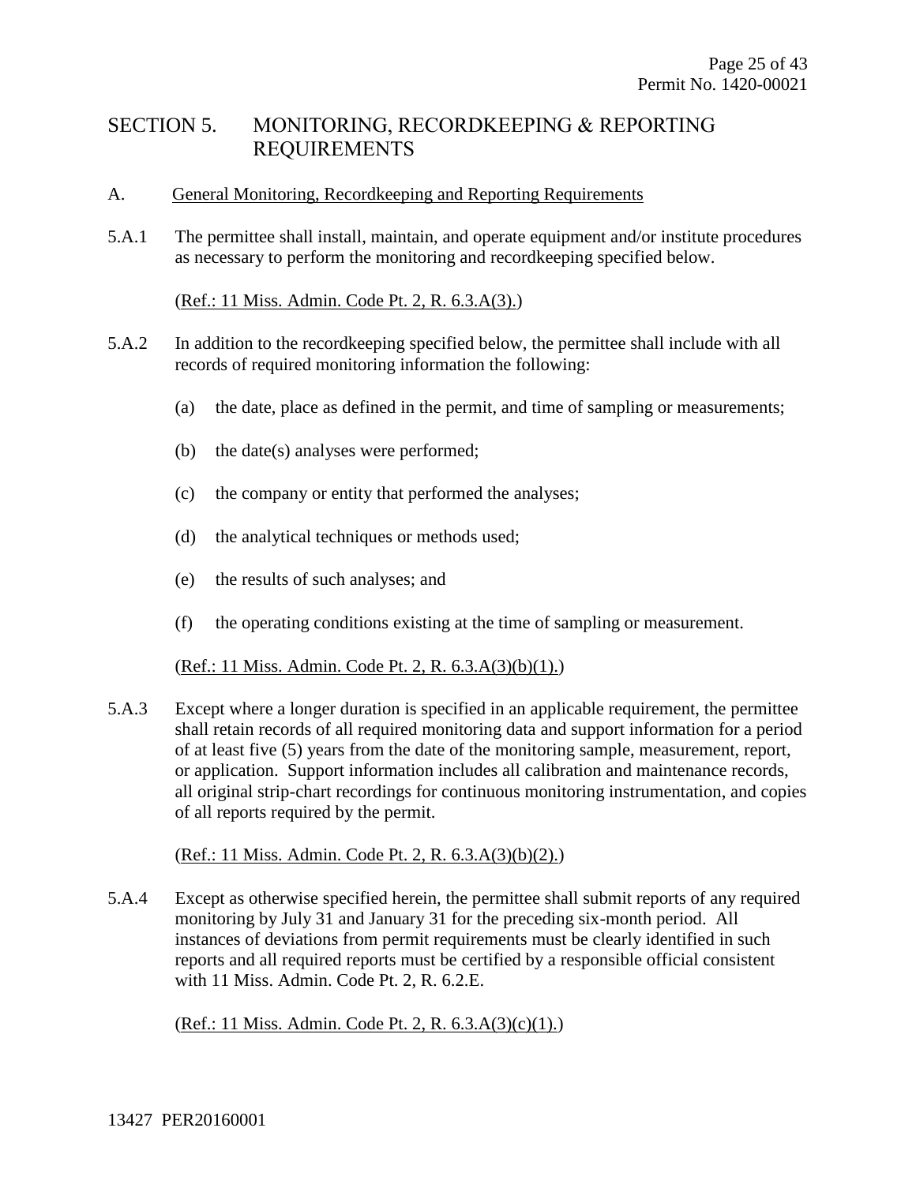## SECTION 5. MONITORING, RECORDKEEPING & REPORTING REQUIREMENTS

### A. General Monitoring, Recordkeeping and Reporting Requirements

5.A.1 The permittee shall install, maintain, and operate equipment and/or institute procedures as necessary to perform the monitoring and recordkeeping specified below.

(Ref.: 11 Miss. Admin. Code Pt. 2, R. 6.3.A(3).)

5.A.2 In addition to the recordkeeping specified below, the permittee shall include with all records of required monitoring information the following:

(a) the date, place as defined in the permit, and time of sampling or measurements;

(b) the date(s) analyses were performed;

(c) the company or entity that performed the analyses;

(d) the analytical techniques or methods used;

(e) the results of such analyses; and

(f) the operating conditions existing at the time of sampling or measurement.

(Ref.: 11 Miss. Admin. Code Pt. 2, R. 6.3.A(3)(b)(1).)

5.A.3 Except where a longer duration is specified in an applicable requirement, the permittee shall retain records of all required monitoring data and support information for a period of at least five (5) years from the date of the monitoring sample, measurement, report, or application. Support information includes all calibration and maintenance records, all original strip-chart recordings for continuous monitoring instrumentation, and copies of all reports required by the permit.

(Ref.: 11 Miss. Admin. Code Pt. 2, R. 6.3.A(3)(b)(2).)

5.A.4 Except as otherwise specified herein, the permittee shall submit reports of any required monitoring by July 31 and January 31 for the preceding six-month period. All instances of deviations from permit requirements must be clearly identified in such reports and all required reports must be certified by a responsible official consistent with 11 Miss. Admin. Code Pt. 2, R. 6.2.E.

(Ref.: 11 Miss. Admin. Code Pt. 2, R. 6.3.A(3)(c)(1).)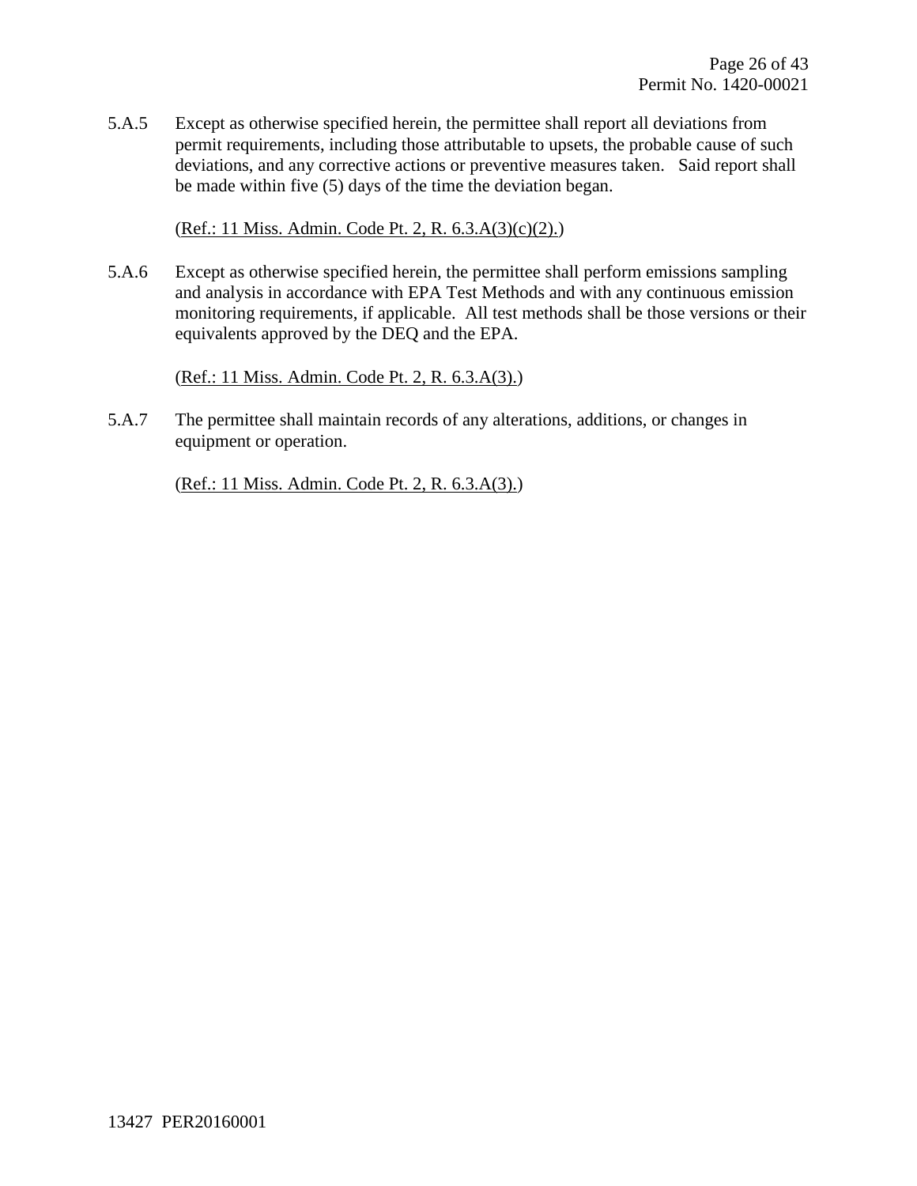5.A.5 Except as otherwise specified herein, the permittee shall report all deviations from permit requirements, including those attributable to upsets, the probable cause of such deviations, and any corrective actions or preventive measures taken. Said report shall be made within five (5) days of the time the deviation began.

(Ref.: 11 Miss. Admin. Code Pt. 2, R. 6.3.A(3)(c)(2).)

5.A.6 Except as otherwise specified herein, the permittee shall perform emissions sampling and analysis in accordance with EPA Test Methods and with any continuous emission monitoring requirements, if applicable. All test methods shall be those versions or their equivalents approved by the DEQ and the EPA.

(Ref.: 11 Miss. Admin. Code Pt. 2, R. 6.3.A(3).)

5.A.7 The permittee shall maintain records of any alterations, additions, or changes in equipment or operation.

(Ref.: 11 Miss. Admin. Code Pt. 2, R. 6.3.A(3).)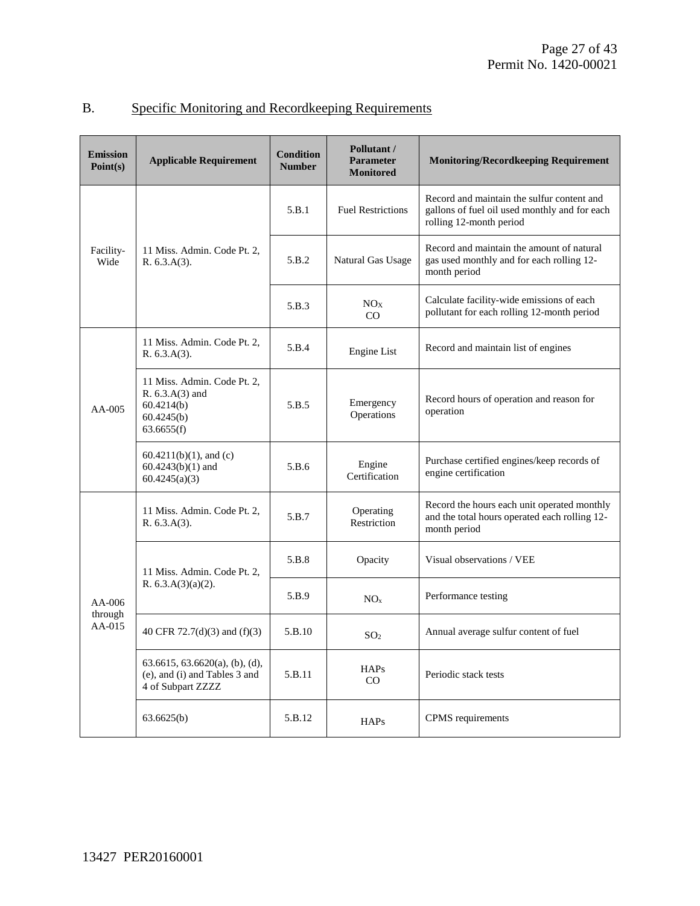## B. Specific Monitoring and Recordkeeping Requirements

| Emission Point(s) | Applicable Requirement | Condition Number | Pollutant / Parameter Monitored | Monitoring/Recordkeeping Requirement |
|---|---|---|---|---|
| Facility-Wide | 11 Miss. Admin. Code Pt. 2, R. 6.3.A(3). | 5.B.1 | Fuel Restrictions | Record and maintain the sulfur content and gallons of fuel oil used monthly and for each rolling 12-month period |
| | | 5.B.2 | Natural Gas Usage | Record and maintain the amount of natural gas used monthly and for each rolling 12-month period |
| | | 5.B.3 | $NO_X$ CO | Calculate facility-wide emissions of each pollutant for each rolling 12-month period |
| AA-005 | 11 Miss. Admin. Code Pt. 2, R. 6.3.A(3). | 5.B.4 | Engine List | Record and maintain list of engines |
| | 11 Miss. Admin. Code Pt. 2, R. 6.3.A(3) and 60.4214(b) 60.4245(b) 63.6655(f) | 5.B.5 | Emergency Operations | Record hours of operation and reason for operation |
| | 60.4211(b)(1), and (c) 60.4243(b)(1) and 60.4245(a)(3) | 5.B.6 | Engine Certification | Purchase certified engines/keep records of engine certification |
| AA-006 through AA-015 | 11 Miss. Admin. Code Pt. 2, R. 6.3.A(3). | 5.B.7 | Operating Restriction | Record the hours each unit operated monthly and the total hours operated each rolling 12-month period |
| | 11 Miss. Admin. Code Pt. 2, R. 6.3.A(3)(a)(2). | 5.B.8 | Opacity | Visual observations / VEE |
| | | 5.B.9 | $NO_x$ | Performance testing |
| | 40 CFR 72.7(d)(3) and (f)(3) | 5.B.10 | $SO_2$ | Annual average sulfur content of fuel |
| | 63.6615, 63.6620(a), (b), (d), (e), and (i) and Tables 3 and 4 of Subpart ZZZZ | 5.B.11 | HAPs CO | Periodic stack tests |
| | 63.6625(b) | 5.B.12 | HAPs | CPMS requirements |

13427 PER20160001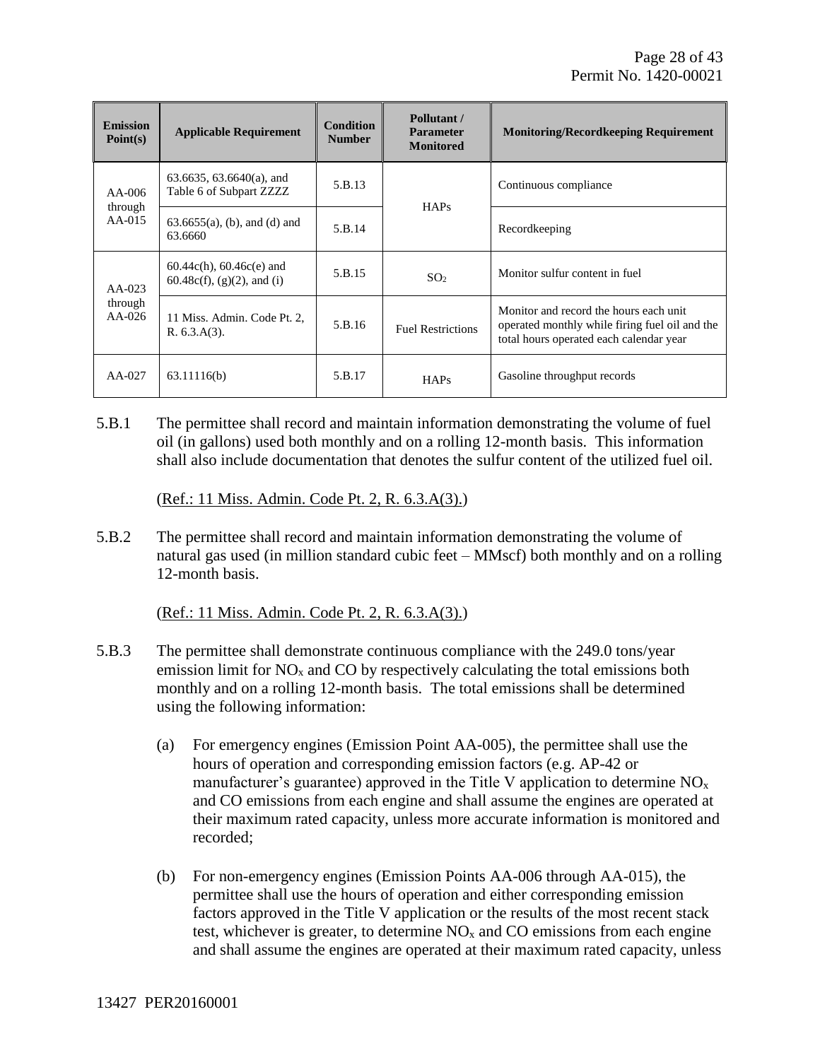| Emission Point(s) | Applicable Requirement | Condition Number | Pollutant / Parameter Monitored | Monitoring/Recordkeeping Requirement |
|---|---|---|---|---|
| AA-006 through AA-015 | 63.6635, 63.6640(a), and Table 6 of Subpart ZZZZ | 5.B.13 | HAPs | Continuous compliance |
| | 63.6655(a), (b), and (d) and 63.6660 | 5.B.14 | | Recordkeeping |
| AA-023 through AA-026 | 60.44c(h), 60.46c(e) and 60.48c(f), (g)(2), and (i) | 5.B.15 | $SO_2$ | Monitor sulfur content in fuel |
| | 11 Miss. Admin. Code Pt. 2, R. 6.3.A(3). | 5.B.16 | Fuel Restrictions | Monitor and record the hours each unit operated monthly while firing fuel oil and the total hours operated each calendar year |
| AA-027 | 63.11116(b) | 5.B.17 | HAPs | Gasoline throughput records |

5.B.1 The permittee shall record and maintain information demonstrating the volume of fuel oil (in gallons) used both monthly and on a rolling 12-month basis. This information shall also include documentation that denotes the sulfur content of the utilized fuel oil.

(Ref.: 11 Miss. Admin. Code Pt. 2, R. 6.3.A(3).)

5.B.2 The permittee shall record and maintain information demonstrating the volume of natural gas used (in million standard cubic feet – MMscf) both monthly and on a rolling 12-month basis.

(Ref.: 11 Miss. Admin. Code Pt. 2, R. 6.3.A(3).)

5.B.3 The permittee shall demonstrate continuous compliance with the 249.0 tons/year emission limit for $NO_x$ and CO by respectively calculating the total emissions both monthly and on a rolling 12-month basis. The total emissions shall be determined using the following information:

(a) For emergency engines (Emission Point AA-005), the permittee shall use the hours of operation and corresponding emission factors (e.g. AP-42 or manufacturer's guarantee) approved in the Title V application to determine $NO_x$ and CO emissions from each engine and shall assume the engines are operated at their maximum rated capacity, unless more accurate information is monitored and recorded;

(b) For non-emergency engines (Emission Points AA-006 through AA-015), the permittee shall use the hours of operation and either corresponding emission factors approved in the Title V application or the results of the most recent stack test, whichever is greater, to determine $NO_x$ and CO emissions from each engine and shall assume the engines are operated at their maximum rated capacity, unless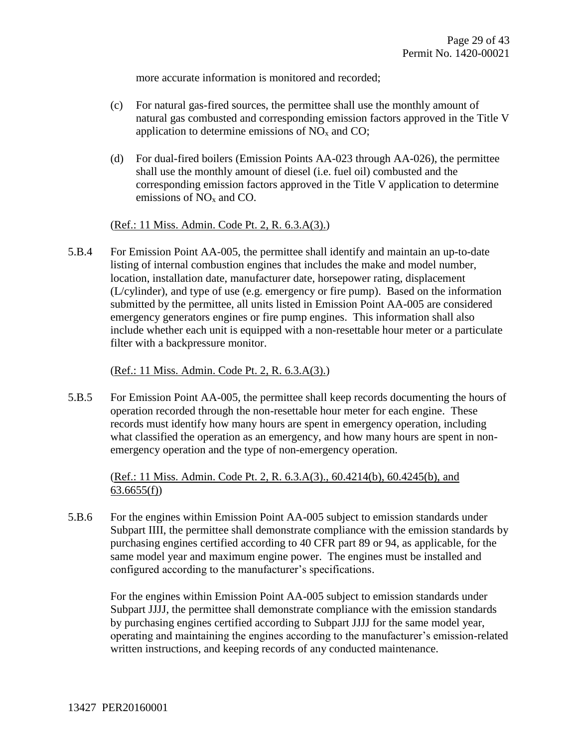more accurate information is monitored and recorded;

(c) For natural gas-fired sources, the permittee shall use the monthly amount of natural gas combusted and corresponding emission factors approved in the Title V application to determine emissions of $NO_x$ and CO;

(d) For dual-fired boilers (Emission Points AA-023 through AA-026), the permittee shall use the monthly amount of diesel (i.e. fuel oil) combusted and the corresponding emission factors approved in the Title V application to determine emissions of $NO_x$ and CO.

(Ref.: 11 Miss. Admin. Code Pt. 2, R. 6.3.A(3).)

5.B.4 For Emission Point AA-005, the permittee shall identify and maintain an up-to-date listing of internal combustion engines that includes the make and model number, location, installation date, manufacturer date, horsepower rating, displacement (L/cylinder), and type of use (e.g. emergency or fire pump). Based on the information submitted by the permittee, all units listed in Emission Point AA-005 are considered emergency generators engines or fire pump engines. This information shall also include whether each unit is equipped with a non-resettable hour meter or a particulate filter with a backpressure monitor.

(Ref.: 11 Miss. Admin. Code Pt. 2, R. 6.3.A(3).)

5.B.5 For Emission Point AA-005, the permittee shall keep records documenting the hours of operation recorded through the non-resettable hour meter for each engine. These records must identify how many hours are spent in emergency operation, including what classified the operation as an emergency, and how many hours are spent in non-emergency operation and the type of non-emergency operation.

(Ref.: 11 Miss. Admin. Code Pt. 2, R. 6.3.A(3)., 60.4214(b), 60.4245(b), and 63.6655(f))

5.B.6 For the engines within Emission Point AA-005 subject to emission standards under Subpart IIII, the permittee shall demonstrate compliance with the emission standards by purchasing engines certified according to 40 CFR part 89 or 94, as applicable, for the same model year and maximum engine power. The engines must be installed and configured according to the manufacturer's specifications.

For the engines within Emission Point AA-005 subject to emission standards under Subpart JJJJ, the permittee shall demonstrate compliance with the emission standards by purchasing engines certified according to Subpart JJJJ for the same model year, operating and maintaining the engines according to the manufacturer's emission-related written instructions, and keeping records of any conducted maintenance.

13427 PER20160001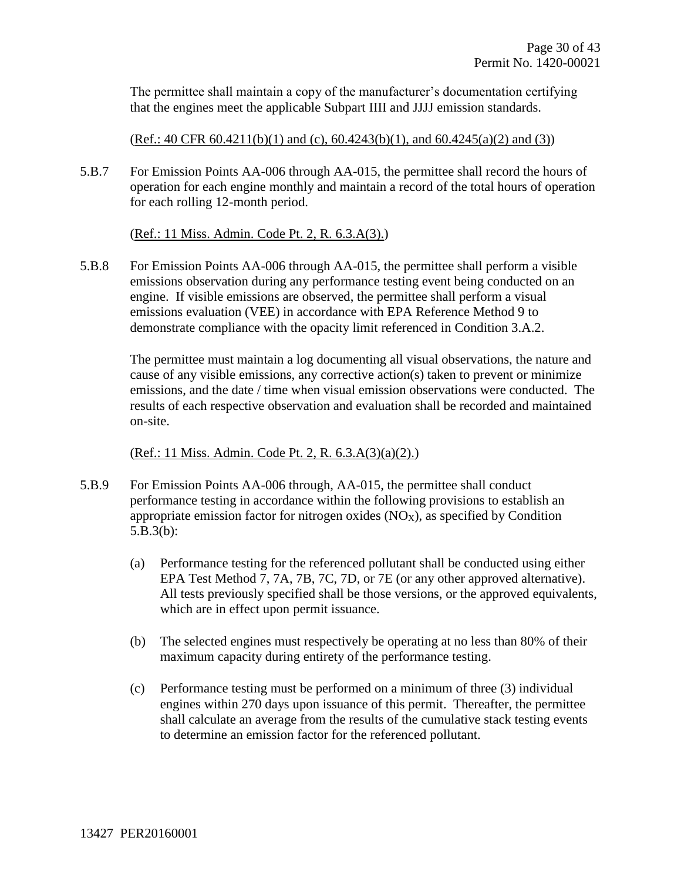The permittee shall maintain a copy of the manufacturer's documentation certifying that the engines meet the applicable Subpart IIII and JJJJ emission standards.

(Ref.: 40 CFR 60.4211(b)(1) and (c), 60.4243(b)(1), and 60.4245(a)(2) and (3))

5.B.7 For Emission Points AA-006 through AA-015, the permittee shall record the hours of operation for each engine monthly and maintain a record of the total hours of operation for each rolling 12-month period.

(Ref.: 11 Miss. Admin. Code Pt. 2, R. 6.3.A(3).)

5.B.8 For Emission Points AA-006 through AA-015, the permittee shall perform a visible emissions observation during any performance testing event being conducted on an engine. If visible emissions are observed, the permittee shall perform a visual emissions evaluation (VEE) in accordance with EPA Reference Method 9 to demonstrate compliance with the opacity limit referenced in Condition 3.A.2.

The permittee must maintain a log documenting all visual observations, the nature and cause of any visible emissions, any corrective action(s) taken to prevent or minimize emissions, and the date / time when visual emission observations were conducted. The results of each respective observation and evaluation shall be recorded and maintained on-site.

(Ref.: 11 Miss. Admin. Code Pt. 2, R. 6.3.A(3)(a)(2).)

5.B.9 For Emission Points AA-006 through, AA-015, the permittee shall conduct performance testing in accordance within the following provisions to establish an appropriate emission factor for nitrogen oxides ($NO_X$), as specified by Condition 5.B.3(b):

(a) Performance testing for the referenced pollutant shall be conducted using either EPA Test Method 7, 7A, 7B, 7C, 7D, or 7E (or any other approved alternative). All tests previously specified shall be those versions, or the approved equivalents, which are in effect upon permit issuance.

(b) The selected engines must respectively be operating at no less than 80% of their maximum capacity during entirety of the performance testing.

(c) Performance testing must be performed on a minimum of three (3) individual engines within 270 days upon issuance of this permit. Thereafter, the permittee shall calculate an average from the results of the cumulative stack testing events to determine an emission factor for the referenced pollutant.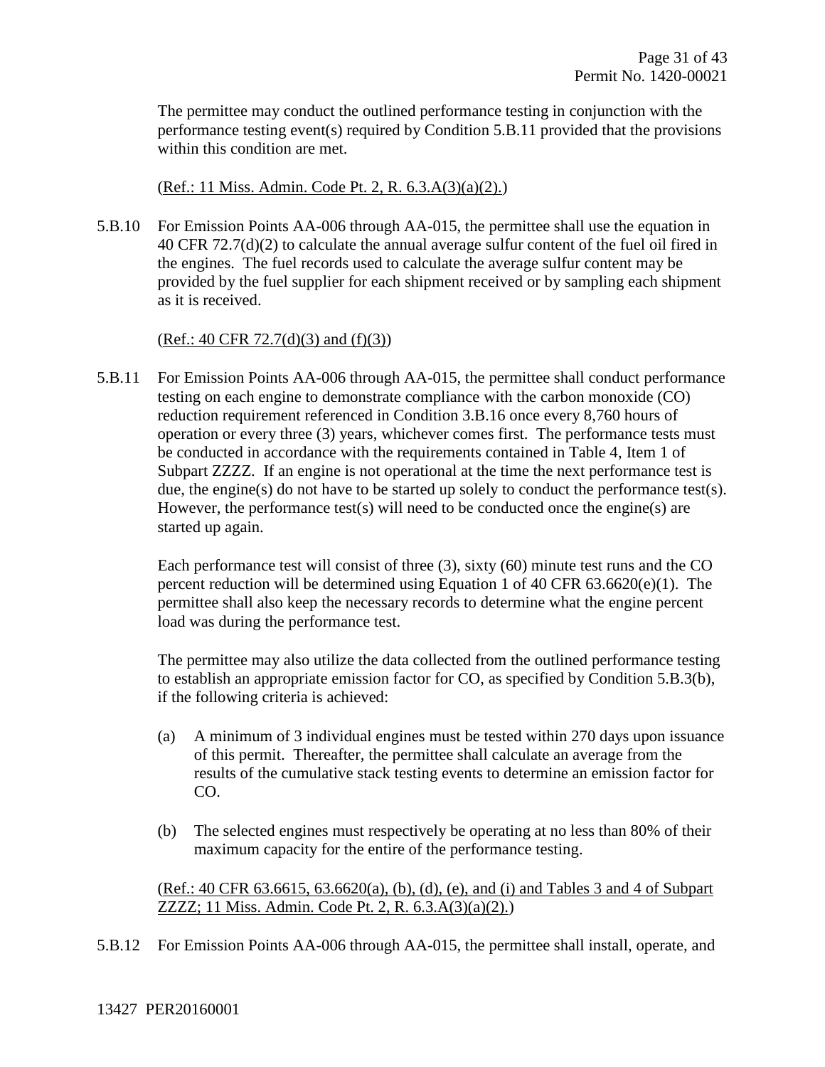The permittee may conduct the outlined performance testing in conjunction with the performance testing event(s) required by Condition 5.B.11 provided that the provisions within this condition are met.

(Ref.: 11 Miss. Admin. Code Pt. 2, R. 6.3.A(3)(a)(2).)

5.B.10 For Emission Points AA-006 through AA-015, the permittee shall use the equation in 40 CFR 72.7(d)(2) to calculate the annual average sulfur content of the fuel oil fired in the engines. The fuel records used to calculate the average sulfur content may be provided by the fuel supplier for each shipment received or by sampling each shipment as it is received.

(Ref.: 40 CFR 72.7(d)(3) and (f)(3))

5.B.11 For Emission Points AA-006 through AA-015, the permittee shall conduct performance testing on each engine to demonstrate compliance with the carbon monoxide (CO) reduction requirement referenced in Condition 3.B.16 once every 8,760 hours of operation or every three (3) years, whichever comes first. The performance tests must be conducted in accordance with the requirements contained in Table 4, Item 1 of Subpart ZZZZ. If an engine is not operational at the time the next performance test is due, the engine(s) do not have to be started up solely to conduct the performance test(s). However, the performance test(s) will need to be conducted once the engine(s) are started up again.

Each performance test will consist of three (3), sixty (60) minute test runs and the CO percent reduction will be determined using Equation 1 of 40 CFR 63.6620(e)(1). The permittee shall also keep the necessary records to determine what the engine percent load was during the performance test.

The permittee may also utilize the data collected from the outlined performance testing to establish an appropriate emission factor for CO, as specified by Condition 5.B.3(b), if the following criteria is achieved:

(a) A minimum of 3 individual engines must be tested within 270 days upon issuance of this permit. Thereafter, the permittee shall calculate an average from the results of the cumulative stack testing events to determine an emission factor for CO.

(b) The selected engines must respectively be operating at no less than 80% of their maximum capacity for the entire of the performance testing.

(Ref.: 40 CFR 63.6615, 63.6620(a), (b), (d), (e), and (i) and Tables 3 and 4 of Subpart ZZZZ; 11 Miss. Admin. Code Pt. 2, R. 6.3.A(3)(a)(2).)

5.B.12 For Emission Points AA-006 through AA-015, the permittee shall install, operate, and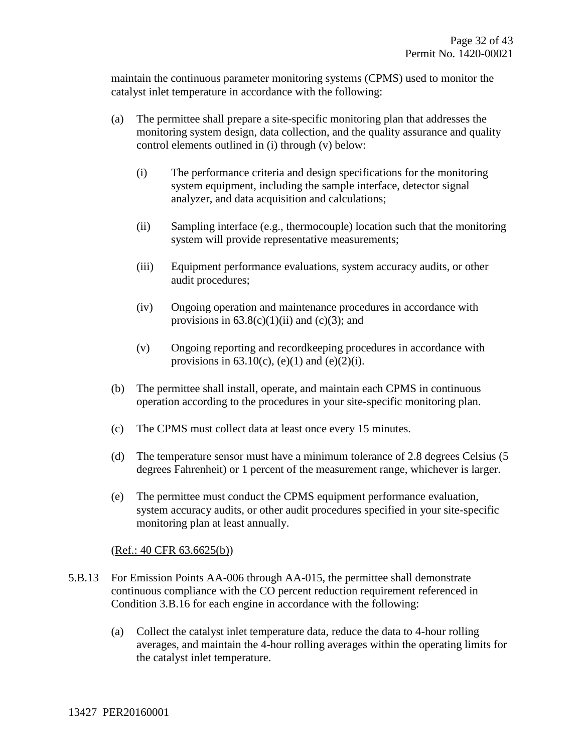maintain the continuous parameter monitoring systems (CPMS) used to monitor the catalyst inlet temperature in accordance with the following:

(a) The permittee shall prepare a site-specific monitoring plan that addresses the monitoring system design, data collection, and the quality assurance and quality control elements outlined in (i) through (v) below:

   (i) The performance criteria and design specifications for the monitoring system equipment, including the sample interface, detector signal analyzer, and data acquisition and calculations;

   (ii) Sampling interface (e.g., thermocouple) location such that the monitoring system will provide representative measurements;

   (iii) Equipment performance evaluations, system accuracy audits, or other audit procedures;

   (iv) Ongoing operation and maintenance procedures in accordance with provisions in 63.8(c)(1)(ii) and (c)(3); and

   (v) Ongoing reporting and recordkeeping procedures in accordance with provisions in 63.10(c), (e)(1) and (e)(2)(i).

(b) The permittee shall install, operate, and maintain each CPMS in continuous operation according to the procedures in your site-specific monitoring plan.

(c) The CPMS must collect data at least once every 15 minutes.

(d) The temperature sensor must have a minimum tolerance of 2.8 degrees Celsius (5 degrees Fahrenheit) or 1 percent of the measurement range, whichever is larger.

(e) The permittee must conduct the CPMS equipment performance evaluation, system accuracy audits, or other audit procedures specified in your site-specific monitoring plan at least annually.

(Ref.: 40 CFR 63.6625(b))

5.B.13 For Emission Points AA-006 through AA-015, the permittee shall demonstrate continuous compliance with the CO percent reduction requirement referenced in Condition 3.B.16 for each engine in accordance with the following:

(a) Collect the catalyst inlet temperature data, reduce the data to 4-hour rolling averages, and maintain the 4-hour rolling averages within the operating limits for the catalyst inlet temperature.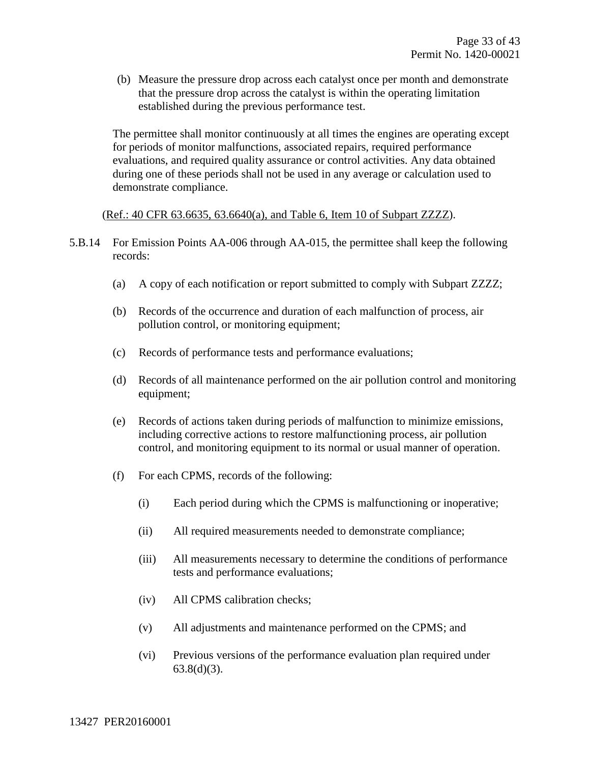(b) Measure the pressure drop across each catalyst once per month and demonstrate that the pressure drop across the catalyst is within the operating limitation established during the previous performance test.

The permittee shall monitor continuously at all times the engines are operating except for periods of monitor malfunctions, associated repairs, required performance evaluations, and required quality assurance or control activities. Any data obtained during one of these periods shall not be used in any average or calculation used to demonstrate compliance.

(Ref.: 40 CFR 63.6635, 63.6640(a), and Table 6, Item 10 of Subpart ZZZZ).

5.B.14 For Emission Points AA-006 through AA-015, the permittee shall keep the following records:

(a) A copy of each notification or report submitted to comply with Subpart ZZZZ;

(b) Records of the occurrence and duration of each malfunction of process, air pollution control, or monitoring equipment;

(c) Records of performance tests and performance evaluations;

(d) Records of all maintenance performed on the air pollution control and monitoring equipment;

(e) Records of actions taken during periods of malfunction to minimize emissions, including corrective actions to restore malfunctioning process, air pollution control, and monitoring equipment to its normal or usual manner of operation.

(f) For each CPMS, records of the following:

(i) Each period during which the CPMS is malfunctioning or inoperative;

(ii) All required measurements needed to demonstrate compliance;

(iii) All measurements necessary to determine the conditions of performance tests and performance evaluations;

(iv) All CPMS calibration checks;

(v) All adjustments and maintenance performed on the CPMS; and

(vi) Previous versions of the performance evaluation plan required under 63.8(d)(3).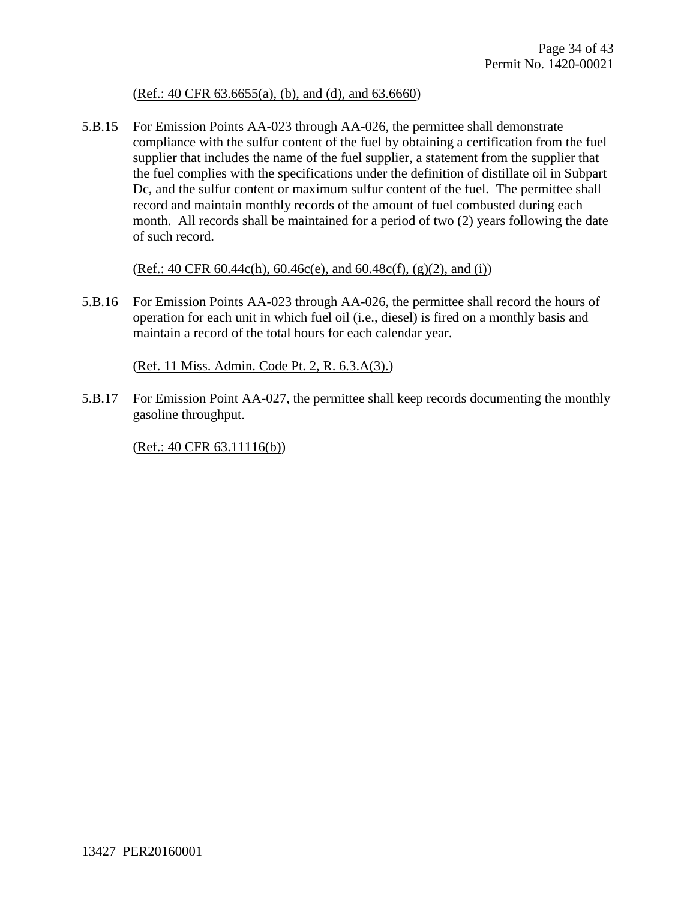(Ref.: 40 CFR 63.6655(a), (b), and (d), and 63.6660)

5.B.15 For Emission Points AA-023 through AA-026, the permittee shall demonstrate compliance with the sulfur content of the fuel by obtaining a certification from the fuel supplier that includes the name of the fuel supplier, a statement from the supplier that the fuel complies with the specifications under the definition of distillate oil in Subpart Dc, and the sulfur content or maximum sulfur content of the fuel. The permittee shall record and maintain monthly records of the amount of fuel combusted during each month. All records shall be maintained for a period of two (2) years following the date of such record.

(Ref.: 40 CFR 60.44c(h), 60.46c(e), and 60.48c(f), (g)(2), and (i))

5.B.16 For Emission Points AA-023 through AA-026, the permittee shall record the hours of operation for each unit in which fuel oil (i.e., diesel) is fired on a monthly basis and maintain a record of the total hours for each calendar year.

(Ref. 11 Miss. Admin. Code Pt. 2, R. 6.3.A(3).)

5.B.17 For Emission Point AA-027, the permittee shall keep records documenting the monthly gasoline throughput.

(Ref.: 40 CFR 63.11116(b))

13427 PER20160001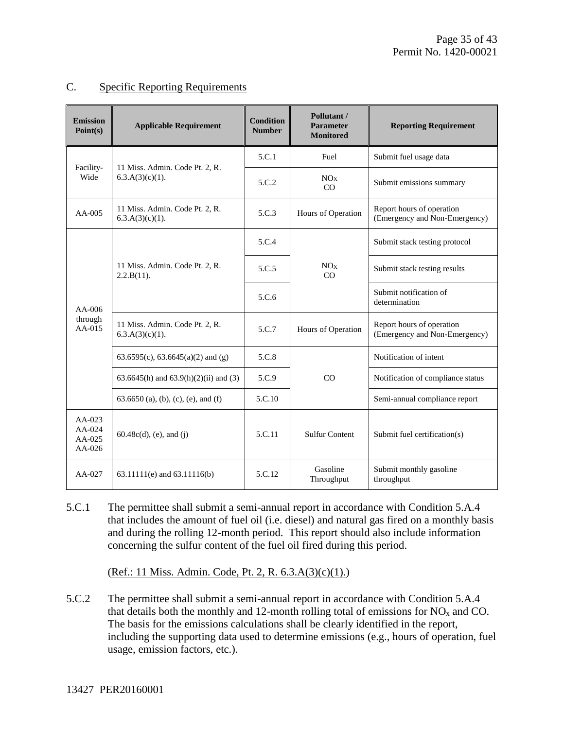## C. Specific Reporting Requirements

| Emission Point(s) | Applicable Requirement | Condition Number | Pollutant / Parameter Monitored | Reporting Requirement |
|---|---|---|---|---|
| Facility-Wide | 11 Miss. Admin. Code Pt. 2, R. 6.3.A(3)(c)(1). | 5.C.1 | Fuel | Submit fuel usage data |
| | | 5.C.2 | $NO_X$ CO | Submit emissions summary |
| AA-005 | 11 Miss. Admin. Code Pt. 2, R. 6.3.A(3)(c)(1). | 5.C.3 | Hours of Operation | Report hours of operation (Emergency and Non-Emergency) |
| AA-006 through AA-015 | 11 Miss. Admin. Code Pt. 2, R. 2.2.B(11). | 5.C.4 | $NO_X$ CO | Submit stack testing protocol |
| | | 5.C.5 | | Submit stack testing results |
| | | 5.C.6 | | Submit notification of determination |
| | 11 Miss. Admin. Code Pt. 2, R. 6.3.A(3)(c)(1). | 5.C.7 | Hours of Operation | Report hours of operation (Emergency and Non-Emergency) |
| | 63.6595(c), 63.6645(a)(2) and (g) | 5.C.8 | CO | Notification of intent |
| | 63.6645(h) and 63.9(h)(2)(ii) and (3) | 5.C.9 | | Notification of compliance status |
| | 63.6650 (a), (b), (c), (e), and (f) | 5.C.10 | | Semi-annual compliance report |
| AA-023 AA-024 AA-025 AA-026 | 60.48c(d), (e), and (j) | 5.C.11 | Sulfur Content | Submit fuel certification(s) |
| AA-027 | 63.11111(e) and 63.11116(b) | 5.C.12 | Gasoline Throughput | Submit monthly gasoline throughput |

5.C.1 The permittee shall submit a semi-annual report in accordance with Condition 5.A.4 that includes the amount of fuel oil (i.e. diesel) and natural gas fired on a monthly basis and during the rolling 12-month period. This report should also include information concerning the sulfur content of the fuel oil fired during this period.

(Ref.: 11 Miss. Admin. Code, Pt. 2, R. 6.3.A(3)(c)(1).)

5.C.2 The permittee shall submit a semi-annual report in accordance with Condition 5.A.4 that details both the monthly and 12-month rolling total of emissions for $NO_x$ and CO. The basis for the emissions calculations shall be clearly identified in the report, including the supporting data used to determine emissions (e.g., hours of operation, fuel usage, emission factors, etc.).

13427 PER20160001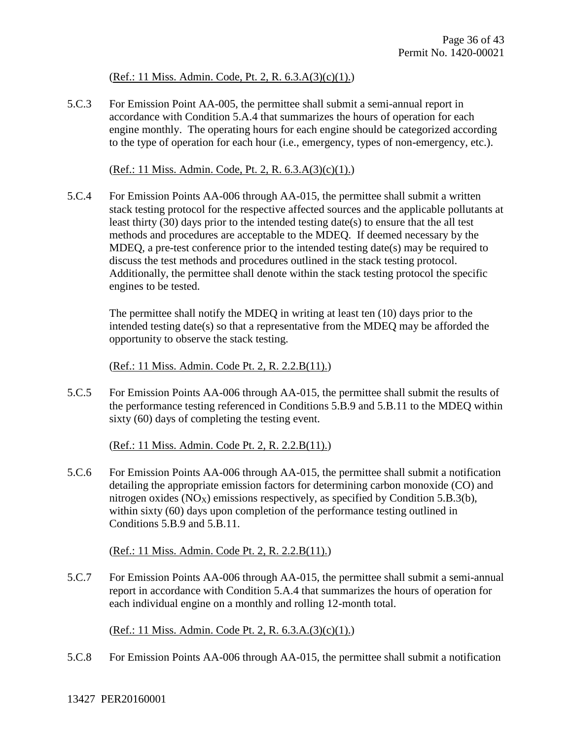(Ref.: 11 Miss. Admin. Code, Pt. 2, R. 6.3.A(3)(c)(1).)

5.C.3 For Emission Point AA-005, the permittee shall submit a semi-annual report in accordance with Condition 5.A.4 that summarizes the hours of operation for each engine monthly. The operating hours for each engine should be categorized according to the type of operation for each hour (i.e., emergency, types of non-emergency, etc.).

(Ref.: 11 Miss. Admin. Code, Pt. 2, R. 6.3.A(3)(c)(1).)

5.C.4 For Emission Points AA-006 through AA-015, the permittee shall submit a written stack testing protocol for the respective affected sources and the applicable pollutants at least thirty (30) days prior to the intended testing date(s) to ensure that the all test methods and procedures are acceptable to the MDEQ. If deemed necessary by the MDEQ, a pre-test conference prior to the intended testing date(s) may be required to discuss the test methods and procedures outlined in the stack testing protocol. Additionally, the permittee shall denote within the stack testing protocol the specific engines to be tested.

The permittee shall notify the MDEQ in writing at least ten (10) days prior to the intended testing date(s) so that a representative from the MDEQ may be afforded the opportunity to observe the stack testing.

(Ref.: 11 Miss. Admin. Code Pt. 2, R. 2.2.B(11).)

5.C.5 For Emission Points AA-006 through AA-015, the permittee shall submit the results of the performance testing referenced in Conditions 5.B.9 and 5.B.11 to the MDEQ within sixty (60) days of completing the testing event.

(Ref.: 11 Miss. Admin. Code Pt. 2, R. 2.2.B(11).)

5.C.6 For Emission Points AA-006 through AA-015, the permittee shall submit a notification detailing the appropriate emission factors for determining carbon monoxide (CO) and nitrogen oxides ($NO_X$) emissions respectively, as specified by Condition 5.B.3(b), within sixty (60) days upon completion of the performance testing outlined in Conditions 5.B.9 and 5.B.11.

(Ref.: 11 Miss. Admin. Code Pt. 2, R. 2.2.B(11).)

5.C.7 For Emission Points AA-006 through AA-015, the permittee shall submit a semi-annual report in accordance with Condition 5.A.4 that summarizes the hours of operation for each individual engine on a monthly and rolling 12-month total.

(Ref.: 11 Miss. Admin. Code, Pt. 2, R. 6.3.A.(3)(c)(1).)

5.C.8 For Emission Points AA-006 through AA-015, the permittee shall submit a notification

13427 PER20160001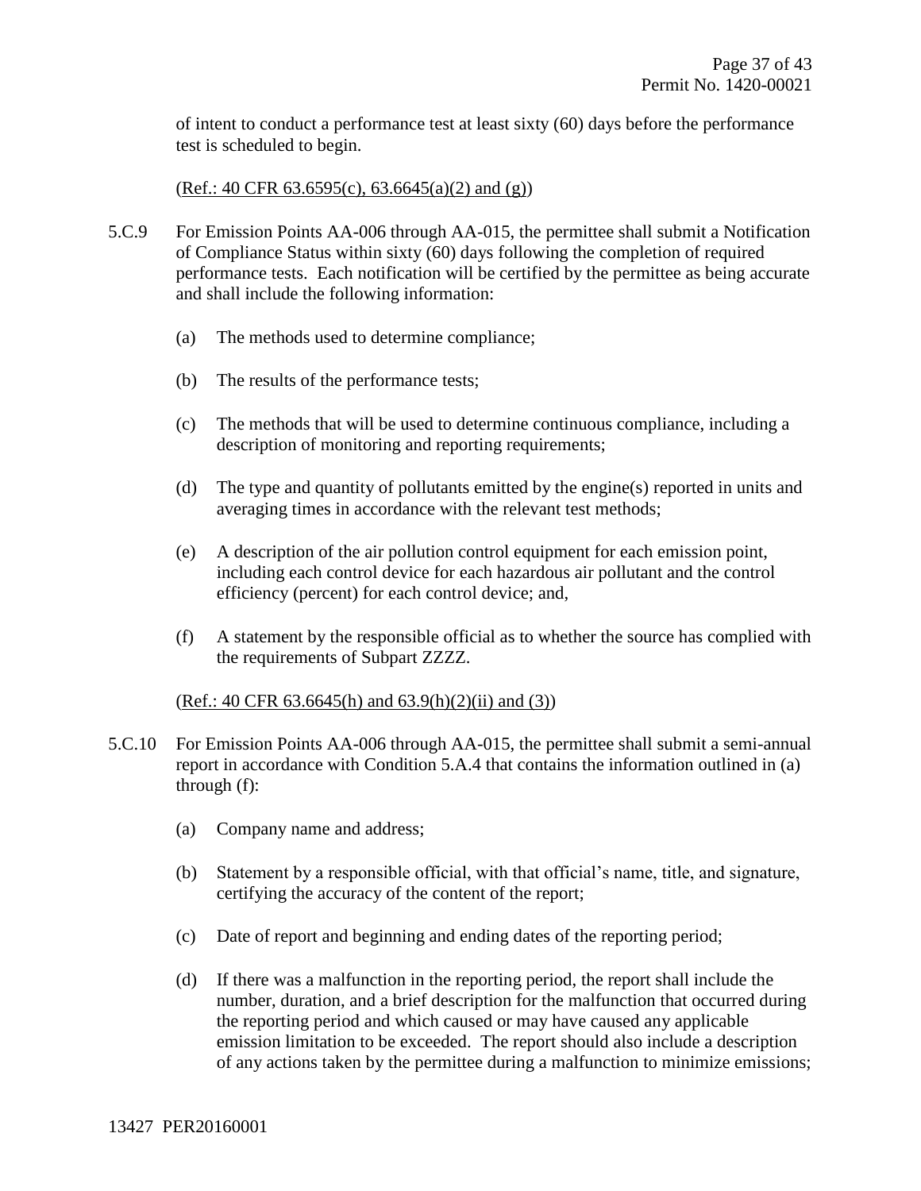of intent to conduct a performance test at least sixty (60) days before the performance test is scheduled to begin.

(Ref.: 40 CFR 63.6595(c), 63.6645(a)(2) and (g))

5.C.9 For Emission Points AA-006 through AA-015, the permittee shall submit a Notification of Compliance Status within sixty (60) days following the completion of required performance tests. Each notification will be certified by the permittee as being accurate and shall include the following information:

(a) The methods used to determine compliance;

(b) The results of the performance tests;

(c) The methods that will be used to determine continuous compliance, including a description of monitoring and reporting requirements;

(d) The type and quantity of pollutants emitted by the engine(s) reported in units and averaging times in accordance with the relevant test methods;

(e) A description of the air pollution control equipment for each emission point, including each control device for each hazardous air pollutant and the control efficiency (percent) for each control device; and,

(f) A statement by the responsible official as to whether the source has complied with the requirements of Subpart ZZZZ.

(Ref.: 40 CFR 63.6645(h) and 63.9(h)(2)(ii) and (3))

5.C.10 For Emission Points AA-006 through AA-015, the permittee shall submit a semi-annual report in accordance with Condition 5.A.4 that contains the information outlined in (a) through (f):

(a) Company name and address;

(b) Statement by a responsible official, with that official's name, title, and signature, certifying the accuracy of the content of the report;

(c) Date of report and beginning and ending dates of the reporting period;

(d) If there was a malfunction in the reporting period, the report shall include the number, duration, and a brief description for the malfunction that occurred during the reporting period and which caused or may have caused any applicable emission limitation to be exceeded. The report should also include a description of any actions taken by the permittee during a malfunction to minimize emissions;

13427 PER20160001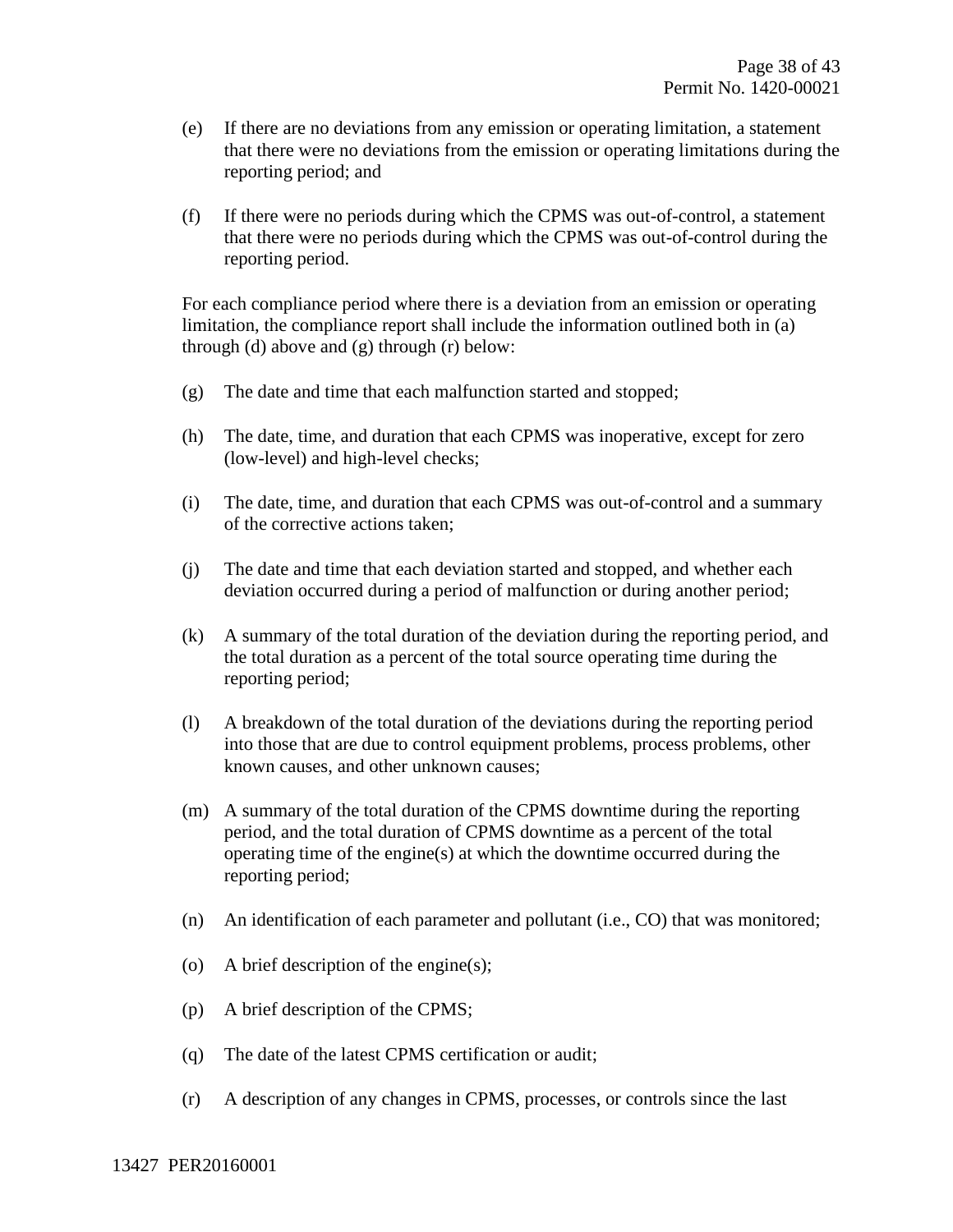(e) If there are no deviations from any emission or operating limitation, a statement that there were no deviations from the emission or operating limitations during the reporting period; and

(f) If there were no periods during which the CPMS was out-of-control, a statement that there were no periods during which the CPMS was out-of-control during the reporting period.

For each compliance period where there is a deviation from an emission or operating limitation, the compliance report shall include the information outlined both in (a) through (d) above and (g) through (r) below:

(g) The date and time that each malfunction started and stopped;

(h) The date, time, and duration that each CPMS was inoperative, except for zero (low-level) and high-level checks;

(i) The date, time, and duration that each CPMS was out-of-control and a summary of the corrective actions taken;

(j) The date and time that each deviation started and stopped, and whether each deviation occurred during a period of malfunction or during another period;

(k) A summary of the total duration of the deviation during the reporting period, and the total duration as a percent of the total source operating time during the reporting period;

(l) A breakdown of the total duration of the deviations during the reporting period into those that are due to control equipment problems, process problems, other known causes, and other unknown causes;

(m) A summary of the total duration of the CPMS downtime during the reporting period, and the total duration of CPMS downtime as a percent of the total operating time of the engine(s) at which the downtime occurred during the reporting period;

(n) An identification of each parameter and pollutant (i.e., CO) that was monitored;

(o) A brief description of the engine(s);

(p) A brief description of the CPMS;

(q) The date of the latest CPMS certification or audit;

(r) A description of any changes in CPMS, processes, or controls since the last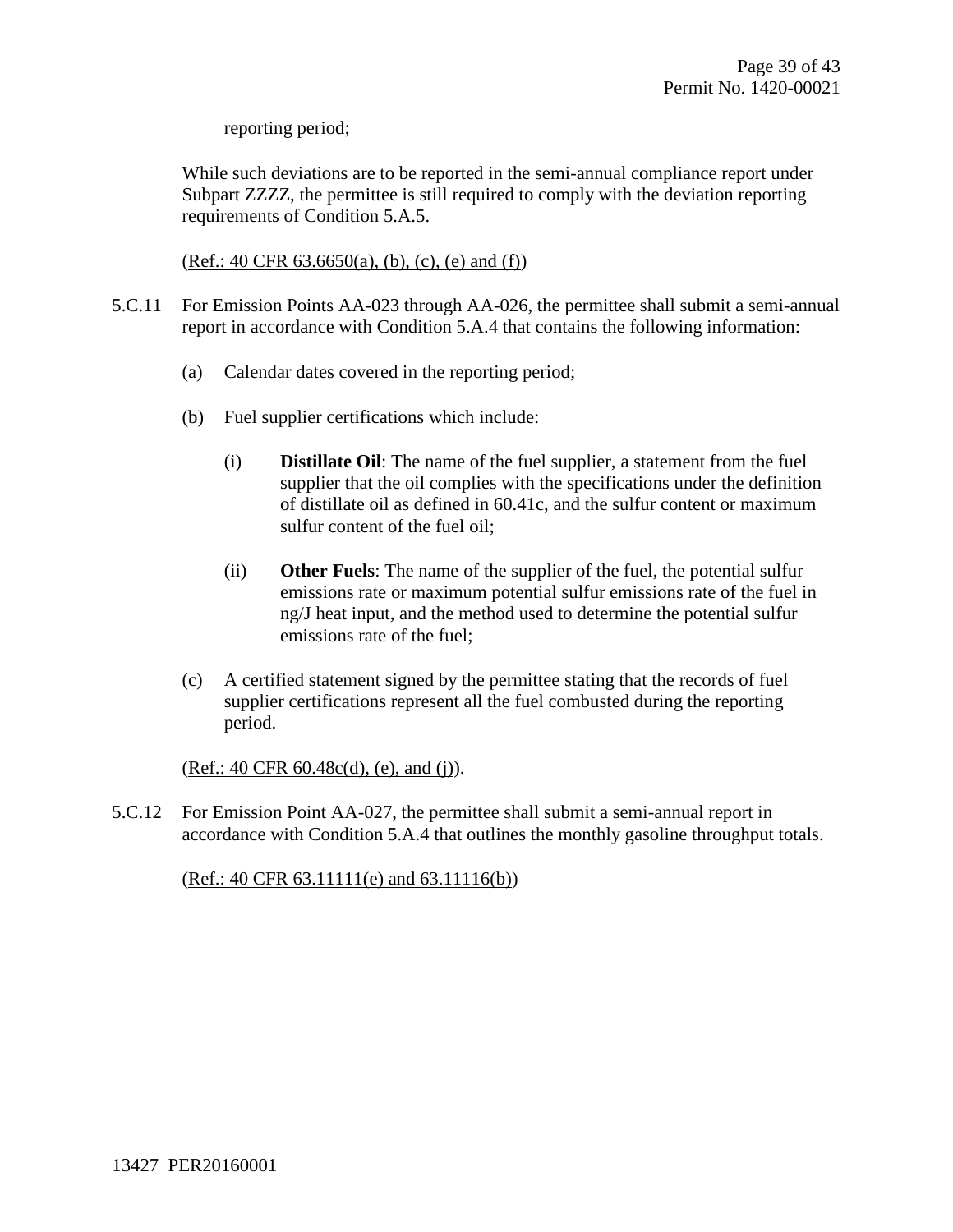reporting period;

While such deviations are to be reported in the semi-annual compliance report under Subpart ZZZZ, the permittee is still required to comply with the deviation reporting requirements of Condition 5.A.5.

(Ref.: 40 CFR 63.6650(a), (b), (c), (e) and (f))

5.C.11 For Emission Points AA-023 through AA-026, the permittee shall submit a semi-annual report in accordance with Condition 5.A.4 that contains the following information:

(a) Calendar dates covered in the reporting period;

(b) Fuel supplier certifications which include:

(i) **Distillate Oil**: The name of the fuel supplier, a statement from the fuel supplier that the oil complies with the specifications under the definition of distillate oil as defined in 60.41c, and the sulfur content or maximum sulfur content of the fuel oil;

(ii) **Other Fuels**: The name of the supplier of the fuel, the potential sulfur emissions rate or maximum potential sulfur emissions rate of the fuel in ng/J heat input, and the method used to determine the potential sulfur emissions rate of the fuel;

(c) A certified statement signed by the permittee stating that the records of fuel supplier certifications represent all the fuel combusted during the reporting period.

(Ref.: 40 CFR 60.48c(d), (e), and (j)).

5.C.12 For Emission Point AA-027, the permittee shall submit a semi-annual report in accordance with Condition 5.A.4 that outlines the monthly gasoline throughput totals.

(Ref.: 40 CFR 63.11111(e) and 63.11116(b))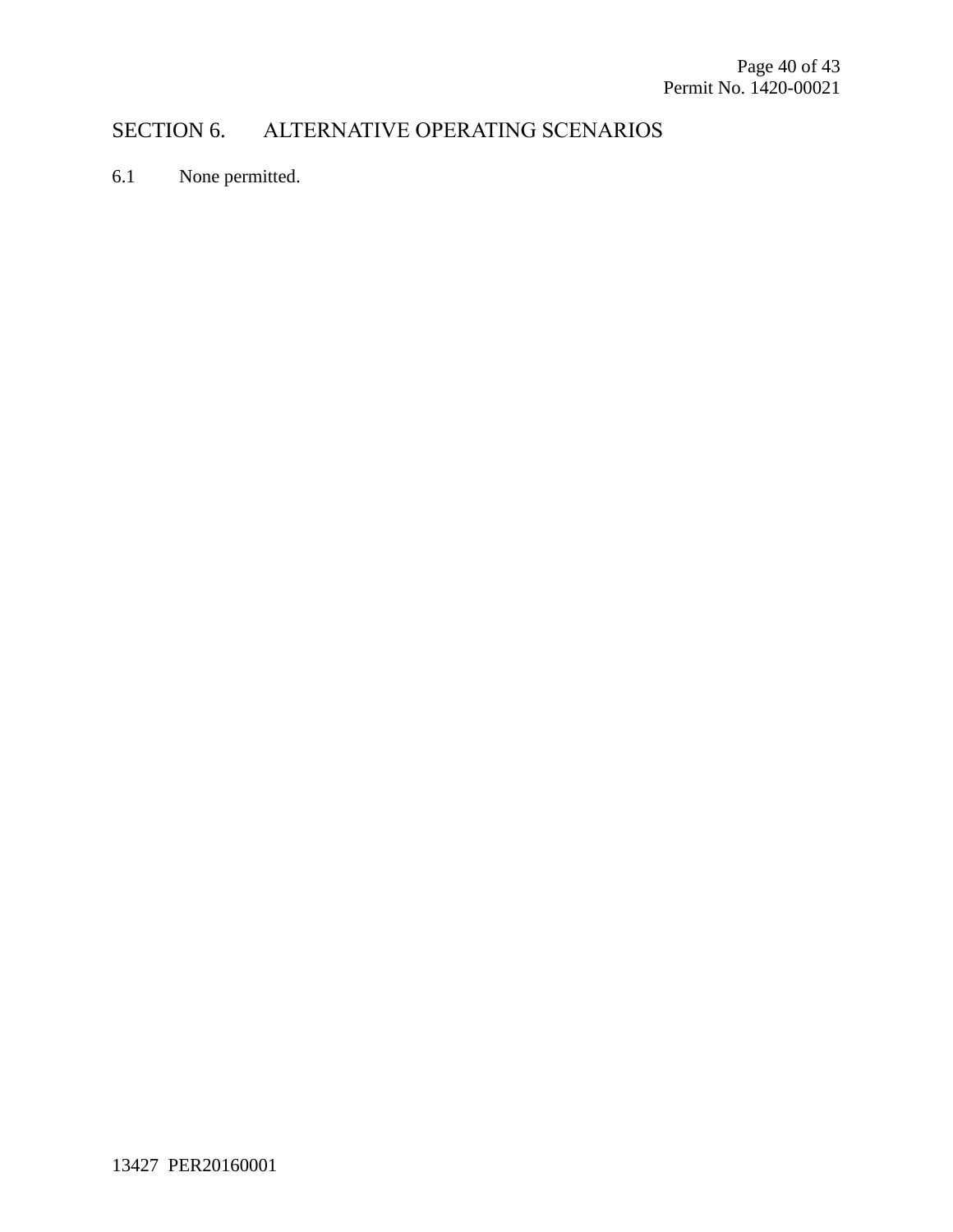## SECTION 6. ALTERNATIVE OPERATING SCENARIOS

6.1 None permitted.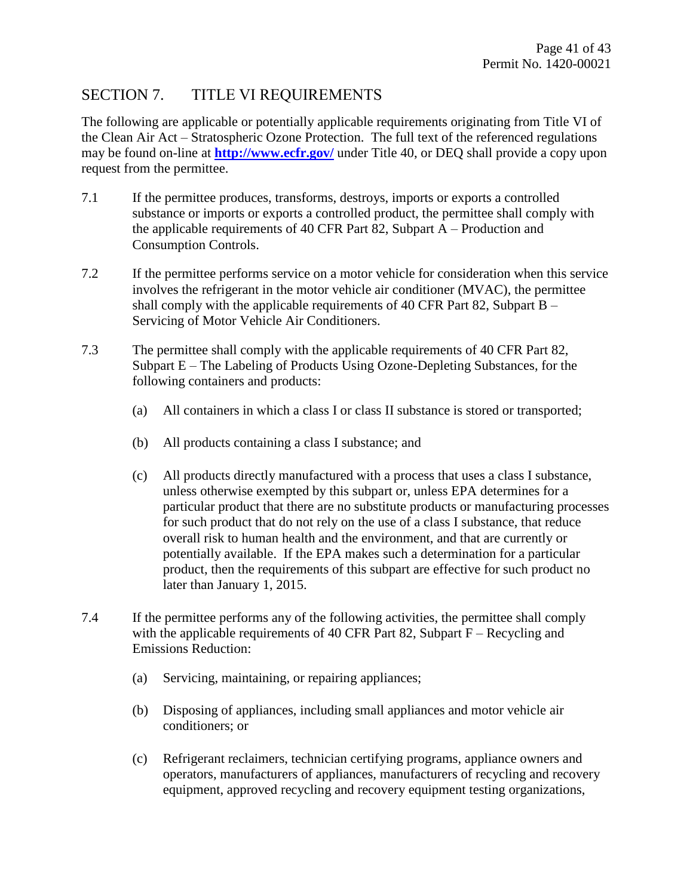## SECTION 7. TITLE VI REQUIREMENTS

The following are applicable or potentially applicable requirements originating from Title VI of the Clean Air Act – Stratospheric Ozone Protection. The full text of the referenced regulations may be found on-line at **http://www.ecfr.gov/** under Title 40, or DEQ shall provide a copy upon request from the permittee.

7.1 If the permittee produces, transforms, destroys, imports or exports a controlled substance or imports or exports a controlled product, the permittee shall comply with the applicable requirements of 40 CFR Part 82, Subpart A – Production and Consumption Controls.

7.2 If the permittee performs service on a motor vehicle for consideration when this service involves the refrigerant in the motor vehicle air conditioner (MVAC), the permittee shall comply with the applicable requirements of 40 CFR Part 82, Subpart B – Servicing of Motor Vehicle Air Conditioners.

7.3 The permittee shall comply with the applicable requirements of 40 CFR Part 82, Subpart E – The Labeling of Products Using Ozone-Depleting Substances, for the following containers and products:

(a) All containers in which a class I or class II substance is stored or transported;

(b) All products containing a class I substance; and

(c) All products directly manufactured with a process that uses a class I substance, unless otherwise exempted by this subpart or, unless EPA determines for a particular product that there are no substitute products or manufacturing processes for such product that do not rely on the use of a class I substance, that reduce overall risk to human health and the environment, and that are currently or potentially available. If the EPA makes such a determination for a particular product, then the requirements of this subpart are effective for such product no later than January 1, 2015.

7.4 If the permittee performs any of the following activities, the permittee shall comply with the applicable requirements of 40 CFR Part 82, Subpart F – Recycling and Emissions Reduction:

(a) Servicing, maintaining, or repairing appliances;

(b) Disposing of appliances, including small appliances and motor vehicle air conditioners; or

(c) Refrigerant reclaimers, technician certifying programs, appliance owners and operators, manufacturers of appliances, manufacturers of recycling and recovery equipment, approved recycling and recovery equipment testing organizations,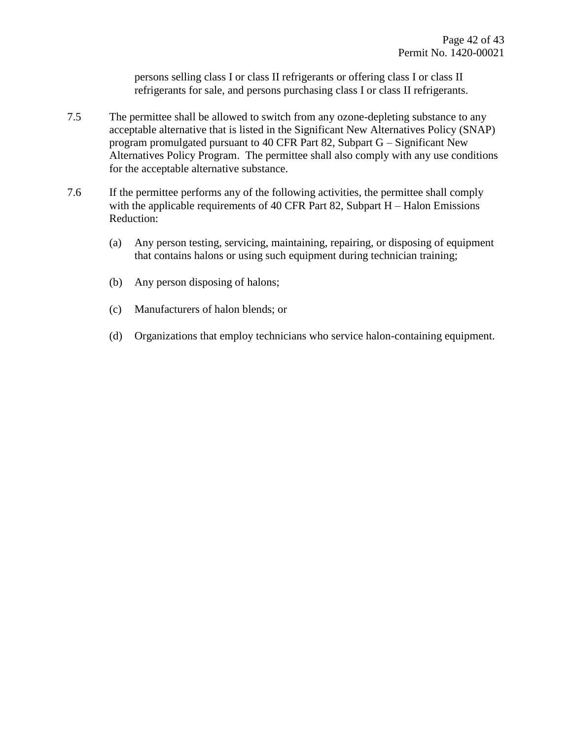persons selling class I or class II refrigerants or offering class I or class II refrigerants for sale, and persons purchasing class I or class II refrigerants.

7.5 The permittee shall be allowed to switch from any ozone-depleting substance to any acceptable alternative that is listed in the Significant New Alternatives Policy (SNAP) program promulgated pursuant to 40 CFR Part 82, Subpart G – Significant New Alternatives Policy Program. The permittee shall also comply with any use conditions for the acceptable alternative substance.

7.6 If the permittee performs any of the following activities, the permittee shall comply with the applicable requirements of 40 CFR Part 82, Subpart H – Halon Emissions Reduction:

(a) Any person testing, servicing, maintaining, repairing, or disposing of equipment that contains halons or using such equipment during technician training;

(b) Any person disposing of halons;

(c) Manufacturers of halon blends; or

(d) Organizations that employ technicians who service halon-containing equipment.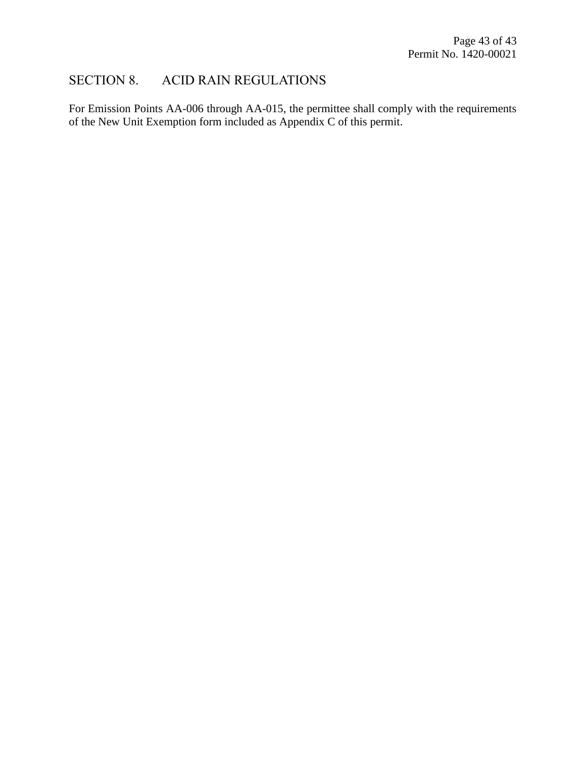# SECTION 8. ACID RAIN REGULATIONS

For Emission Points AA-006 through AA-015, the permittee shall comply with the requirements of the New Unit Exemption form included as Appendix C of this permit.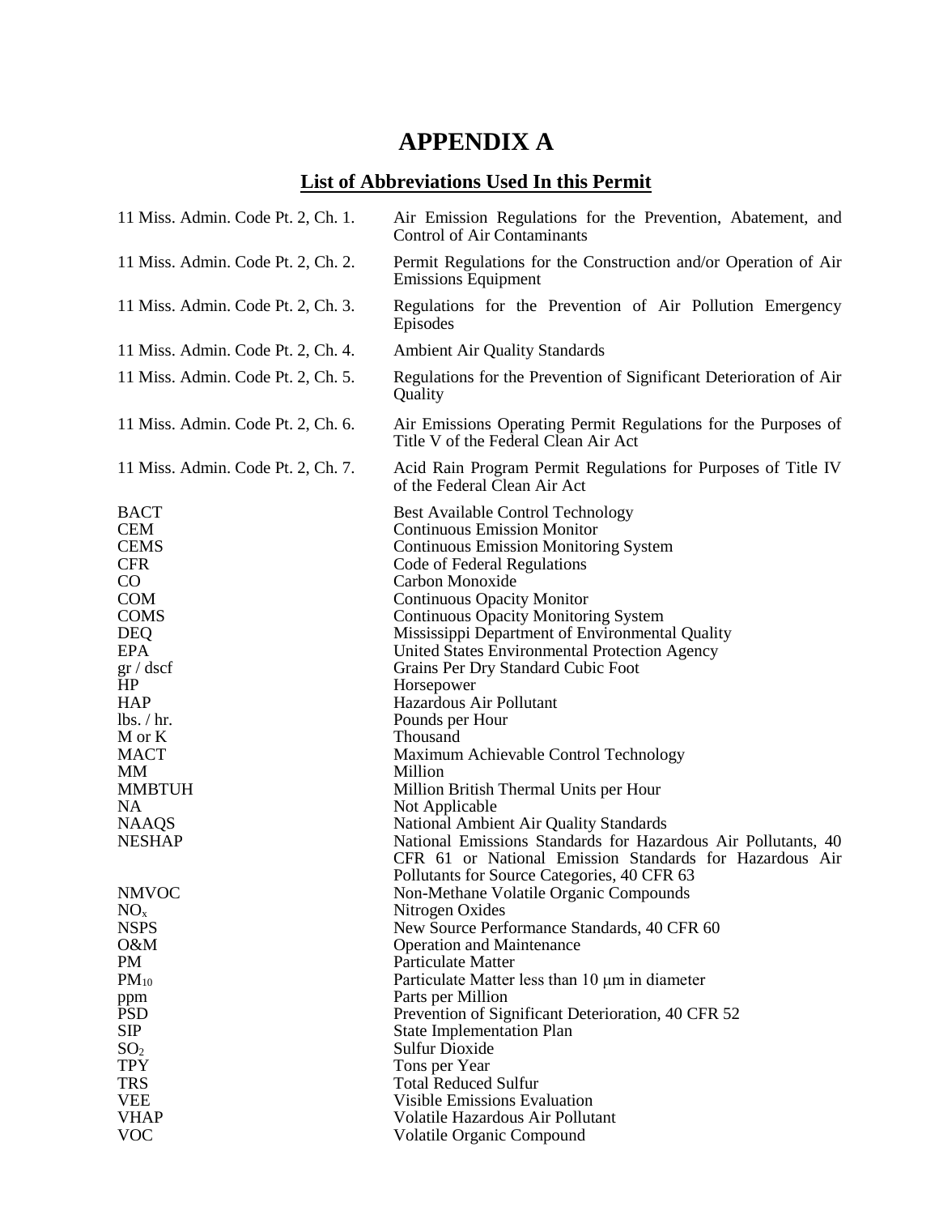# APPENDIX A

## List of Abbreviations Used In this Permit

| | |
|---|---|
| 11 Miss. Admin. Code Pt. 2, Ch. 1. | Air Emission Regulations for the Prevention, Abatement, and Control of Air Contaminants |
| 11 Miss. Admin. Code Pt. 2, Ch. 2. | Permit Regulations for the Construction and/or Operation of Air Emissions Equipment |
| 11 Miss. Admin. Code Pt. 2, Ch. 3. | Regulations for the Prevention of Air Pollution Emergency Episodes |
| 11 Miss. Admin. Code Pt. 2, Ch. 4. | Ambient Air Quality Standards |
| 11 Miss. Admin. Code Pt. 2, Ch. 5. | Regulations for the Prevention of Significant Deterioration of Air Quality |
| 11 Miss. Admin. Code Pt. 2, Ch. 6. | Air Emissions Operating Permit Regulations for the Purposes of Title V of the Federal Clean Air Act |
| 11 Miss. Admin. Code Pt. 2, Ch. 7. | Acid Rain Program Permit Regulations for Purposes of Title IV of the Federal Clean Air Act |
| BACT | Best Available Control Technology |
| CEM | Continuous Emission Monitor |
| CEMS | Continuous Emission Monitoring System |
| CFR | Code of Federal Regulations |
| CO | Carbon Monoxide |
| COM | Continuous Opacity Monitor |
| COMS | Continuous Opacity Monitoring System |
| DEQ | Mississippi Department of Environmental Quality |
| EPA | United States Environmental Protection Agency |
| gr / dscf | Grains Per Dry Standard Cubic Foot |
| HP | Horsepower |
| HAP | Hazardous Air Pollutant |
| lbs. / hr. | Pounds per Hour |
| M or K | Thousand |
| MACT | Maximum Achievable Control Technology |
| MM | Million |
| MMBTUH | Million British Thermal Units per Hour |
| NA | Not Applicable |
| NAAQS | National Ambient Air Quality Standards |
| NESHAP | National Emissions Standards for Hazardous Air Pollutants, 40 CFR 61 or National Emission Standards for Hazardous Air Pollutants for Source Categories, 40 CFR 63 |
| NMVOC | Non-Methane Volatile Organic Compounds |
| $NO_x$ | Nitrogen Oxides |
| NSPS | New Source Performance Standards, 40 CFR 60 |
| O&M | Operation and Maintenance |
| PM | Particulate Matter |
| $PM_{10}$ | Particulate Matter less than 10 μm in diameter |
| ppm | Parts per Million |
| PSD | Prevention of Significant Deterioration, 40 CFR 52 |
| SIP | State Implementation Plan |
| $SO_2$ | Sulfur Dioxide |
| TPY | Tons per Year |
| TRS | Total Reduced Sulfur |
| VEE | Visible Emissions Evaluation |
| VHAP | Volatile Hazardous Air Pollutant |
| VOC | Volatile Organic Compound |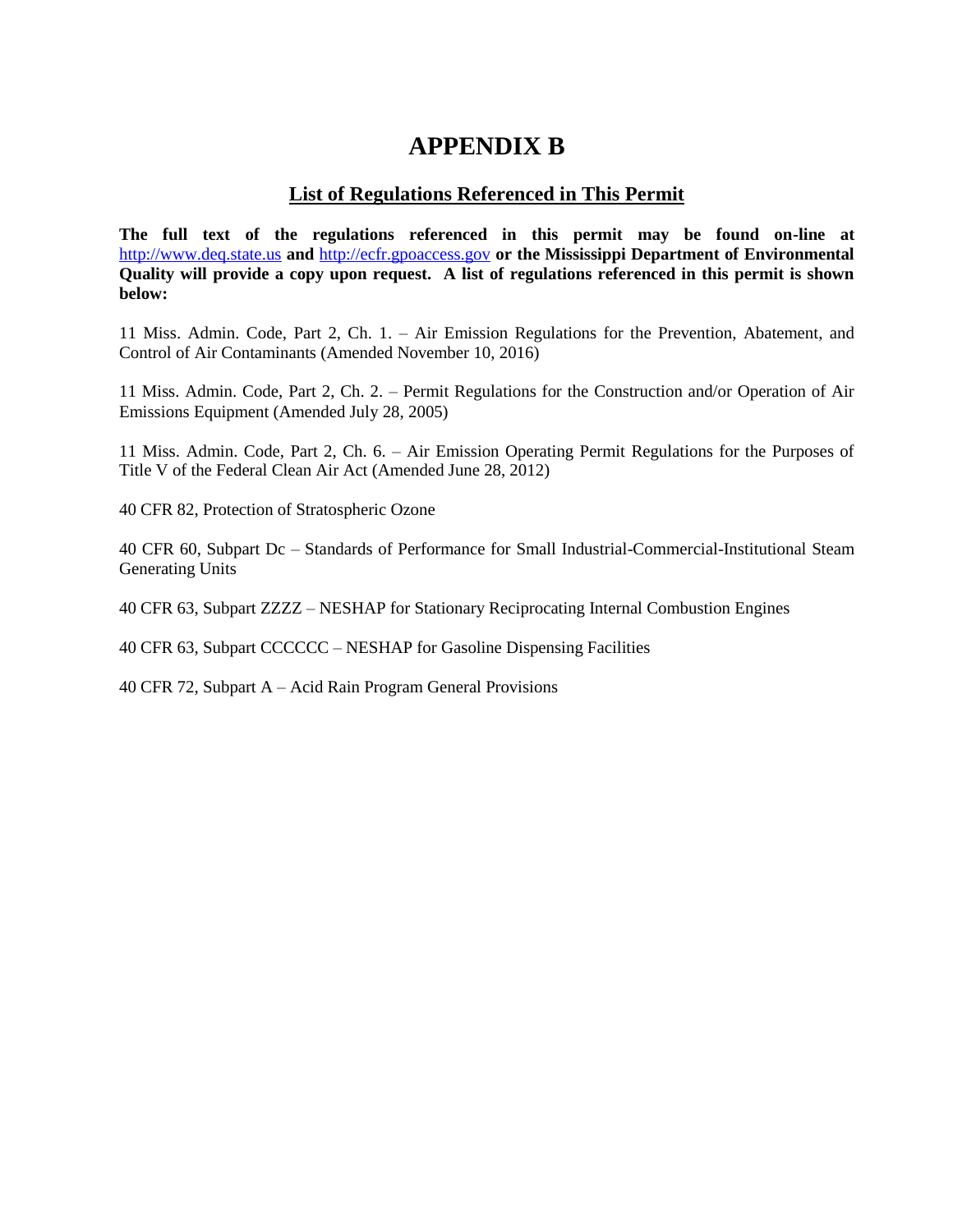# APPENDIX B

## List of Regulations Referenced in This Permit

**The full text of the regulations referenced in this permit may be found on-line at http://www.deq.state.us and http://ecfr.gpoaccess.gov or the Mississippi Department of Environmental Quality will provide a copy upon request. A list of regulations referenced in this permit is shown below:**

11 Miss. Admin. Code, Part 2, Ch. 1. – Air Emission Regulations for the Prevention, Abatement, and Control of Air Contaminants (Amended November 10, 2016)

11 Miss. Admin. Code, Part 2, Ch. 2. – Permit Regulations for the Construction and/or Operation of Air Emissions Equipment (Amended July 28, 2005)

11 Miss. Admin. Code, Part 2, Ch. 6. – Air Emission Operating Permit Regulations for the Purposes of Title V of the Federal Clean Air Act (Amended June 28, 2012)

40 CFR 82, Protection of Stratospheric Ozone

40 CFR 60, Subpart Dc – Standards of Performance for Small Industrial-Commercial-Institutional Steam Generating Units

40 CFR 63, Subpart ZZZZ – NESHAP for Stationary Reciprocating Internal Combustion Engines

40 CFR 63, Subpart CCCCCC – NESHAP for Gasoline Dispensing Facilities

40 CFR 72, Subpart A – Acid Rain Program General Provisions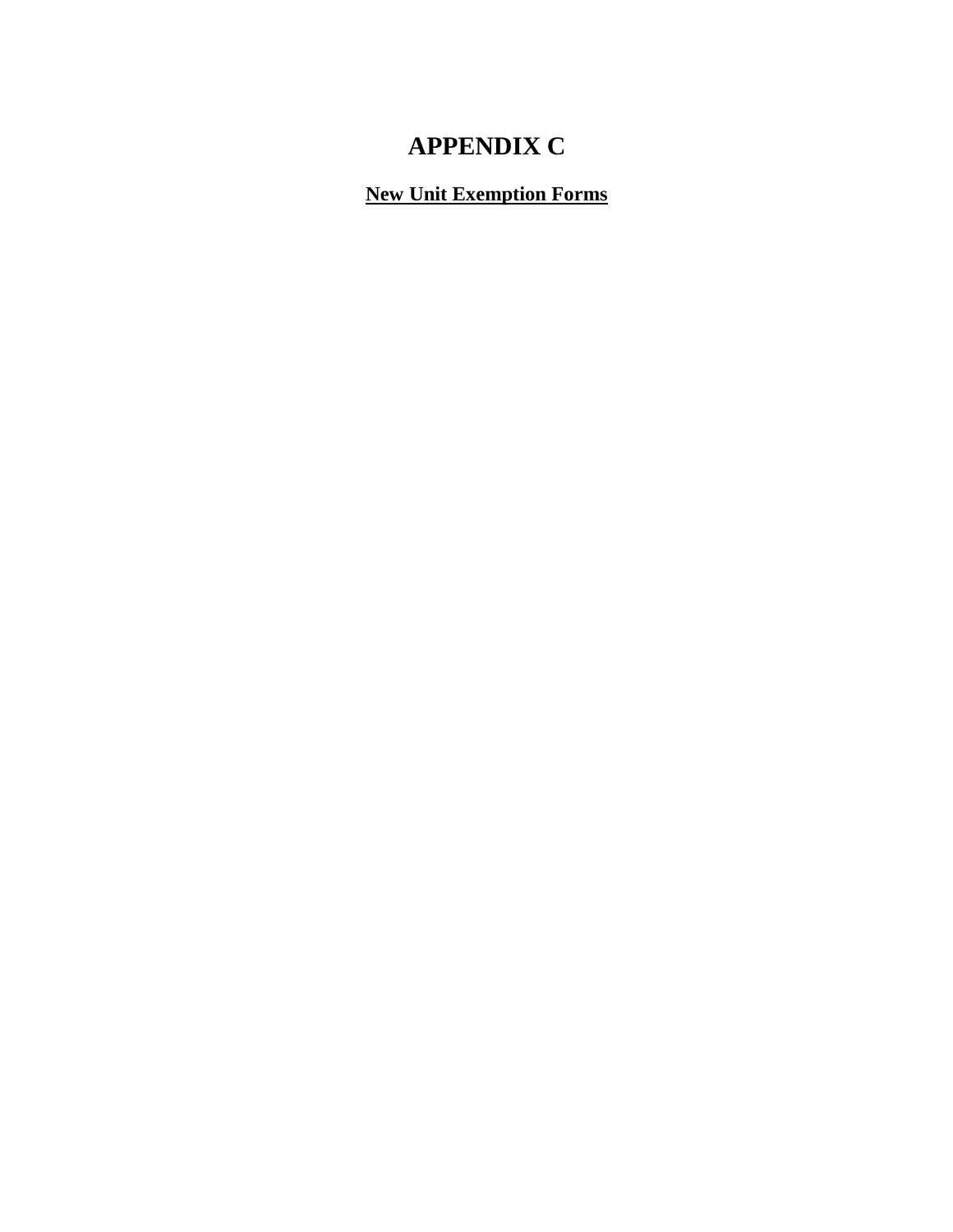# APPENDIX C

**New Unit Exemption Forms**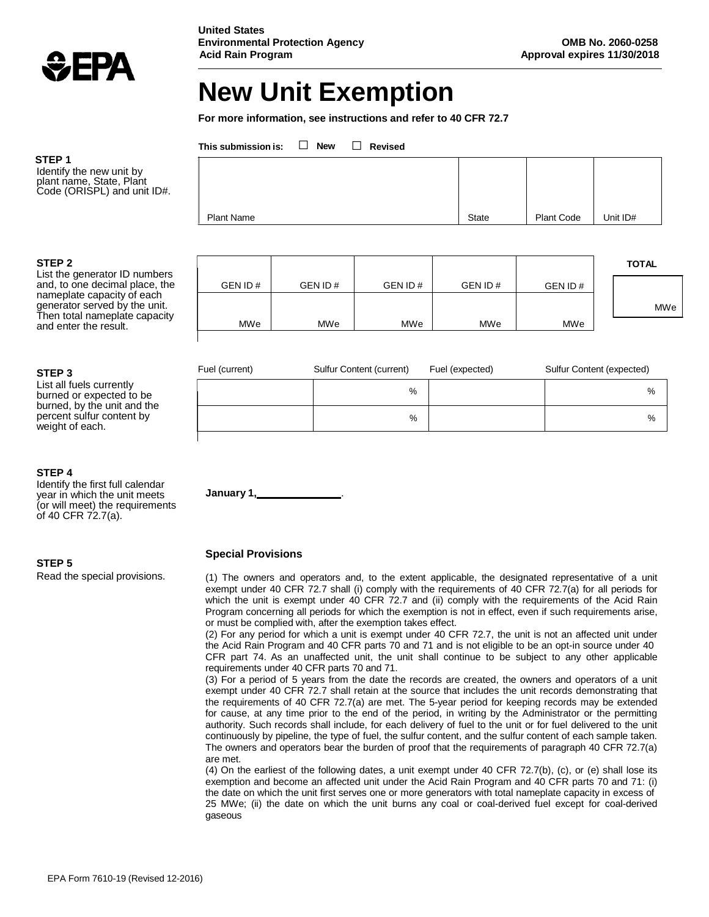United States
Environmental Protection Agency
Acid Rain Program

OMB No. 2060-0258
Approval expires 11/30/2018

# New Unit Exemption

**For more information, see instructions and refer to 40 CFR 72.7**

**This submission is:** ☐ **New** ☐ **Revised**

**STEP 1**

Identify the new unit by plant name, State, Plant Code (ORISPL) and unit ID#.

| Plant Name | State | Plant Code | Unit ID# |
|---|---|---|---|
| | | | |

**STEP 2**

List the generator ID numbers and, to one decimal place, the nameplate capacity of each generator served by the unit. Then total nameplate capacity and enter the result.

| GEN ID # | GEN ID # | GEN ID # | GEN ID # | GEN ID # | TOTAL |
|---|---|---|---|---|---|
| MWe | MWe | MWe | MWe | MWe | MWe |

**STEP 3**

List all fuels currently burned or expected to be burned, by the unit and the percent sulfur content by weight of each.

| Fuel (current) | Sulfur Content (current) | Fuel (expected) | Sulfur Content (expected) |
|---|---|---|---|
| | % | | % |
| | % | | % |

**STEP 4**

Identify the first full calendar year in which the unit meets (or will meet) the requirements of 40 CFR 72.7(a).

**January 1,**\_\_\_\_\_\_\_\_\_\_\_\_\_\_.

**STEP 5**

Read the special provisions.

**Special Provisions**

(1) The owners and operators and, to the extent applicable, the designated representative of a unit exempt under 40 CFR 72.7 shall (i) comply with the requirements of 40 CFR 72.7(a) for all periods for which the unit is exempt under 40 CFR 72.7 and (ii) comply with the requirements of the Acid Rain Program concerning all periods for which the exemption is not in effect, even if such requirements arise, or must be complied with, after the exemption takes effect.

(2) For any period for which a unit is exempt under 40 CFR 72.7, the unit is not an affected unit under the Acid Rain Program and 40 CFR parts 70 and 71 and is not eligible to be an opt-in source under 40 CFR part 74. As an unaffected unit, the unit shall continue to be subject to any other applicable requirements under 40 CFR parts 70 and 71.

(3) For a period of 5 years from the date the records are created, the owners and operators of a unit exempt under 40 CFR 72.7 shall retain at the source that includes the unit records demonstrating that the requirements of 40 CFR 72.7(a) are met. The 5-year period for keeping records may be extended for cause, at any time prior to the end of the period, in writing by the Administrator or the permitting authority. Such records shall include, for each delivery of fuel to the unit or for fuel delivered to the unit continuously by pipeline, the type of fuel, the sulfur content, and the sulfur content of each sample taken. The owners and operators bear the burden of proof that the requirements of paragraph 40 CFR 72.7(a) are met.

(4) On the earliest of the following dates, a unit exempt under 40 CFR 72.7(b), (c), or (e) shall lose its exemption and become an affected unit under the Acid Rain Program and 40 CFR parts 70 and 71: (i) the date on which the unit first serves one or more generators with total nameplate capacity in excess of 25 MWe; (ii) the date on which the unit burns any coal or coal-derived fuel except for coal-derived gaseous

EPA Form 7610-19 (Revised 12-2016)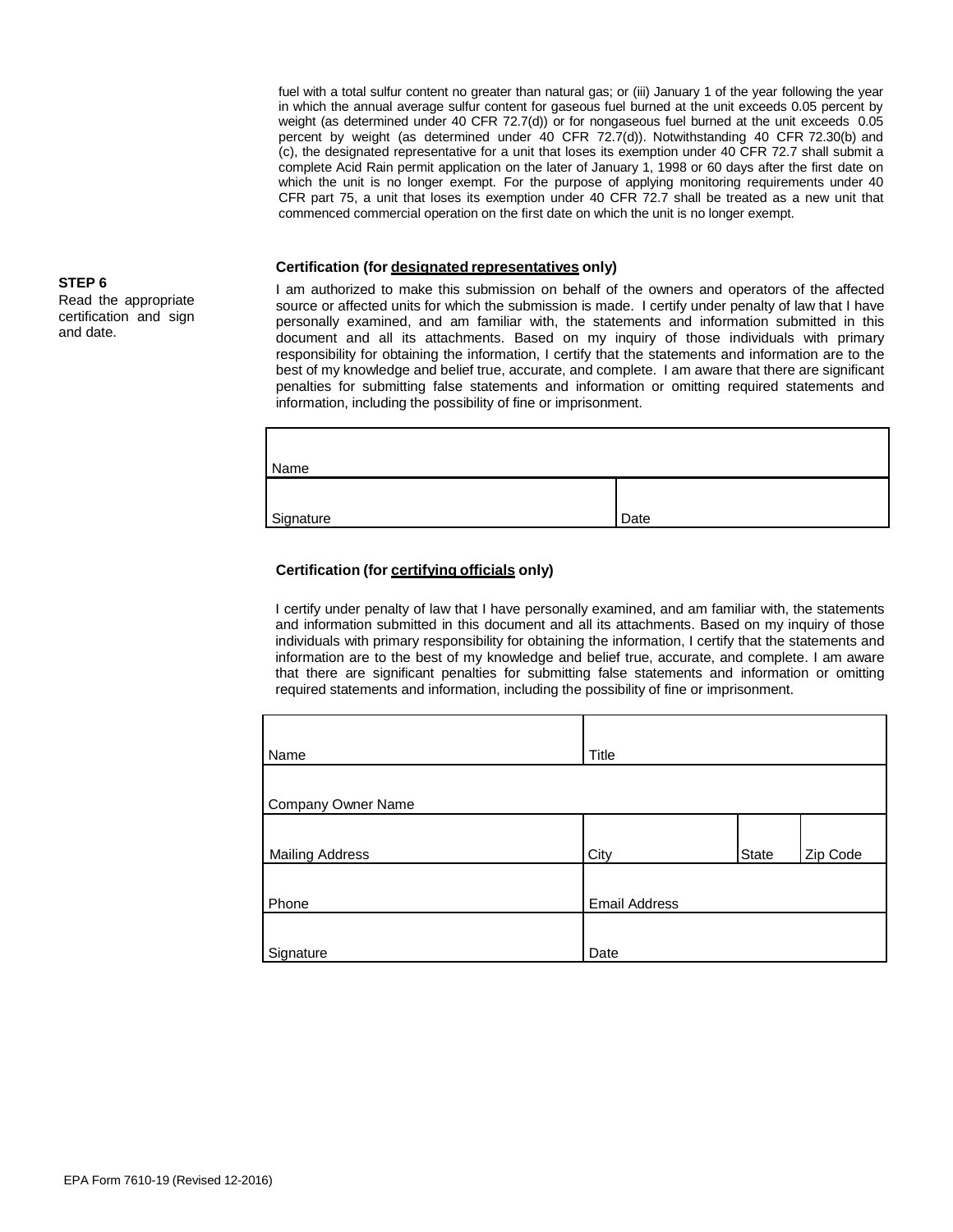fuel with a total sulfur content no greater than natural gas; or (iii) January 1 of the year following the year in which the annual average sulfur content for gaseous fuel burned at the unit exceeds 0.05 percent by weight (as determined under 40 CFR 72.7(d)) or for nongaseous fuel burned at the unit exceeds 0.05 percent by weight (as determined under 40 CFR 72.7(d)). Notwithstanding 40 CFR 72.30(b) and (c), the designated representative for a unit that loses its exemption under 40 CFR 72.7 shall submit a complete Acid Rain permit application on the later of January 1, 1998 or 60 days after the first date on which the unit is no longer exempt. For the purpose of applying monitoring requirements under 40 CFR part 75, a unit that loses its exemption under 40 CFR 72.7 shall be treated as a new unit that commenced commercial operation on the first date on which the unit is no longer exempt.

**STEP 6**
Read the appropriate certification and sign and date.

**Certification (for designated representatives only)**

I am authorized to make this submission on behalf of the owners and operators of the affected source or affected units for which the submission is made. I certify under penalty of law that I have personally examined, and am familiar with, the statements and information submitted in this document and all its attachments. Based on my inquiry of those individuals with primary responsibility for obtaining the information, I certify that the statements and information are to the best of my knowledge and belief true, accurate, and complete. I am aware that there are significant penalties for submitting false statements and information or omitting required statements and information, including the possibility of fine or imprisonment.

| Name | |
|---|---|
| Signature | Date |

**Certification (for certifying officials only)**

I certify under penalty of law that I have personally examined, and am familiar with, the statements and information submitted in this document and all its attachments. Based on my inquiry of those individuals with primary responsibility for obtaining the information, I certify that the statements and information are to the best of my knowledge and belief true, accurate, and complete. I am aware that there are significant penalties for submitting false statements and information or omitting required statements and information, including the possibility of fine or imprisonment.

| Name | Title | | |
|---|---|---|---|
| Company Owner Name | | | |
| Mailing Address | City | State | Zip Code |
| Phone | Email Address | | |
| Signature | Date | | |

EPA Form 7610-19 (Revised 12-2016)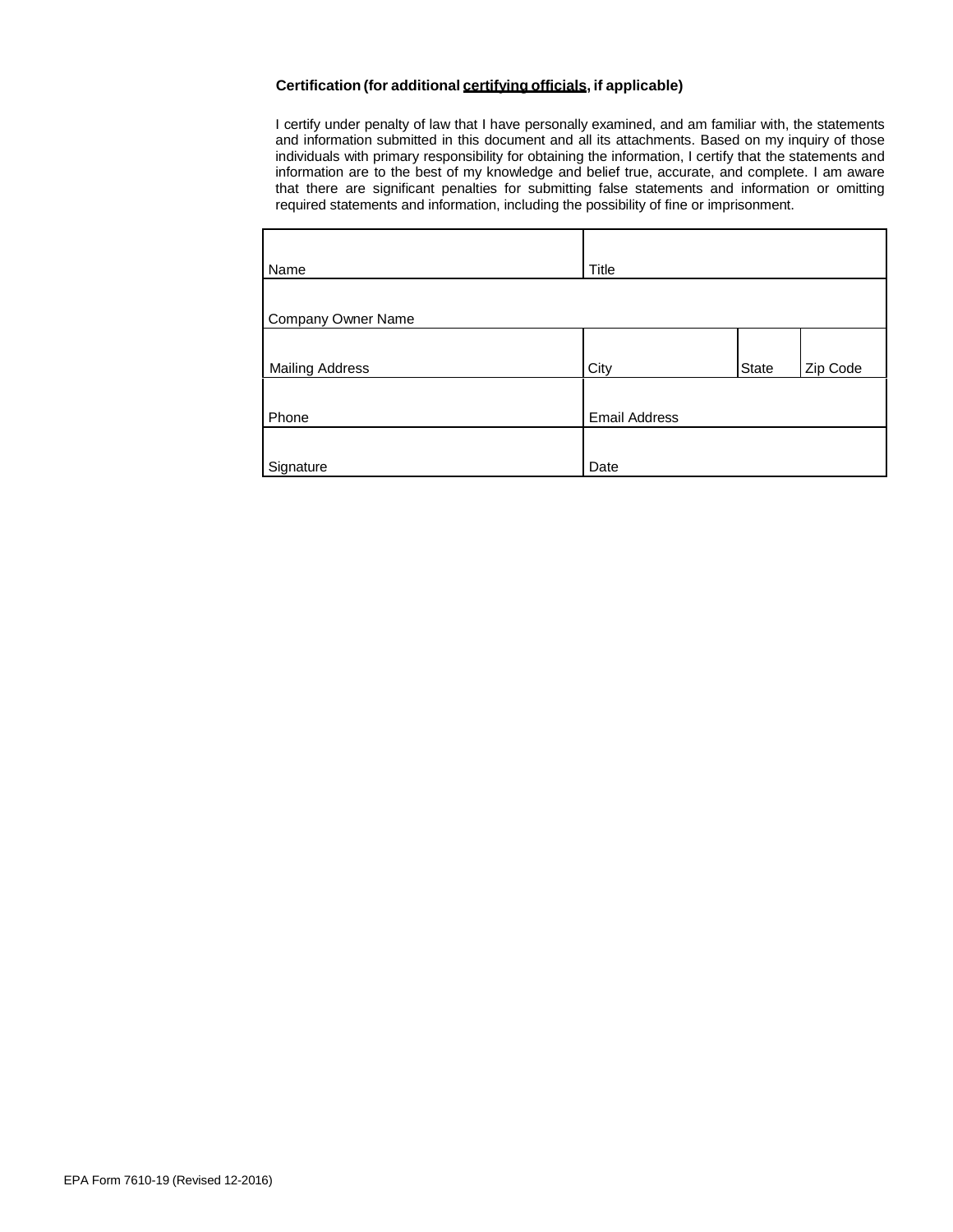**Certification (for additional certifying officials, if applicable)**

I certify under penalty of law that I have personally examined, and am familiar with, the statements and information submitted in this document and all its attachments. Based on my inquiry of those individuals with primary responsibility for obtaining the information, I certify that the statements and information are to the best of my knowledge and belief true, accurate, and complete. I am aware that there are significant penalties for submitting false statements and information or omitting required statements and information, including the possibility of fine or imprisonment.

| Name | Title | | |
|---|---|---|---|
| Company Owner Name | | | |
| Mailing Address | City | State | Zip Code |
| Phone | Email Address | | |
| Signature | Date | | |

EPA Form 7610-19 (Revised 12-2016)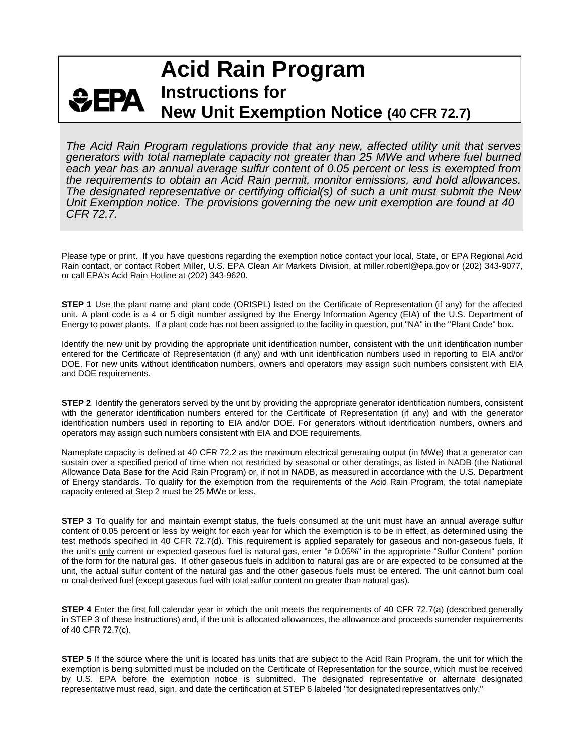# Acid Rain Program

## Instructions for New Unit Exemption Notice (40 CFR 72.7)

*The Acid Rain Program regulations provide that any new, affected utility unit that serves generators with total nameplate capacity not greater than 25 MWe and where fuel burned each year has an annual average sulfur content of 0.05 percent or less is exempted from the requirements to obtain an Acid Rain permit, monitor emissions, and hold allowances. The designated representative or certifying official(s) of such a unit must submit the New Unit Exemption notice. The provisions governing the new unit exemption are found at 40 CFR 72.7.*

Please type or print. If you have questions regarding the exemption notice contact your local, State, or EPA Regional Acid Rain contact, or contact Robert Miller, U.S. EPA Clean Air Markets Division, at miller.robertl@epa.gov or (202) 343-9077, or call EPA's Acid Rain Hotline at (202) 343-9620.

**STEP 1** Use the plant name and plant code (ORISPL) listed on the Certificate of Representation (if any) for the affected unit. A plant code is a 4 or 5 digit number assigned by the Energy Information Agency (EIA) of the U.S. Department of Energy to power plants. If a plant code has not been assigned to the facility in question, put "NA" in the "Plant Code" box.

Identify the new unit by providing the appropriate unit identification number, consistent with the unit identification number entered for the Certificate of Representation (if any) and with unit identification numbers used in reporting to EIA and/or DOE. For new units without identification numbers, owners and operators may assign such numbers consistent with EIA and DOE requirements.

**STEP 2** Identify the generators served by the unit by providing the appropriate generator identification numbers, consistent with the generator identification numbers entered for the Certificate of Representation (if any) and with the generator identification numbers used in reporting to EIA and/or DOE. For generators without identification numbers, owners and operators may assign such numbers consistent with EIA and DOE requirements.

Nameplate capacity is defined at 40 CFR 72.2 as the maximum electrical generating output (in MWe) that a generator can sustain over a specified period of time when not restricted by seasonal or other deratings, as listed in NADB (the National Allowance Data Base for the Acid Rain Program) or, if not in NADB, as measured in accordance with the U.S. Department of Energy standards. To qualify for the exemption from the requirements of the Acid Rain Program, the total nameplate capacity entered at Step 2 must be 25 MWe or less.

**STEP 3** To qualify for and maintain exempt status, the fuels consumed at the unit must have an annual average sulfur content of 0.05 percent or less by weight for each year for which the exemption is to be in effect, as determined using the test methods specified in 40 CFR 72.7(d). This requirement is applied separately for gaseous and non-gaseous fuels. If the unit's <u>only</u> current or expected gaseous fuel is natural gas, enter "# 0.05%" in the appropriate "Sulfur Content" portion of the form for the natural gas. If other gaseous fuels in addition to natural gas are or are expected to be consumed at the unit, the <u>actual</u> sulfur content of the natural gas and the other gaseous fuels must be entered. The unit cannot burn coal or coal-derived fuel (except gaseous fuel with total sulfur content no greater than natural gas).

**STEP 4** Enter the first full calendar year in which the unit meets the requirements of 40 CFR 72.7(a) (described generally in STEP 3 of these instructions) and, if the unit is allocated allowances, the allowance and proceeds surrender requirements of 40 CFR 72.7(c).

**STEP 5** If the source where the unit is located has units that are subject to the Acid Rain Program, the unit for which the exemption is being submitted must be included on the Certificate of Representation for the source, which must be received by U.S. EPA before the exemption notice is submitted. The designated representative or alternate designated representative must read, sign, and date the certification at STEP 6 labeled "for <u>designated representatives</u> only."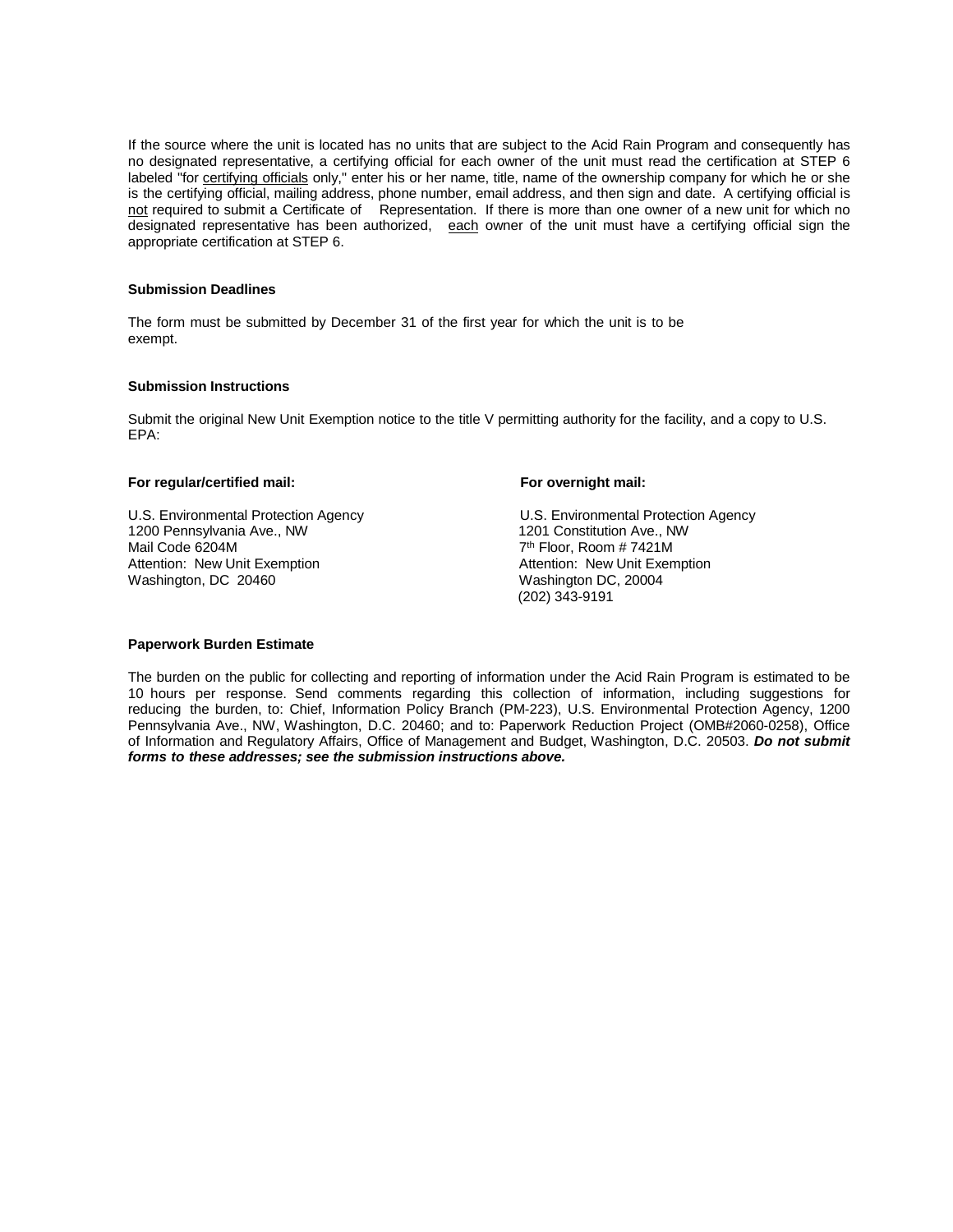If the source where the unit is located has no units that are subject to the Acid Rain Program and consequently has no designated representative, a certifying official for each owner of the unit must read the certification at STEP 6 labeled "for certifying officials only," enter his or her name, title, name of the ownership company for which he or she is the certifying official, mailing address, phone number, email address, and then sign and date. A certifying official is not required to submit a Certificate of Representation. If there is more than one owner of a new unit for which no designated representative has been authorized, each owner of the unit must have a certifying official sign the appropriate certification at STEP 6.

**Submission Deadlines**

The form must be submitted by December 31 of the first year for which the unit is to be exempt.

**Submission Instructions**

Submit the original New Unit Exemption notice to the title V permitting authority for the facility, and a copy to U.S. EPA:

**For regular/certified mail:**

U.S. Environmental Protection Agency
1200 Pennsylvania Ave., NW
Mail Code 6204M
Attention: New Unit Exemption
Washington, DC 20460

**For overnight mail:**

U.S. Environmental Protection Agency
1201 Constitution Ave., NW
7th Floor, Room # 7421M
Attention: New Unit Exemption
Washington DC, 20004
(202) 343-9191

**Paperwork Burden Estimate**

The burden on the public for collecting and reporting of information under the Acid Rain Program is estimated to be 10 hours per response. Send comments regarding this collection of information, including suggestions for reducing the burden, to: Chief, Information Policy Branch (PM-223), U.S. Environmental Protection Agency, 1200 Pennsylvania Ave., NW, Washington, D.C. 20460; and to: Paperwork Reduction Project (OMB#2060-0258), Office of Information and Regulatory Affairs, Office of Management and Budget, Washington, D.C. 20503. ***Do not submit forms to these addresses; see the submission instructions above.***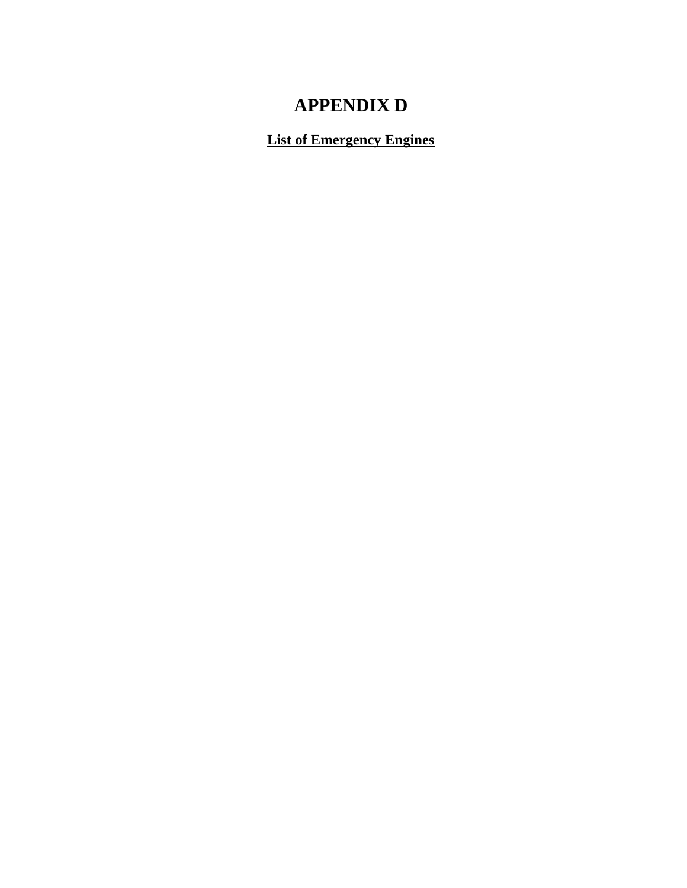# APPENDIX D

## List of Emergency Engines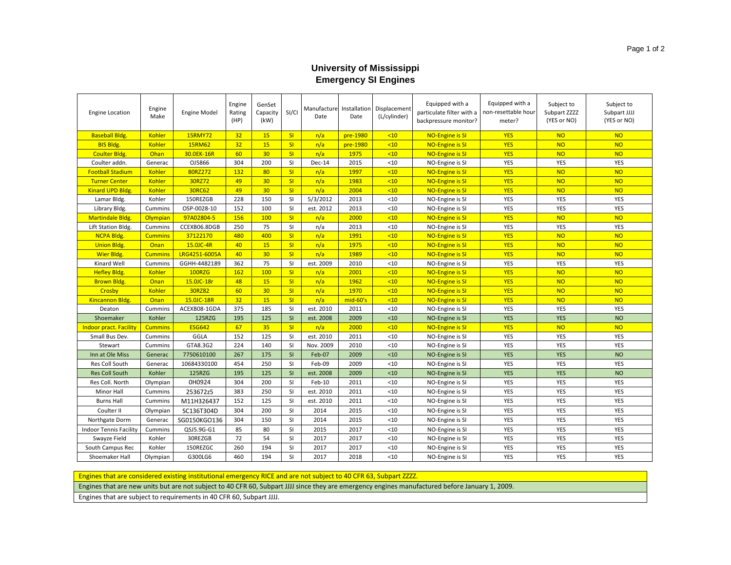# University of Mississippi
## Emergency SI Engines

| Engine Location | Engine Make | Engine Model | Engine Rating (HP) | GenSet Capacity (kW) | SI/CI | Manufacture Date | Installation Date | Displacement (L/cylinder) | Equipped with a particulate filter with a backpressure monitor? | Equipped with a non-resettable hour meter? | Subject to Subpart ZZZZ (YES or NO) | Subject to Subpart JJJJ (YES or NO) |
|---|---|---|---|---|---|---|---|---|---|---|---|---|
| Baseball Bldg. | Kohler | 15RMY72 | 32 | 15 | SI | n/a | pre-1980 | <10 | NO-Engine is SI | YES | NO | NO |
| BIS Bldg. | Kohler | 15RM62 | 32 | 15 | SI | n/a | pre-1980 | <10 | NO-Engine is SI | YES | NO | NO |
| Coulter Bldg. | Ohan | 30.0EK-16R | 60 | 30 | SI | n/a | 1975 | <10 | NO-Engine is SI | YES | NO | NO |
| Coulter addn. | Generac | OJ5866 | 304 | 200 | SI | Dec-14 | 2015 | <10 | NO-Engine is SI | YES | YES | YES |
| Football Stadium | Kohler | 80RZ272 | 132 | 80 | SI | n/a | 1997 | <10 | NO-Engine is SI | YES | NO | NO |
| Turner Center | Kohler | 30RZ72 | 49 | 30 | SI | n/a | 1983 | <10 | NO-Engine is SI | YES | NO | NO |
| Kinard UPD Bldg. | Kohler | 30RC62 | 49 | 30 | SI | n/a | 2004 | <10 | NO-Engine is SI | YES | NO | NO |
| Lamar Bldg. | Kohler | 150REZGB | 228 | 150 | SI | 5/3/2012 | 2013 | <10 | NO-Engine is SI | YES | YES | YES |
| Library Bldg. | Cummins | OSP-0028-10 | 152 | 100 | SI | est. 2012 | 2013 | <10 | NO-Engine is SI | YES | YES | YES |
| Martindale Bldg. | Olympian | 97A02804-5 | 156 | 100 | SI | n/a | 2000 | <10 | NO-Engine is SI | YES | NO | NO |
| Lift Station Bldg. | Cummins | CCEXB06.8DGB | 250 | 75 | SI | n/a | 2013 | <10 | NO-Engine is SI | YES | YES | YES |
| NCPA Bldg. | Cummins | 37122170 | 480 | 400 | SI | n/a | 1991 | <10 | NO-Engine is SI | YES | NO | NO |
| Union Bldg. | Onan | 15.0JC-4R | 40 | 15 | SI | n/a | 1975 | <10 | NO-Engine is SI | YES | NO | NO |
| Wier Bldg. | Cummins | LRG4251-6005A | 40 | 30 | SI | n/a | 1989 | <10 | NO-Engine is SI | YES | NO | NO |
| Kinard Well | Cummins | GGHH-4482189 | 362 | 75 | SI | est. 2009 | 2010 | <10 | NO-Engine is SI | YES | YES | YES |
| Hefley Bldg. | Kohler | 100RZG | 162 | 100 | SI | n/a | 2001 | <10 | NO-Engine is SI | YES | NO | NO |
| Brown Bldg. | Onan | 15.0JC-18r | 48 | 15 | SI | n/a | 1962 | <10 | NO-Engine is SI | YES | NO | NO |
| Crosby | Kohler | 30RZ82 | 60 | 30 | SI | n/a | 1970 | <10 | NO-Engine is SI | YES | NO | NO |
| Kincannon Bldg. | Onan | 15.0JC-18R | 32 | 15 | SI | n/a | mid-60's | <10 | NO-Engine is SI | YES | NO | NO |
| Deaton | Cummins | ACEXB08-1GDA | 375 | 185 | SI | est. 2010 | 2011 | <10 | NO-Engine is SI | YES | YES | YES |
| Shoemaker | Kohler | 125RZG | 195 | 125 | SI | est. 2008 | 2009 | <10 | NO-Engine is SI | YES | YES | NO |
| Indoor pract. Facility | Cummins | ESG642 | 67 | 35 | SI | n/a | 2000 | <10 | NO-Engine is SI | YES | NO | NO |
| Small Bus Dev. | Cummins | GGLA | 152 | 125 | SI | est. 2010 | 2011 | <10 | NO-Engine is SI | YES | YES | YES |
| Stewart | Cummins | GTA8.3G2 | 224 | 140 | SI | Nov. 2009 | 2010 | <10 | NO-Engine is SI | YES | YES | YES |
| Inn at Ole Miss | Generac | 7750610100 | 267 | 175 | SI | Feb-07 | 2009 | <10 | NO-Engine is SI | YES | YES | NO |
| Res Coll South | Generac | 10684330100 | 454 | 250 | SI | Feb-09 | 2009 | <10 | NO-Engine is SI | YES | YES | YES |
| Res Coll South | Kohler | 125RZG | 195 | 125 | SI | est. 2008 | 2009 | <10 | NO-Engine is SI | YES | YES | NO |
| Res Coll. North | Olympian | 0H0924 | 304 | 200 | SI | Feb-10 | 2011 | <10 | NO-Engine is SI | YES | YES | YES |
| Minor Hall | Cummins | 253672z5 | 383 | 250 | SI | est. 2010 | 2011 | <10 | NO-Engine is SI | YES | YES | YES |
| Burns Hall | Cummins | M11H326437 | 152 | 125 | SI | est. 2010 | 2011 | <10 | NO-Engine is SI | YES | YES | YES |
| Coulter II | Olympian | SC136T304D | 304 | 200 | SI | 2014 | 2015 | <10 | NO-Engine is SI | YES | YES | YES |
| Northgate Dorm | Generac | SG0150KGO136 | 304 | 150 | SI | 2014 | 2015 | <10 | NO-Engine is SI | YES | YES | YES |
| Indoor Tennis Facility | Cummins | QSJ5.9G-G1 | 85 | 80 | SI | 2015 | 2017 | <10 | NO-Engine is SI | YES | YES | YES |
| Swayze Field | Kohler | 30REZGB | 72 | 54 | SI | 2017 | 2017 | <10 | NO-Engine is SI | YES | YES | YES |
| South Campus Rec | Kohler | 150REZGC | 260 | 194 | SI | 2017 | 2017 | <10 | NO-Engine is SI | YES | YES | YES |
| Shoemaker Hall | Olympian | G300LG6 | 460 | 194 | SI | 2017 | 2018 | <10 | NO-Engine is SI | YES | YES | YES |

Engines that are considered existing institutional emergency RICE and are not subject to 40 CFR 63, Subpart ZZZZ. (highlighted yellow)

Engines that are new units but are not subject to 40 CFR 60, Subpart JJJJ since they are emergency engines manufactured before January 1, 2009. (highlighted green)

Engines that are subject to requirements in 40 CFR 60, Subpart JJJJ. (not highlighted)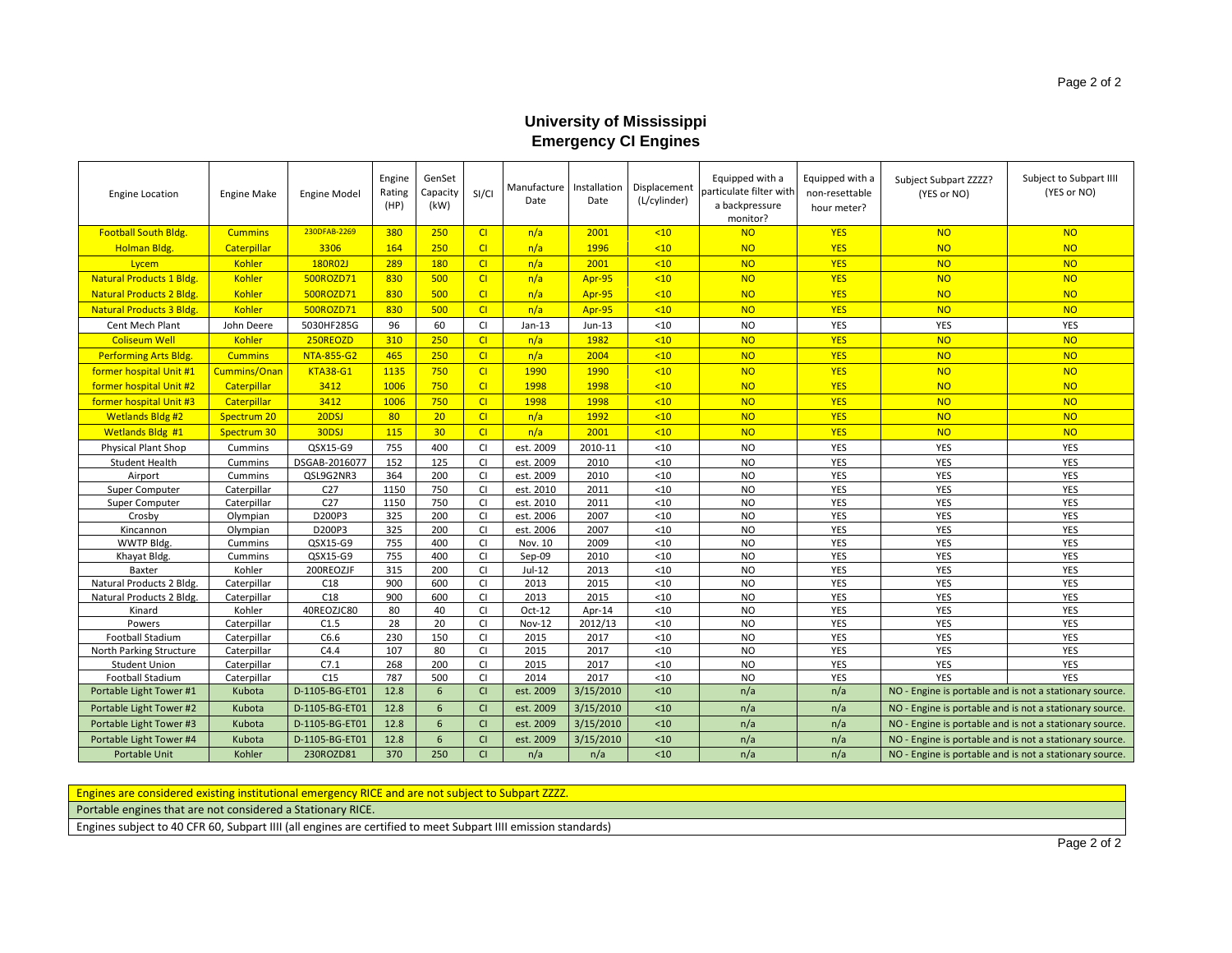# University of Mississippi
## Emergency CI Engines

| Engine Location | Engine Make | Engine Model | Engine Rating (HP) | GenSet Capacity (kW) | SI/CI | Manufacture Date | Installation Date | Displacement (L/cylinder) | Equipped with a particulate filter with a backpressure monitor? | Equipped with a non-resettable hour meter? | Subject Subpart ZZZZ? (YES or NO) | Subject to Subpart IIII (YES or NO) |
|---|---|---|---|---|---|---|---|---|---|---|---|---|
| Football South Bldg. | Cummins | 230DFAB-2269 | 380 | 250 | CI | n/a | 2001 | <10 | NO | YES | NO | NO |
| Holman Bldg. | Caterpillar | 3306 | 164 | 250 | CI | n/a | 1996 | <10 | NO | YES | NO | NO |
| Lycem | Kohler | 180R02J | 289 | 180 | CI | n/a | 2001 | <10 | NO | YES | NO | NO |
| Natural Products 1 Bldg. | Kohler | 500ROZD71 | 830 | 500 | CI | n/a | Apr-95 | <10 | NO | YES | NO | NO |
| Natural Products 2 Bldg. | Kohler | 500ROZD71 | 830 | 500 | CI | n/a | Apr-95 | <10 | NO | YES | NO | NO |
| Natural Products 3 Bldg. | Kohler | 500ROZD71 | 830 | 500 | CI | n/a | Apr-95 | <10 | NO | YES | NO | NO |
| Cent Mech Plant | John Deere | 5030HF285G | 96 | 60 | CI | Jan-13 | Jun-13 | <10 | NO | YES | YES | YES |
| Coliseum Well | Kohler | 250REOZD | 310 | 250 | CI | n/a | 1982 | <10 | NO | YES | NO | NO |
| Performing Arts Bldg. | Cummins | NTA-855-G2 | 465 | 250 | CI | n/a | 2004 | <10 | NO | YES | NO | NO |
| former hospital Unit #1 | Cummins/Onan | KTA38-G1 | 1135 | 750 | CI | 1990 | 1990 | <10 | NO | YES | NO | NO |
| former hospital Unit #2 | Caterpillar | 3412 | 1006 | 750 | CI | 1998 | 1998 | <10 | NO | YES | NO | NO |
| former hospital Unit #3 | Caterpillar | 3412 | 1006 | 750 | CI | 1998 | 1998 | <10 | NO | YES | NO | NO |
| Wetlands Bldg #2 | Spectrum 20 | 20DSJ | 80 | 20 | CI | n/a | 1992 | <10 | NO | YES | NO | NO |
| Wetlands Bldg #1 | Spectrum 30 | 30DSJ | 115 | 30 | CI | n/a | 2001 | <10 | NO | YES | NO | NO |
| Physical Plant Shop | Cummins | QSX15-G9 | 755 | 400 | CI | est. 2009 | 2010-11 | <10 | NO | YES | YES | YES |
| Student Health | Cummins | DSGAB-2016077 | 152 | 125 | CI | est. 2009 | 2010 | <10 | NO | YES | YES | YES |
| Airport | Cummins | QSL9G2NR3 | 364 | 200 | CI | est. 2009 | 2010 | <10 | NO | YES | YES | YES |
| Super Computer | Caterpillar | C27 | 1150 | 750 | CI | est. 2010 | 2011 | <10 | NO | YES | YES | YES |
| Super Computer | Caterpillar | C27 | 1150 | 750 | CI | est. 2010 | 2011 | <10 | NO | YES | YES | YES |
| Crosby | Olympian | D200P3 | 325 | 200 | CI | est. 2006 | 2007 | <10 | NO | YES | YES | YES |
| Kincannon | Olympian | D200P3 | 325 | 200 | CI | est. 2006 | 2007 | <10 | NO | YES | YES | YES |
| WWTP Bldg. | Cummins | QSX15-G9 | 755 | 400 | CI | Nov. 10 | 2009 | <10 | NO | YES | YES | YES |
| Khayat Bldg. | Cummins | QSX15-G9 | 755 | 400 | CI | Sep-09 | 2010 | <10 | NO | YES | YES | YES |
| Baxter | Kohler | 200REOZJF | 315 | 200 | CI | Jul-12 | 2013 | <10 | NO | YES | YES | YES |
| Natural Products 2 Bldg. | Caterpillar | C18 | 900 | 600 | CI | 2013 | 2015 | <10 | NO | YES | YES | YES |
| Natural Products 2 Bldg. | Caterpillar | C18 | 900 | 600 | CI | 2013 | 2015 | <10 | NO | YES | YES | YES |
| Kinard | Kohler | 40REOZJC80 | 80 | 40 | CI | Oct-12 | Apr-14 | <10 | NO | YES | YES | YES |
| Powers | Caterpillar | C1.5 | 28 | 20 | CI | Nov-12 | 2012/13 | <10 | NO | YES | YES | YES |
| Football Stadium | Caterpillar | C6.6 | 230 | 150 | CI | 2015 | 2017 | <10 | NO | YES | YES | YES |
| North Parking Structure | Caterpillar | C4.4 | 107 | 80 | CI | 2015 | 2017 | <10 | NO | YES | YES | YES |
| Student Union | Caterpillar | C7.1 | 268 | 200 | CI | 2015 | 2017 | <10 | NO | YES | YES | YES |
| Football Stadium | Caterpillar | C15 | 787 | 500 | CI | 2014 | 2017 | <10 | NO | YES | YES | YES |
| Portable Light Tower #1 | Kubota | D-1105-BG-ET01 | 12.8 | 6 | CI | est. 2009 | 3/15/2010 | <10 | n/a | n/a | NO - Engine is portable and is not a stationary source. | |
| Portable Light Tower #2 | Kubota | D-1105-BG-ET01 | 12.8 | 6 | CI | est. 2009 | 3/15/2010 | <10 | n/a | n/a | NO - Engine is portable and is not a stationary source. | |
| Portable Light Tower #3 | Kubota | D-1105-BG-ET01 | 12.8 | 6 | CI | est. 2009 | 3/15/2010 | <10 | n/a | n/a | NO - Engine is portable and is not a stationary source. | |
| Portable Light Tower #4 | Kubota | D-1105-BG-ET01 | 12.8 | 6 | CI | est. 2009 | 3/15/2010 | <10 | n/a | n/a | NO - Engine is portable and is not a stationary source. | |
| Portable Unit | Kohler | 230ROZD81 | 370 | 250 | CI | n/a | n/a | <10 | n/a | n/a | NO - Engine is portable and is not a stationary source. | |

Engines are considered existing institutional emergency RICE and are not subject to Subpart ZZZZ.

Portable engines that are not considered a Stationary RICE.

Engines subject to 40 CFR 60, Subpart IIII (all engines are certified to meet Subpart IIII emission standards)